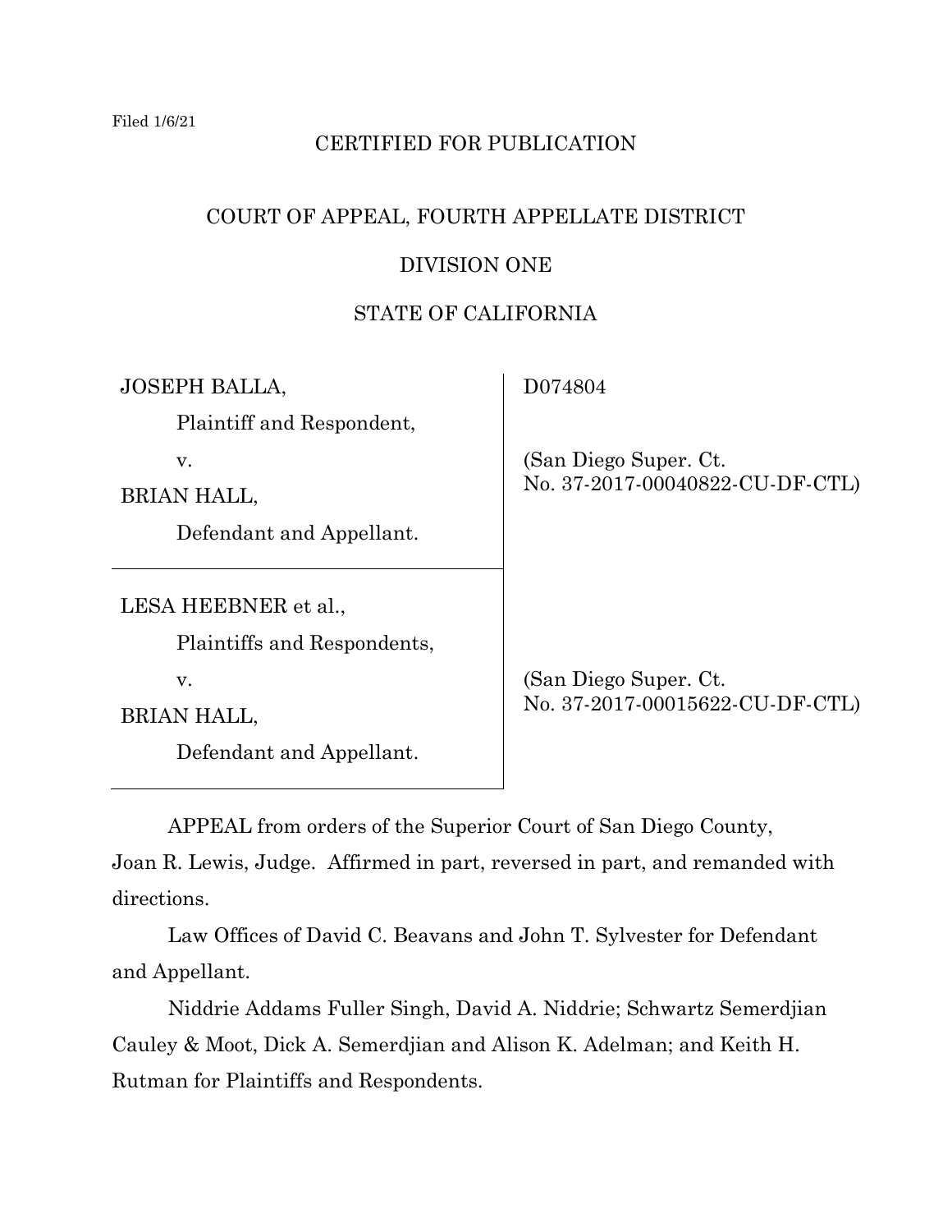Filed 1/6/21

CERTIFIED FOR PUBLICATION

COURT OF APPEAL, FOURTH APPELLATE DISTRICT

DIVISION ONE

STATE OF CALIFORNIA

| | |
|---|---|
| JOSEPH BALLA,<br>Plaintiff and Respondent,<br>v.<br>BRIAN HALL,<br>Defendant and Appellant. | D074804<br><br>(San Diego Super. Ct. No. 37-2017-00040822-CU-DF-CTL) |
| LESA HEEBNER et al.,<br>Plaintiffs and Respondents,<br>v.<br>BRIAN HALL,<br>Defendant and Appellant. | (San Diego Super. Ct. No. 37-2017-00015622-CU-DF-CTL) |

APPEAL from orders of the Superior Court of San Diego County, Joan R. Lewis, Judge. Affirmed in part, reversed in part, and remanded with directions.

Law Offices of David C. Beavans and John T. Sylvester for Defendant and Appellant.

Niddrie Addams Fuller Singh, David A. Niddrie; Schwartz Semerdjian Cauley & Moot, Dick A. Semerdjian and Alison K. Adelman; and Keith H. Rutman for Plaintiffs and Respondents.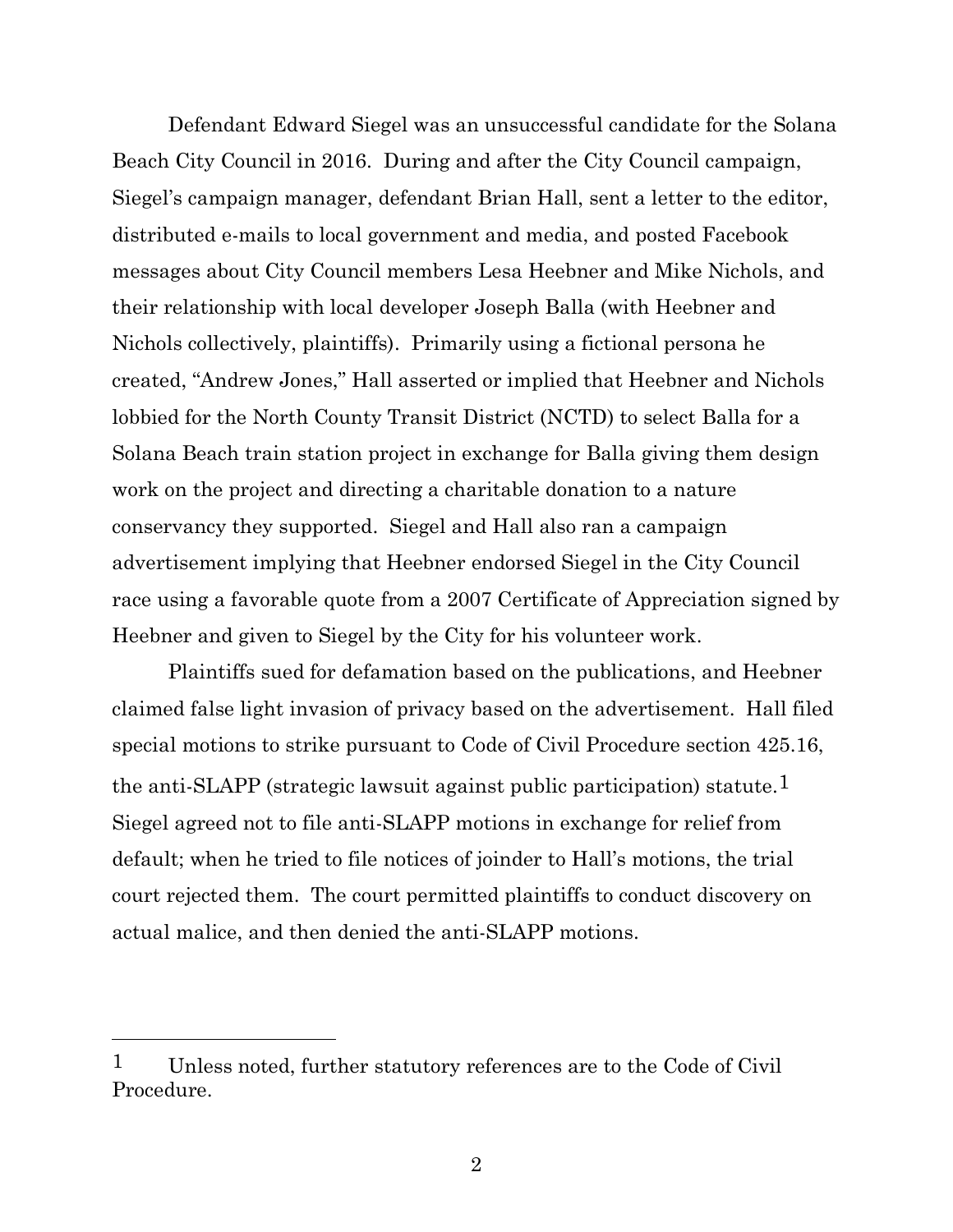Defendant Edward Siegel was an unsuccessful candidate for the Solana Beach City Council in 2016. During and after the City Council campaign, Siegel's campaign manager, defendant Brian Hall, sent a letter to the editor, distributed e-mails to local government and media, and posted Facebook messages about City Council members Lesa Heebner and Mike Nichols, and their relationship with local developer Joseph Balla (with Heebner and Nichols collectively, plaintiffs). Primarily using a fictional persona he created, "Andrew Jones," Hall asserted or implied that Heebner and Nichols lobbied for the North County Transit District (NCTD) to select Balla for a Solana Beach train station project in exchange for Balla giving them design work on the project and directing a charitable donation to a nature conservancy they supported. Siegel and Hall also ran a campaign advertisement implying that Heebner endorsed Siegel in the City Council race using a favorable quote from a 2007 Certificate of Appreciation signed by Heebner and given to Siegel by the City for his volunteer work.

Plaintiffs sued for defamation based on the publications, and Heebner claimed false light invasion of privacy based on the advertisement. Hall filed special motions to strike pursuant to Code of Civil Procedure section 425.16, the anti-SLAPP (strategic lawsuit against public participation) statute.[1] Siegel agreed not to file anti-SLAPP motions in exchange for relief from default; when he tried to file notices of joinder to Hall's motions, the trial court rejected them. The court permitted plaintiffs to conduct discovery on actual malice, and then denied the anti-SLAPP motions.

---

[1] Unless noted, further statutory references are to the Code of Civil Procedure.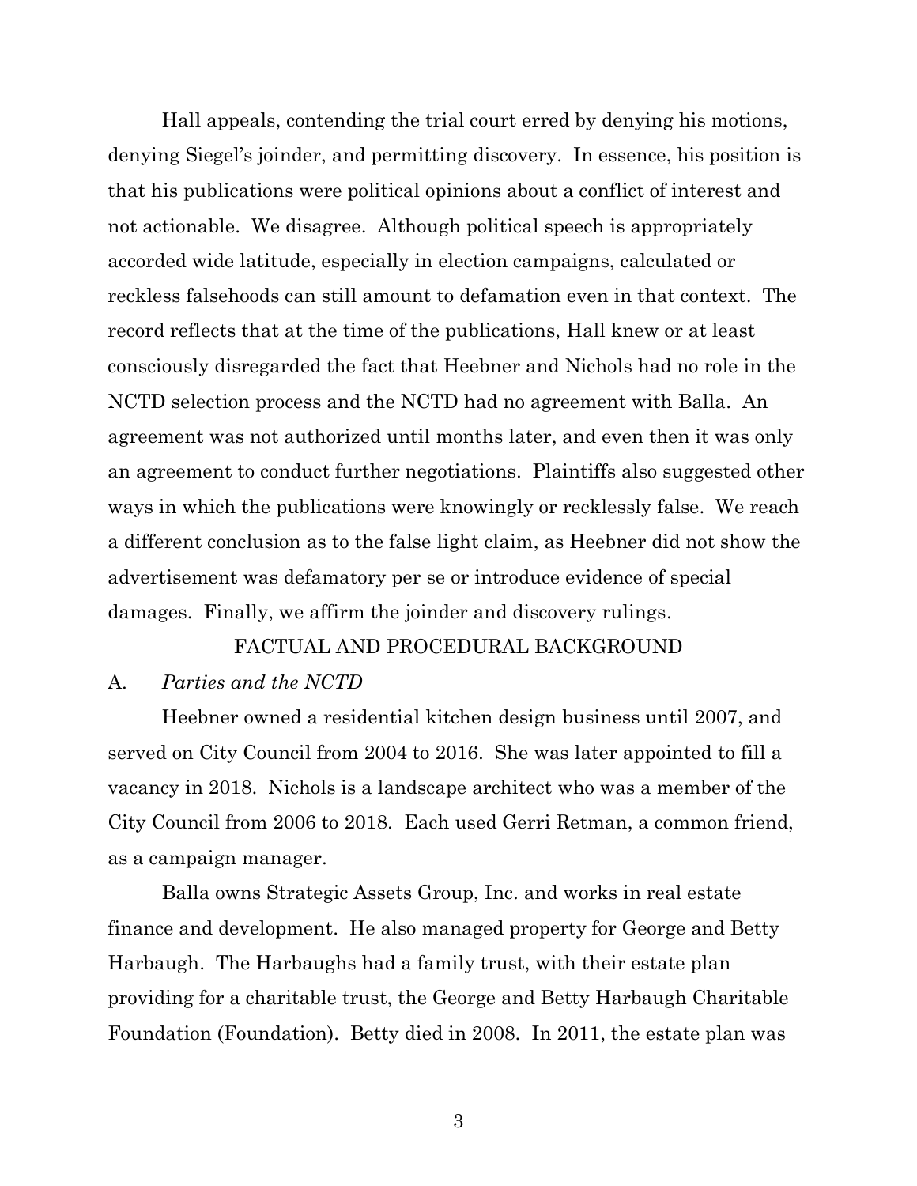Hall appeals, contending the trial court erred by denying his motions, denying Siegel's joinder, and permitting discovery. In essence, his position is that his publications were political opinions about a conflict of interest and not actionable. We disagree. Although political speech is appropriately accorded wide latitude, especially in election campaigns, calculated or reckless falsehoods can still amount to defamation even in that context. The record reflects that at the time of the publications, Hall knew or at least consciously disregarded the fact that Heebner and Nichols had no role in the NCTD selection process and the NCTD had no agreement with Balla. An agreement was not authorized until months later, and even then it was only an agreement to conduct further negotiations. Plaintiffs also suggested other ways in which the publications were knowingly or recklessly false. We reach a different conclusion as to the false light claim, as Heebner did not show the advertisement was defamatory per se or introduce evidence of special damages. Finally, we affirm the joinder and discovery rulings.

## FACTUAL AND PROCEDURAL BACKGROUND

### A. *Parties and the NCTD*

Heebner owned a residential kitchen design business until 2007, and served on City Council from 2004 to 2016. She was later appointed to fill a vacancy in 2018. Nichols is a landscape architect who was a member of the City Council from 2006 to 2018. Each used Gerri Retman, a common friend, as a campaign manager.

Balla owns Strategic Assets Group, Inc. and works in real estate finance and development. He also managed property for George and Betty Harbaugh. The Harbaughs had a family trust, with their estate plan providing for a charitable trust, the George and Betty Harbaugh Charitable Foundation (Foundation). Betty died in 2008. In 2011, the estate plan was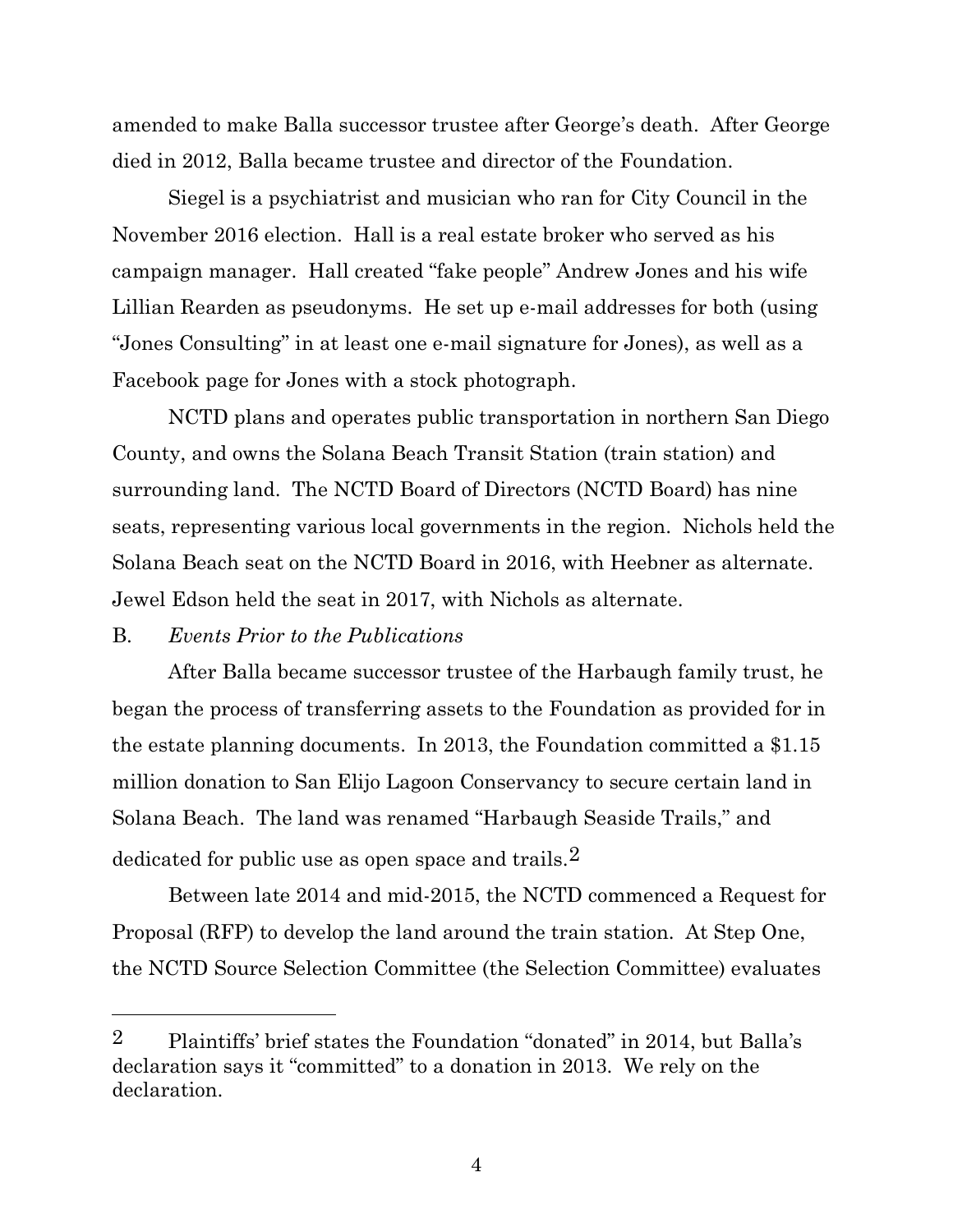amended to make Balla successor trustee after George's death. After George died in 2012, Balla became trustee and director of the Foundation.

Siegel is a psychiatrist and musician who ran for City Council in the November 2016 election. Hall is a real estate broker who served as his campaign manager. Hall created "fake people" Andrew Jones and his wife Lillian Rearden as pseudonyms. He set up e-mail addresses for both (using "Jones Consulting" in at least one e-mail signature for Jones), as well as a Facebook page for Jones with a stock photograph.

NCTD plans and operates public transportation in northern San Diego County, and owns the Solana Beach Transit Station (train station) and surrounding land. The NCTD Board of Directors (NCTD Board) has nine seats, representing various local governments in the region. Nichols held the Solana Beach seat on the NCTD Board in 2016, with Heebner as alternate. Jewel Edson held the seat in 2017, with Nichols as alternate.

B. *Events Prior to the Publications*

After Balla became successor trustee of the Harbaugh family trust, he began the process of transferring assets to the Foundation as provided for in the estate planning documents. In 2013, the Foundation committed a $1.15 million donation to San Elijo Lagoon Conservancy to secure certain land in Solana Beach. The land was renamed "Harbaugh Seaside Trails," and dedicated for public use as open space and trails.[2]

Between late 2014 and mid-2015, the NCTD commenced a Request for Proposal (RFP) to develop the land around the train station. At Step One, the NCTD Source Selection Committee (the Selection Committee) evaluates

---

[2] Plaintiffs' brief states the Foundation "donated" in 2014, but Balla's declaration says it "committed" to a donation in 2013. We rely on the declaration.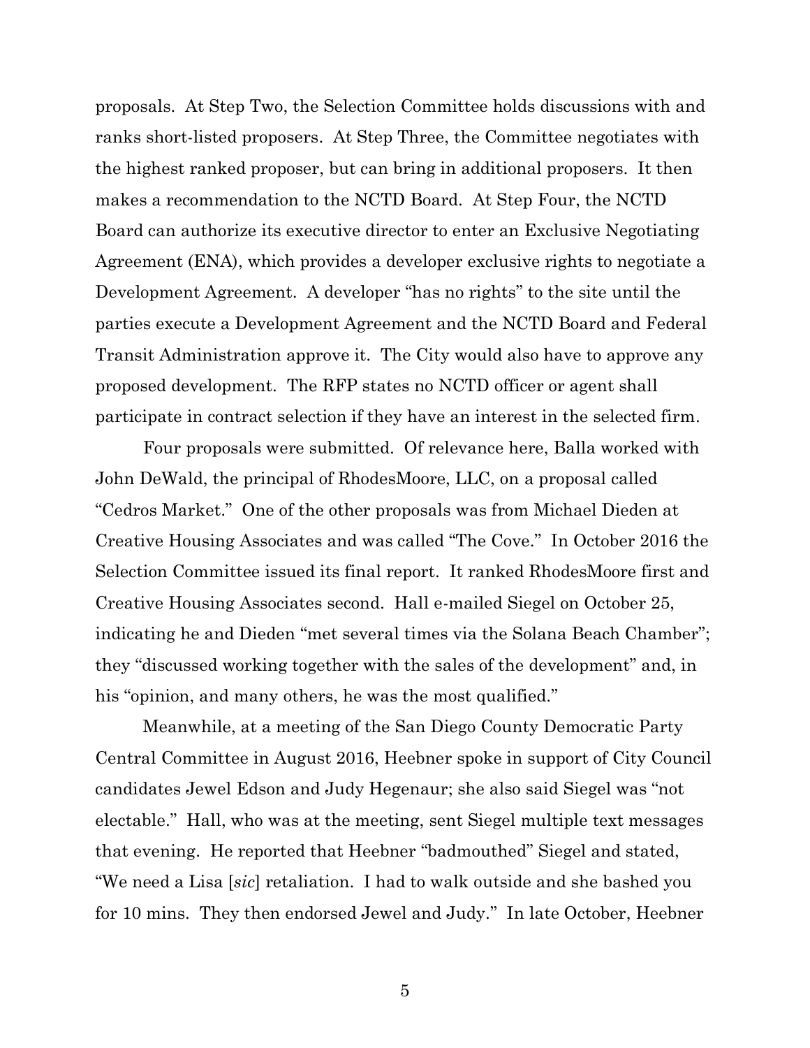proposals. At Step Two, the Selection Committee holds discussions with and ranks short-listed proposers. At Step Three, the Committee negotiates with the highest ranked proposer, but can bring in additional proposers. It then makes a recommendation to the NCTD Board. At Step Four, the NCTD Board can authorize its executive director to enter an Exclusive Negotiating Agreement (ENA), which provides a developer exclusive rights to negotiate a Development Agreement. A developer "has no rights" to the site until the parties execute a Development Agreement and the NCTD Board and Federal Transit Administration approve it. The City would also have to approve any proposed development. The RFP states no NCTD officer or agent shall participate in contract selection if they have an interest in the selected firm.

Four proposals were submitted. Of relevance here, Balla worked with John DeWald, the principal of RhodesMoore, LLC, on a proposal called "Cedros Market." One of the other proposals was from Michael Dieden at Creative Housing Associates and was called "The Cove." In October 2016 the Selection Committee issued its final report. It ranked RhodesMoore first and Creative Housing Associates second. Hall e-mailed Siegel on October 25, indicating he and Dieden "met several times via the Solana Beach Chamber"; they "discussed working together with the sales of the development" and, in his "opinion, and many others, he was the most qualified."

Meanwhile, at a meeting of the San Diego County Democratic Party Central Committee in August 2016, Heebner spoke in support of City Council candidates Jewel Edson and Judy Hegenaur; she also said Siegel was "not electable." Hall, who was at the meeting, sent Siegel multiple text messages that evening. He reported that Heebner "badmouthed" Siegel and stated, "We need a Lisa [*sic*] retaliation. I had to walk outside and she bashed you for 10 mins. They then endorsed Jewel and Judy." In late October, Heebner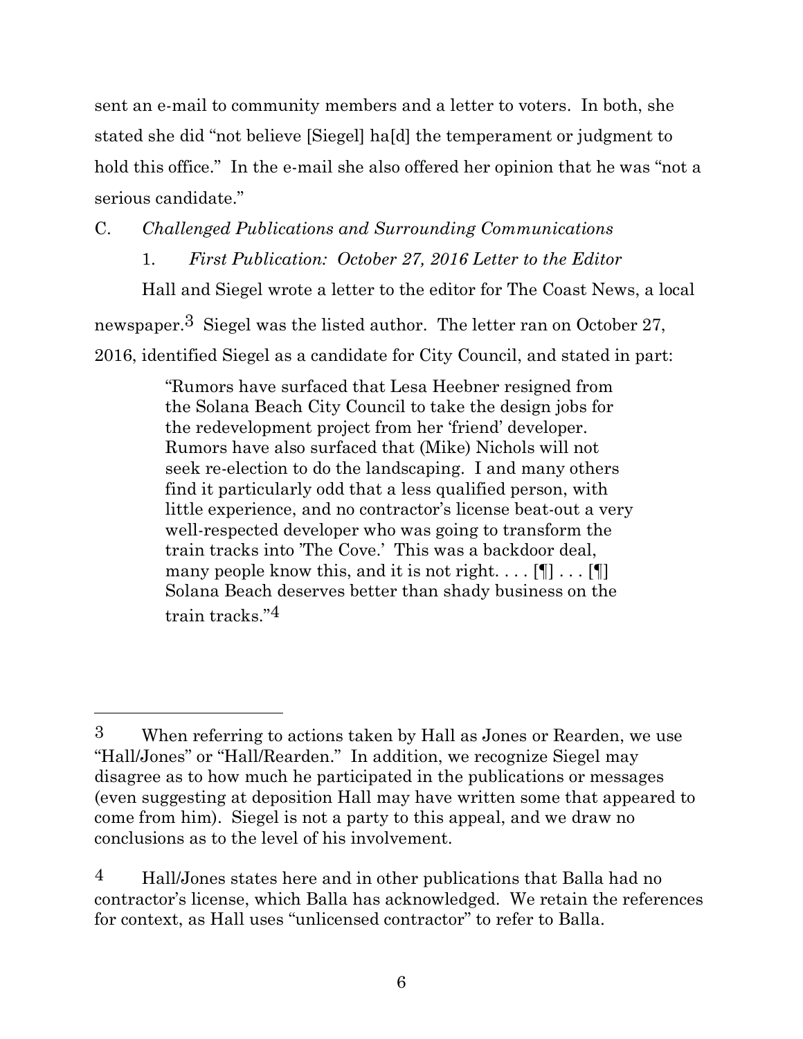sent an e-mail to community members and a letter to voters. In both, she stated she did "not believe [Siegel] ha[d] the temperament or judgment to hold this office." In the e-mail she also offered her opinion that he was "not a serious candidate."

C. *Challenged Publications and Surrounding Communications*

1. *First Publication: October 27, 2016 Letter to the Editor*

Hall and Siegel wrote a letter to the editor for The Coast News, a local newspaper.[3] Siegel was the listed author. The letter ran on October 27, 2016, identified Siegel as a candidate for City Council, and stated in part:

> "Rumors have surfaced that Lesa Heebner resigned from the Solana Beach City Council to take the design jobs for the redevelopment project from her 'friend' developer. Rumors have also surfaced that (Mike) Nichols will not seek re-election to do the landscaping. I and many others find it particularly odd that a less qualified person, with little experience, and no contractor's license beat-out a very well-respected developer who was going to transform the train tracks into 'The Cove.' This was a backdoor deal, many people know this, and it is not right. . . . [¶] . . . [¶] Solana Beach deserves better than shady business on the train tracks."[4]

---

[3] When referring to actions taken by Hall as Jones or Rearden, we use "Hall/Jones" or "Hall/Rearden." In addition, we recognize Siegel may disagree as to how much he participated in the publications or messages (even suggesting at deposition Hall may have written some that appeared to come from him). Siegel is not a party to this appeal, and we draw no conclusions as to the level of his involvement.

[4] Hall/Jones states here and in other publications that Balla had no contractor's license, which Balla has acknowledged. We retain the references for context, as Hall uses "unlicensed contractor" to refer to Balla.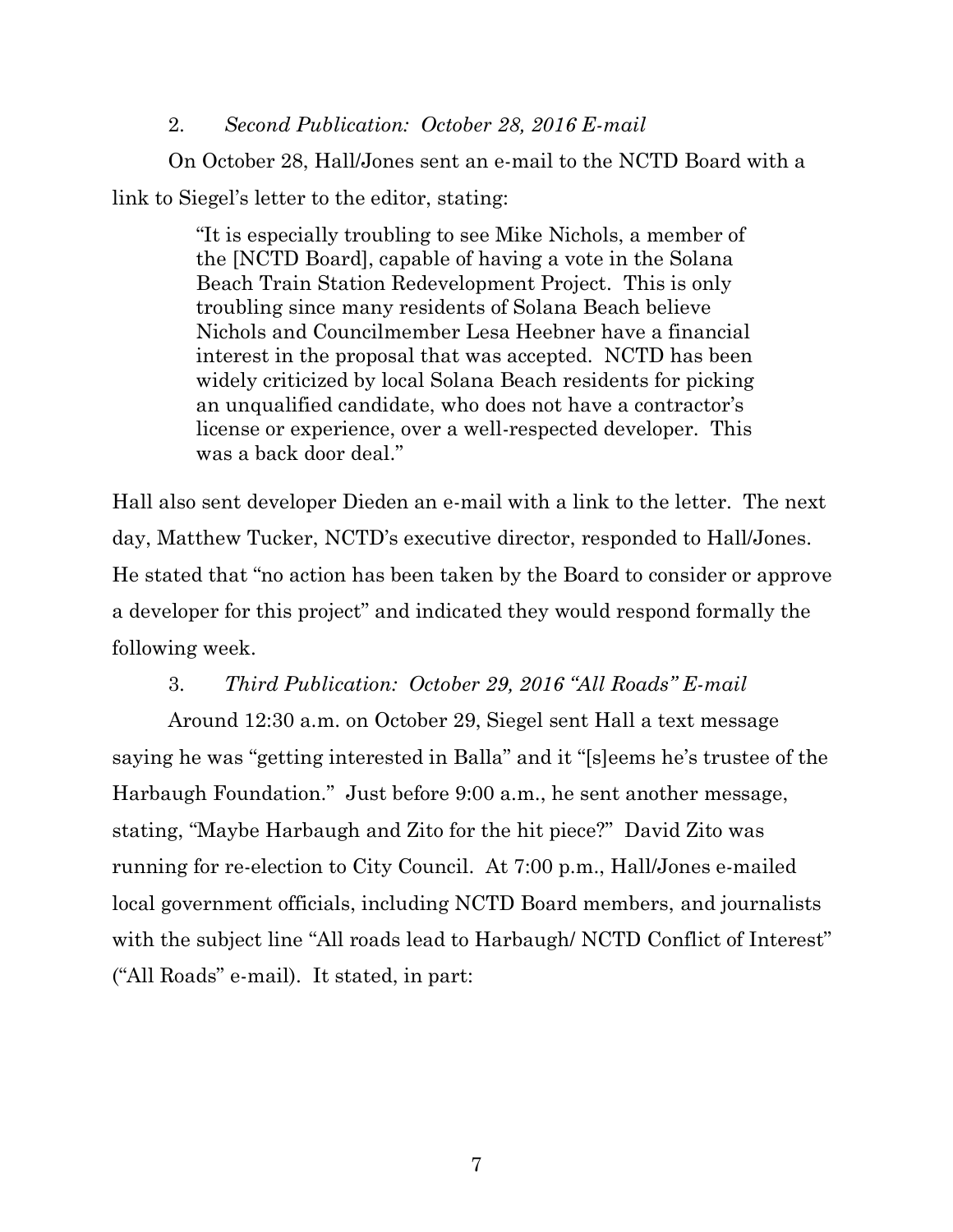### 2. *Second Publication: October 28, 2016 E-mail*

On October 28, Hall/Jones sent an e-mail to the NCTD Board with a link to Siegel's letter to the editor, stating:

> "It is especially troubling to see Mike Nichols, a member of the [NCTD Board], capable of having a vote in the Solana Beach Train Station Redevelopment Project. This is only troubling since many residents of Solana Beach believe Nichols and Councilmember Lesa Heebner have a financial interest in the proposal that was accepted. NCTD has been widely criticized by local Solana Beach residents for picking an unqualified candidate, who does not have a contractor's license or experience, over a well-respected developer. This was a back door deal."

Hall also sent developer Dieden an e-mail with a link to the letter. The next day, Matthew Tucker, NCTD's executive director, responded to Hall/Jones. He stated that "no action has been taken by the Board to consider or approve a developer for this project" and indicated they would respond formally the following week.

### 3. *Third Publication: October 29, 2016 "All Roads" E-mail*

Around 12:30 a.m. on October 29, Siegel sent Hall a text message saying he was "getting interested in Balla" and it "[s]eems he's trustee of the Harbaugh Foundation." Just before 9:00 a.m., he sent another message, stating, "Maybe Harbaugh and Zito for the hit piece?" David Zito was running for re-election to City Council. At 7:00 p.m., Hall/Jones e-mailed local government officials, including NCTD Board members, and journalists with the subject line "All roads lead to Harbaugh/ NCTD Conflict of Interest" ("All Roads" e-mail). It stated, in part: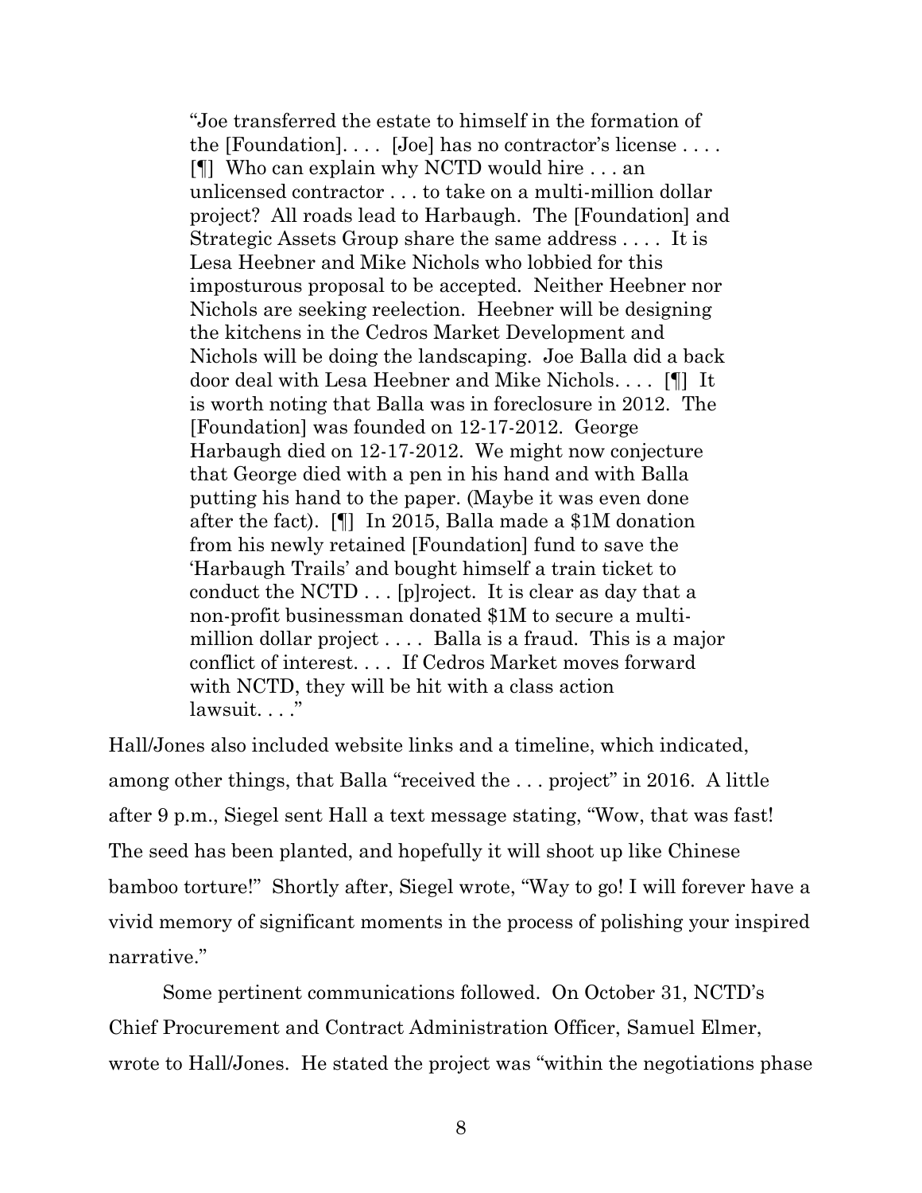> "Joe transferred the estate to himself in the formation of the [Foundation]. . . . [Joe] has no contractor's license . . . . [¶] Who can explain why NCTD would hire . . . an unlicensed contractor . . . to take on a multi-million dollar project? All roads lead to Harbaugh. The [Foundation] and Strategic Assets Group share the same address . . . . It is Lesa Heebner and Mike Nichols who lobbied for this imposturous proposal to be accepted. Neither Heebner nor Nichols are seeking reelection. Heebner will be designing the kitchens in the Cedros Market Development and Nichols will be doing the landscaping. Joe Balla did a back door deal with Lesa Heebner and Mike Nichols. . . . [¶] It is worth noting that Balla was in foreclosure in 2012. The [Foundation] was founded on 12-17-2012. George Harbaugh died on 12-17-2012. We might now conjecture that George died with a pen in his hand and with Balla putting his hand to the paper. (Maybe it was even done after the fact). [¶] In 2015, Balla made a $1M donation from his newly retained [Foundation] fund to save the 'Harbaugh Trails' and bought himself a train ticket to conduct the NCTD . . . [p]roject. It is clear as day that a non-profit businessman donated $1M to secure a multi-million dollar project . . . . Balla is a fraud. This is a major conflict of interest. . . . If Cedros Market moves forward with NCTD, they will be hit with a class action lawsuit. . . ."

Hall/Jones also included website links and a timeline, which indicated, among other things, that Balla "received the . . . project" in 2016. A little after 9 p.m., Siegel sent Hall a text message stating, "Wow, that was fast! The seed has been planted, and hopefully it will shoot up like Chinese bamboo torture!" Shortly after, Siegel wrote, "Way to go! I will forever have a vivid memory of significant moments in the process of polishing your inspired narrative."

Some pertinent communications followed. On October 31, NCTD's Chief Procurement and Contract Administration Officer, Samuel Elmer, wrote to Hall/Jones. He stated the project was "within the negotiations phase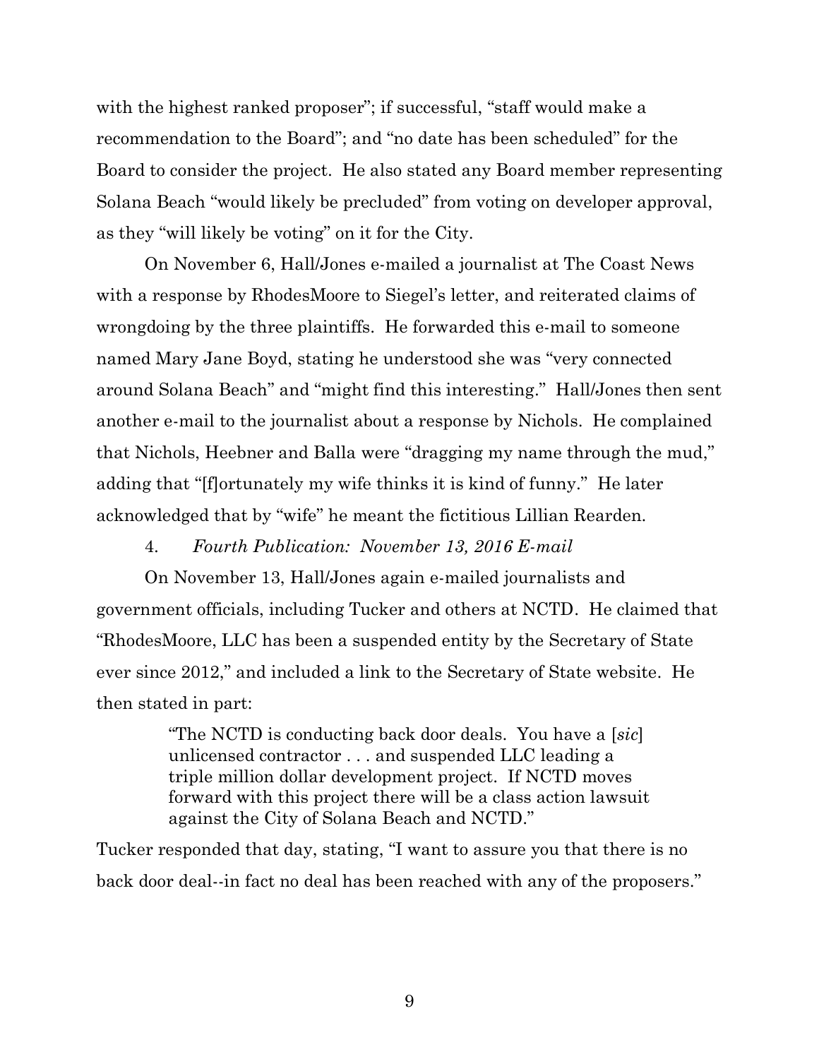with the highest ranked proposer"; if successful, "staff would make a recommendation to the Board"; and "no date has been scheduled" for the Board to consider the project. He also stated any Board member representing Solana Beach "would likely be precluded" from voting on developer approval, as they "will likely be voting" on it for the City.

On November 6, Hall/Jones e-mailed a journalist at The Coast News with a response by RhodesMoore to Siegel's letter, and reiterated claims of wrongdoing by the three plaintiffs. He forwarded this e-mail to someone named Mary Jane Boyd, stating he understood she was "very connected around Solana Beach" and "might find this interesting." Hall/Jones then sent another e-mail to the journalist about a response by Nichols. He complained that Nichols, Heebner and Balla were "dragging my name through the mud," adding that "[f]ortunately my wife thinks it is kind of funny." He later acknowledged that by "wife" he meant the fictitious Lillian Rearden.

4. *Fourth Publication: November 13, 2016 E-mail*

On November 13, Hall/Jones again e-mailed journalists and government officials, including Tucker and others at NCTD. He claimed that "RhodesMoore, LLC has been a suspended entity by the Secretary of State ever since 2012," and included a link to the Secretary of State website. He then stated in part:

> "The NCTD is conducting back door deals. You have a [*sic*] unlicensed contractor . . . and suspended LLC leading a triple million dollar development project. If NCTD moves forward with this project there will be a class action lawsuit against the City of Solana Beach and NCTD."

Tucker responded that day, stating, "I want to assure you that there is no back door deal--in fact no deal has been reached with any of the proposers."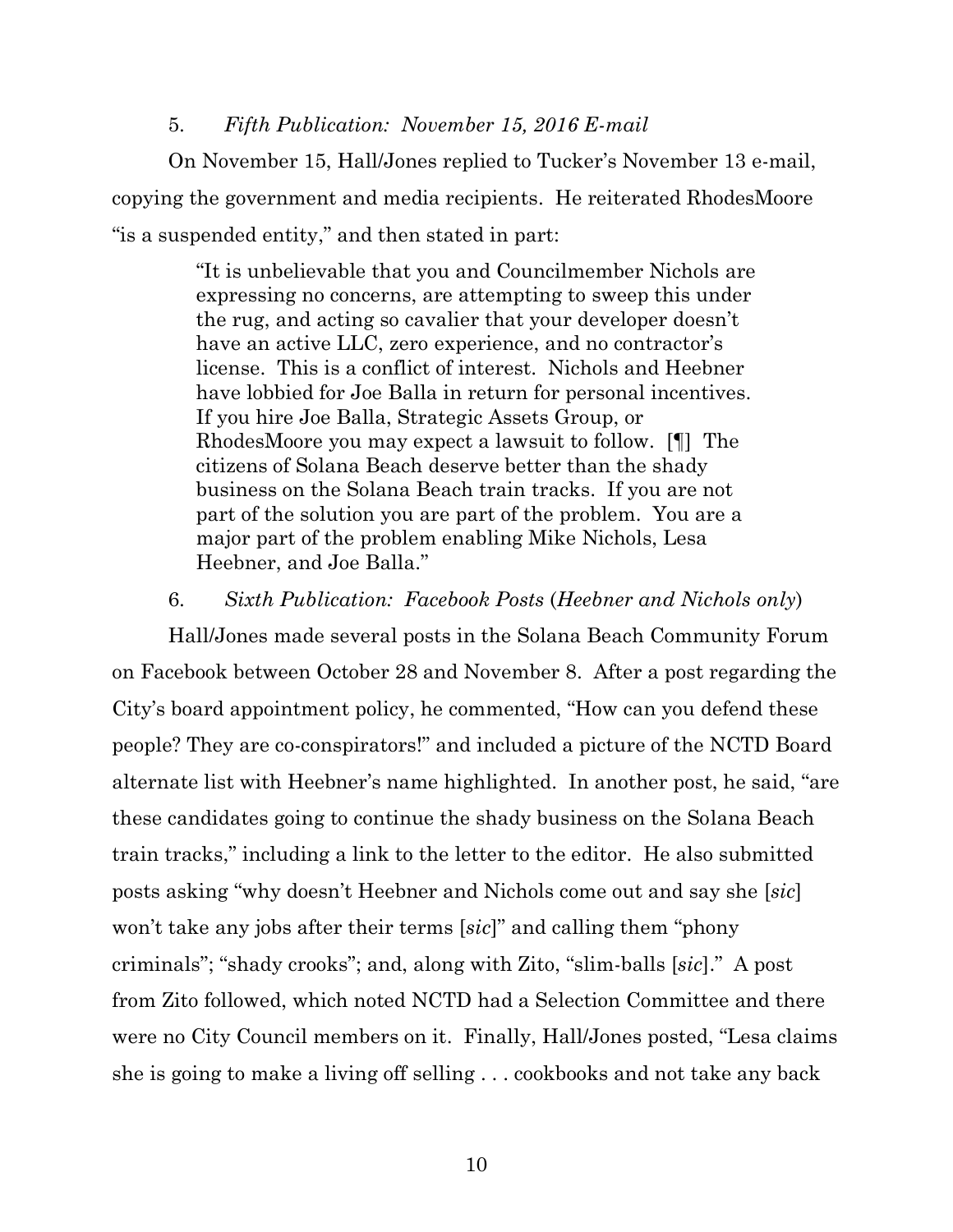5. *Fifth Publication: November 15, 2016 E-mail*

On November 15, Hall/Jones replied to Tucker's November 13 e-mail, copying the government and media recipients. He reiterated RhodesMoore "is a suspended entity," and then stated in part:

> "It is unbelievable that you and Councilmember Nichols are expressing no concerns, are attempting to sweep this under the rug, and acting so cavalier that your developer doesn't have an active LLC, zero experience, and no contractor's license. This is a conflict of interest. Nichols and Heebner have lobbied for Joe Balla in return for personal incentives. If you hire Joe Balla, Strategic Assets Group, or RhodesMoore you may expect a lawsuit to follow. [¶] The citizens of Solana Beach deserve better than the shady business on the Solana Beach train tracks. If you are not part of the solution you are part of the problem. You are a major part of the problem enabling Mike Nichols, Lesa Heebner, and Joe Balla."

6. *Sixth Publication: Facebook Posts* (*Heebner and Nichols only*)

Hall/Jones made several posts in the Solana Beach Community Forum on Facebook between October 28 and November 8. After a post regarding the City's board appointment policy, he commented, "How can you defend these people? They are co-conspirators!" and included a picture of the NCTD Board alternate list with Heebner's name highlighted. In another post, he said, "are these candidates going to continue the shady business on the Solana Beach train tracks," including a link to the letter to the editor. He also submitted posts asking "why doesn't Heebner and Nichols come out and say she [*sic*] won't take any jobs after their terms [*sic*]" and calling them "phony criminals"; "shady crooks"; and, along with Zito, "slim-balls [*sic*]." A post from Zito followed, which noted NCTD had a Selection Committee and there were no City Council members on it. Finally, Hall/Jones posted, "Lesa claims she is going to make a living off selling . . . cookbooks and not take any back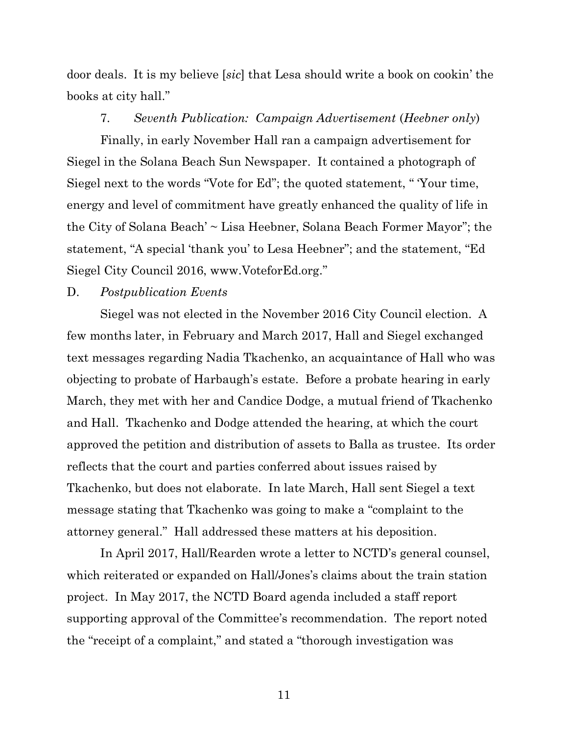door deals. It is my believe [*sic*] that Lesa should write a book on cookin' the books at city hall."

7. *Seventh Publication: Campaign Advertisement* (*Heebner only*)

Finally, in early November Hall ran a campaign advertisement for Siegel in the Solana Beach Sun Newspaper. It contained a photograph of Siegel next to the words "Vote for Ed"; the quoted statement, " 'Your time, energy and level of commitment have greatly enhanced the quality of life in the City of Solana Beach' ~ Lisa Heebner, Solana Beach Former Mayor"; the statement, "A special 'thank you' to Lesa Heebner"; and the statement, "Ed Siegel City Council 2016, www.VoteforEd.org."

D. *Postpublication Events*

Siegel was not elected in the November 2016 City Council election. A few months later, in February and March 2017, Hall and Siegel exchanged text messages regarding Nadia Tkachenko, an acquaintance of Hall who was objecting to probate of Harbaugh's estate. Before a probate hearing in early March, they met with her and Candice Dodge, a mutual friend of Tkachenko and Hall. Tkachenko and Dodge attended the hearing, at which the court approved the petition and distribution of assets to Balla as trustee. Its order reflects that the court and parties conferred about issues raised by Tkachenko, but does not elaborate. In late March, Hall sent Siegel a text message stating that Tkachenko was going to make a "complaint to the attorney general." Hall addressed these matters at his deposition.

In April 2017, Hall/Rearden wrote a letter to NCTD's general counsel, which reiterated or expanded on Hall/Jones's claims about the train station project. In May 2017, the NCTD Board agenda included a staff report supporting approval of the Committee's recommendation. The report noted the "receipt of a complaint," and stated a "thorough investigation was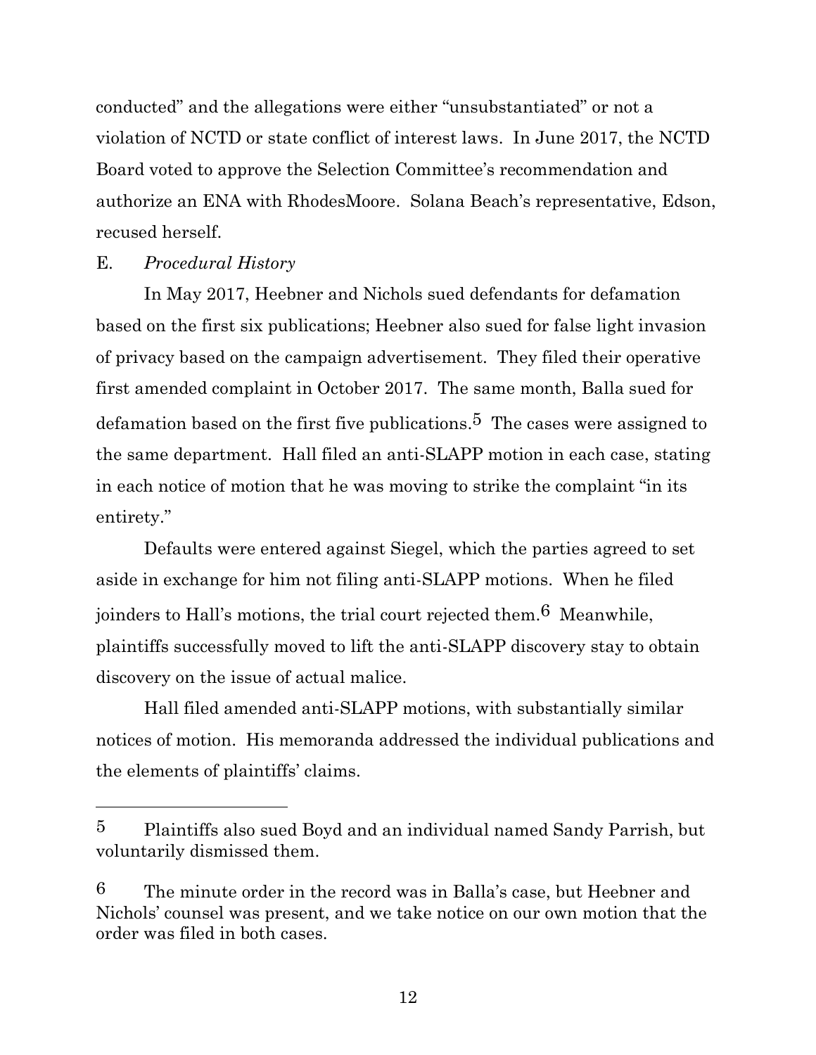conducted" and the allegations were either "unsubstantiated" or not a violation of NCTD or state conflict of interest laws. In June 2017, the NCTD Board voted to approve the Selection Committee's recommendation and authorize an ENA with RhodesMoore. Solana Beach's representative, Edson, recused herself.

E. *Procedural History*

In May 2017, Heebner and Nichols sued defendants for defamation based on the first six publications; Heebner also sued for false light invasion of privacy based on the campaign advertisement. They filed their operative first amended complaint in October 2017. The same month, Balla sued for defamation based on the first five publications.[5] The cases were assigned to the same department. Hall filed an anti-SLAPP motion in each case, stating in each notice of motion that he was moving to strike the complaint "in its entirety."

Defaults were entered against Siegel, which the parties agreed to set aside in exchange for him not filing anti-SLAPP motions. When he filed joinders to Hall's motions, the trial court rejected them.[6] Meanwhile, plaintiffs successfully moved to lift the anti-SLAPP discovery stay to obtain discovery on the issue of actual malice.

Hall filed amended anti-SLAPP motions, with substantially similar notices of motion. His memoranda addressed the individual publications and the elements of plaintiffs' claims.

---

[5] Plaintiffs also sued Boyd and an individual named Sandy Parrish, but voluntarily dismissed them.

[6] The minute order in the record was in Balla's case, but Heebner and Nichols' counsel was present, and we take notice on our own motion that the order was filed in both cases.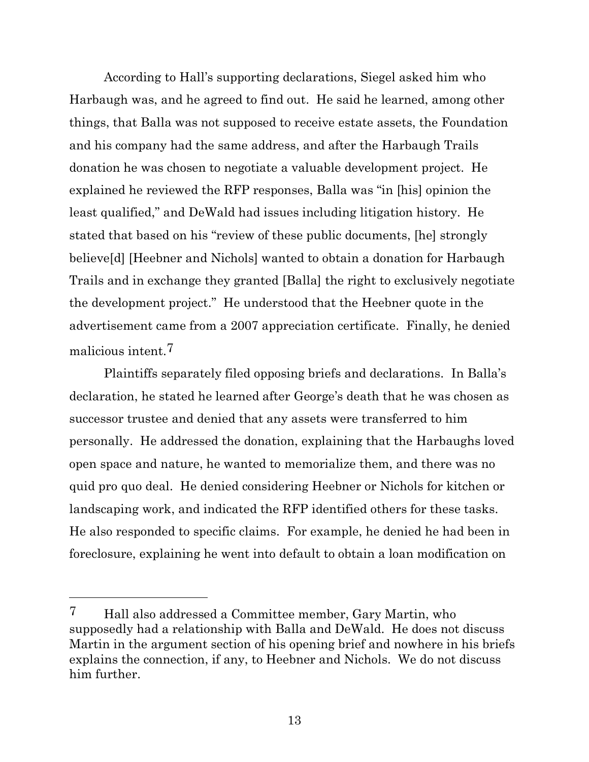According to Hall's supporting declarations, Siegel asked him who Harbaugh was, and he agreed to find out. He said he learned, among other things, that Balla was not supposed to receive estate assets, the Foundation and his company had the same address, and after the Harbaugh Trails donation he was chosen to negotiate a valuable development project. He explained he reviewed the RFP responses, Balla was "in [his] opinion the least qualified," and DeWald had issues including litigation history. He stated that based on his "review of these public documents, [he] strongly believe[d] [Heebner and Nichols] wanted to obtain a donation for Harbaugh Trails and in exchange they granted [Balla] the right to exclusively negotiate the development project." He understood that the Heebner quote in the advertisement came from a 2007 appreciation certificate. Finally, he denied malicious intent.[7]

Plaintiffs separately filed opposing briefs and declarations. In Balla's declaration, he stated he learned after George's death that he was chosen as successor trustee and denied that any assets were transferred to him personally. He addressed the donation, explaining that the Harbaughs loved open space and nature, he wanted to memorialize them, and there was no quid pro quo deal. He denied considering Heebner or Nichols for kitchen or landscaping work, and indicated the RFP identified others for these tasks. He also responded to specific claims. For example, he denied he had been in foreclosure, explaining he went into default to obtain a loan modification on

---

[7] Hall also addressed a Committee member, Gary Martin, who supposedly had a relationship with Balla and DeWald. He does not discuss Martin in the argument section of his opening brief and nowhere in his briefs explains the connection, if any, to Heebner and Nichols. We do not discuss him further.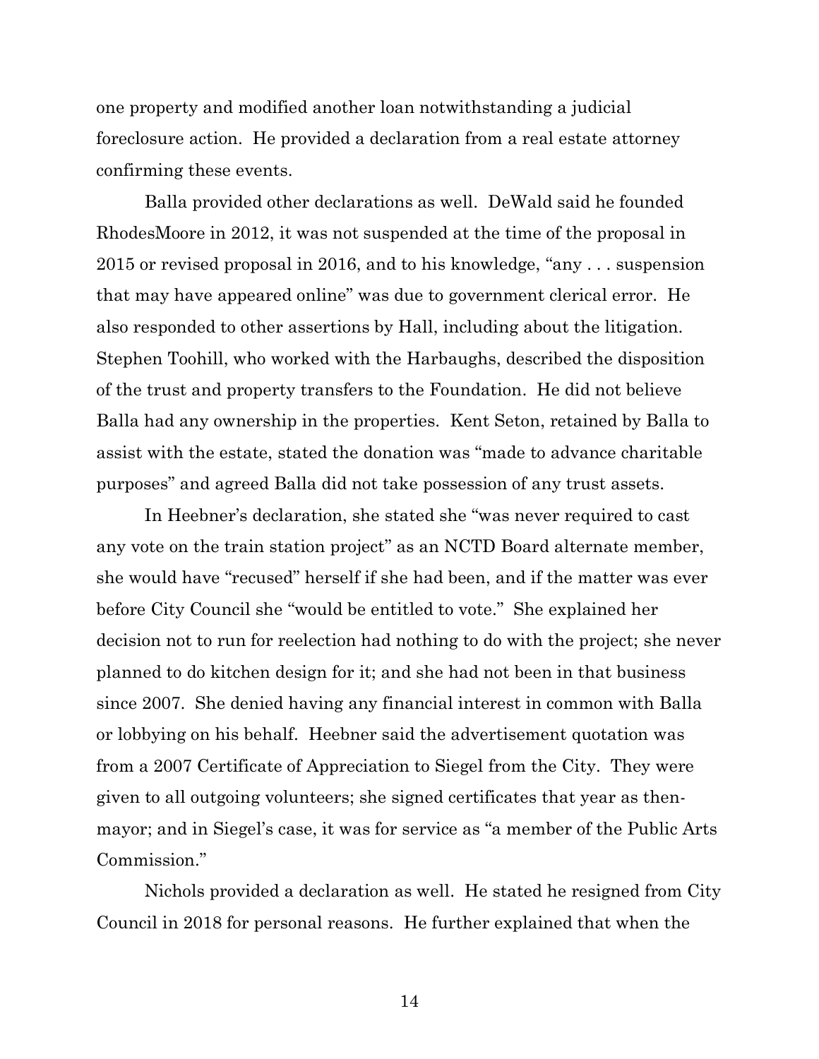one property and modified another loan notwithstanding a judicial foreclosure action. He provided a declaration from a real estate attorney confirming these events.

Balla provided other declarations as well. DeWald said he founded RhodesMoore in 2012, it was not suspended at the time of the proposal in 2015 or revised proposal in 2016, and to his knowledge, "any . . . suspension that may have appeared online" was due to government clerical error. He also responded to other assertions by Hall, including about the litigation. Stephen Toohill, who worked with the Harbaughs, described the disposition of the trust and property transfers to the Foundation. He did not believe Balla had any ownership in the properties. Kent Seton, retained by Balla to assist with the estate, stated the donation was "made to advance charitable purposes" and agreed Balla did not take possession of any trust assets.

In Heebner's declaration, she stated she "was never required to cast any vote on the train station project" as an NCTD Board alternate member, she would have "recused" herself if she had been, and if the matter was ever before City Council she "would be entitled to vote." She explained her decision not to run for reelection had nothing to do with the project; she never planned to do kitchen design for it; and she had not been in that business since 2007. She denied having any financial interest in common with Balla or lobbying on his behalf. Heebner said the advertisement quotation was from a 2007 Certificate of Appreciation to Siegel from the City. They were given to all outgoing volunteers; she signed certificates that year as then-mayor; and in Siegel's case, it was for service as "a member of the Public Arts Commission."

Nichols provided a declaration as well. He stated he resigned from City Council in 2018 for personal reasons. He further explained that when the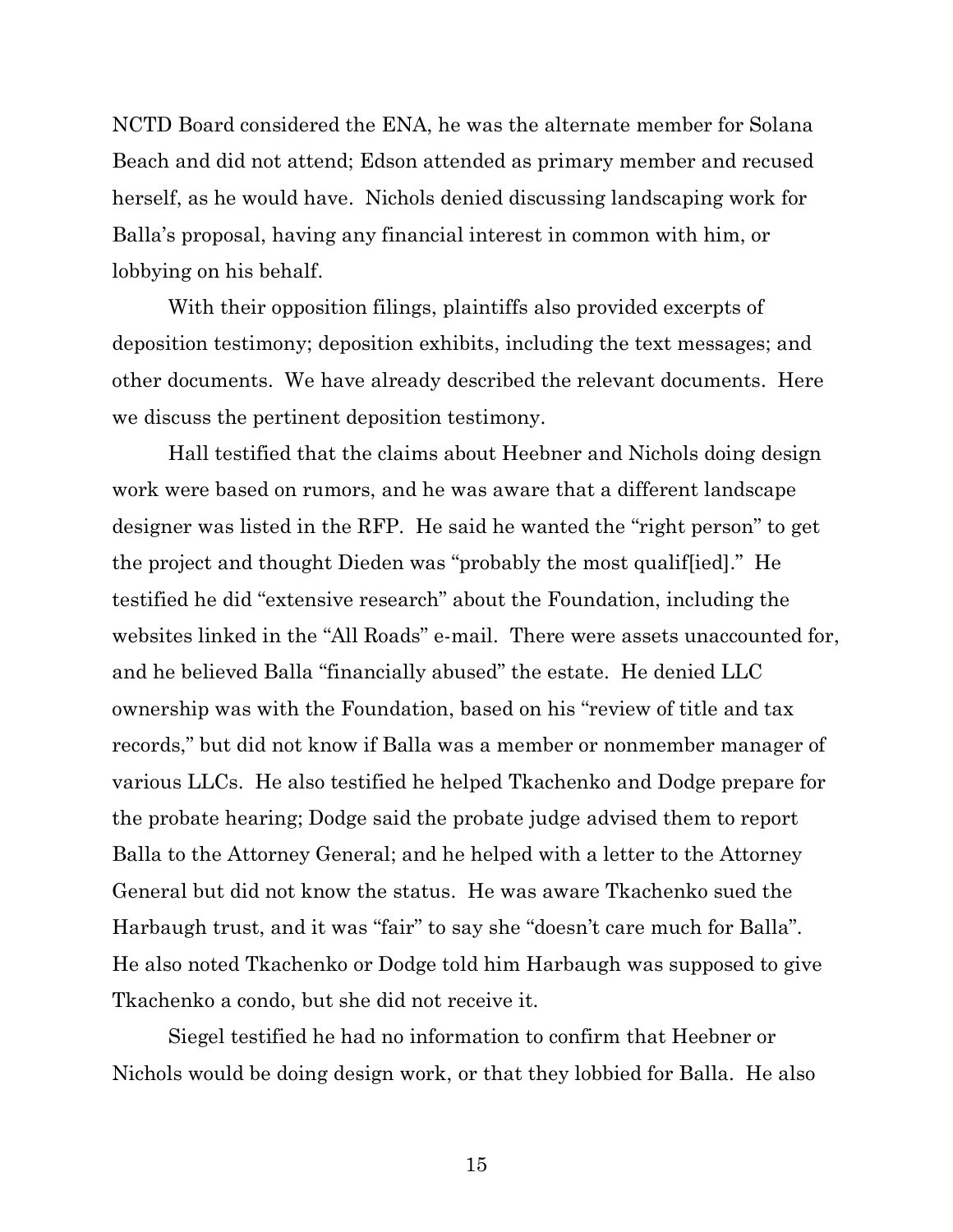NCTD Board considered the ENA, he was the alternate member for Solana Beach and did not attend; Edson attended as primary member and recused herself, as he would have. Nichols denied discussing landscaping work for Balla's proposal, having any financial interest in common with him, or lobbying on his behalf.

With their opposition filings, plaintiffs also provided excerpts of deposition testimony; deposition exhibits, including the text messages; and other documents. We have already described the relevant documents. Here we discuss the pertinent deposition testimony.

Hall testified that the claims about Heebner and Nichols doing design work were based on rumors, and he was aware that a different landscape designer was listed in the RFP. He said he wanted the "right person" to get the project and thought Dieden was "probably the most qualif[ied]." He testified he did "extensive research" about the Foundation, including the websites linked in the "All Roads" e-mail. There were assets unaccounted for, and he believed Balla "financially abused" the estate. He denied LLC ownership was with the Foundation, based on his "review of title and tax records," but did not know if Balla was a member or nonmember manager of various LLCs. He also testified he helped Tkachenko and Dodge prepare for the probate hearing; Dodge said the probate judge advised them to report Balla to the Attorney General; and he helped with a letter to the Attorney General but did not know the status. He was aware Tkachenko sued the Harbaugh trust, and it was "fair" to say she "doesn't care much for Balla". He also noted Tkachenko or Dodge told him Harbaugh was supposed to give Tkachenko a condo, but she did not receive it.

Siegel testified he had no information to confirm that Heebner or Nichols would be doing design work, or that they lobbied for Balla. He also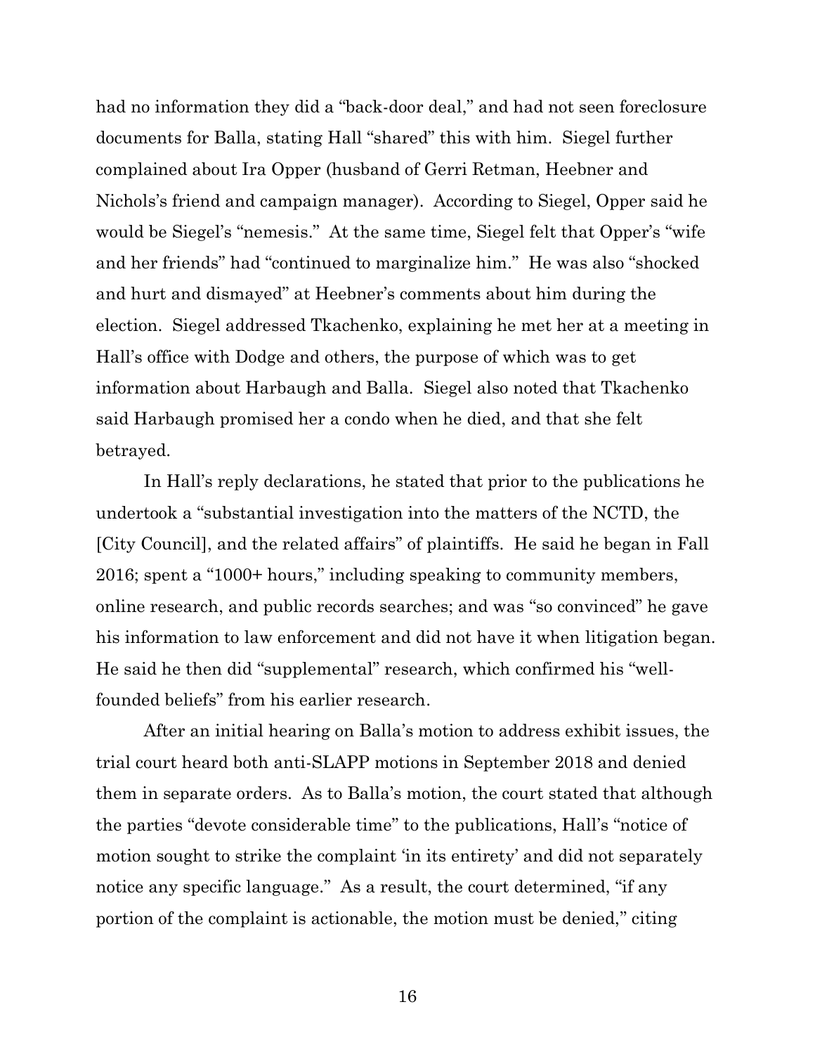had no information they did a "back-door deal," and had not seen foreclosure documents for Balla, stating Hall "shared" this with him. Siegel further complained about Ira Opper (husband of Gerri Retman, Heebner and Nichols's friend and campaign manager). According to Siegel, Opper said he would be Siegel's "nemesis." At the same time, Siegel felt that Opper's "wife and her friends" had "continued to marginalize him." He was also "shocked and hurt and dismayed" at Heebner's comments about him during the election. Siegel addressed Tkachenko, explaining he met her at a meeting in Hall's office with Dodge and others, the purpose of which was to get information about Harbaugh and Balla. Siegel also noted that Tkachenko said Harbaugh promised her a condo when he died, and that she felt betrayed.

In Hall's reply declarations, he stated that prior to the publications he undertook a "substantial investigation into the matters of the NCTD, the [City Council], and the related affairs" of plaintiffs. He said he began in Fall 2016; spent a "1000+ hours," including speaking to community members, online research, and public records searches; and was "so convinced" he gave his information to law enforcement and did not have it when litigation began. He said he then did "supplemental" research, which confirmed his "well-founded beliefs" from his earlier research.

After an initial hearing on Balla's motion to address exhibit issues, the trial court heard both anti-SLAPP motions in September 2018 and denied them in separate orders. As to Balla's motion, the court stated that although the parties "devote considerable time" to the publications, Hall's "notice of motion sought to strike the complaint 'in its entirety' and did not separately notice any specific language." As a result, the court determined, "if any portion of the complaint is actionable, the motion must be denied," citing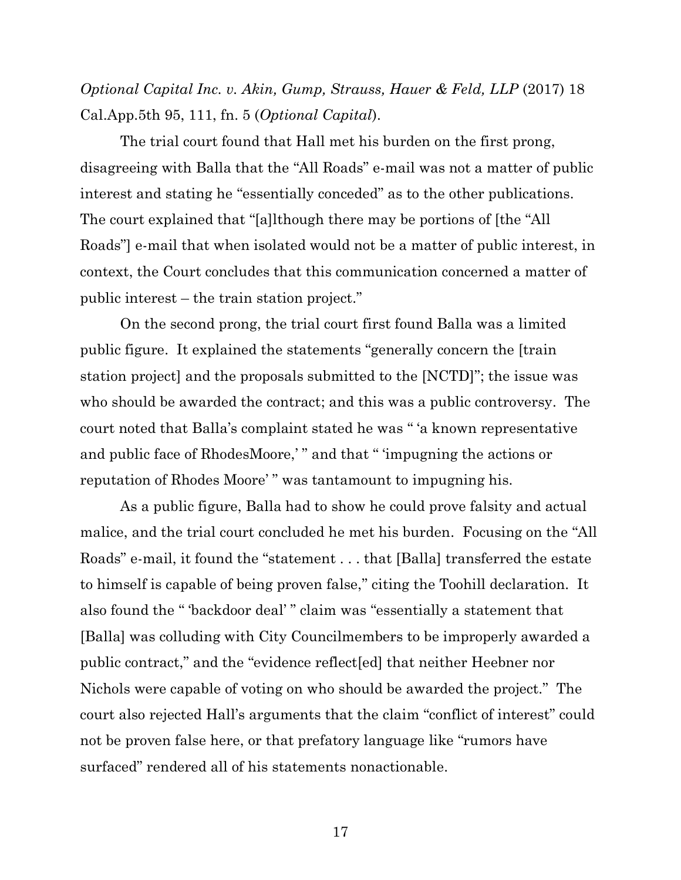*Optional Capital Inc. v. Akin, Gump, Strauss, Hauer & Feld, LLP* (2017) 18 Cal.App.5th 95, 111, fn. 5 (*Optional Capital*).

The trial court found that Hall met his burden on the first prong, disagreeing with Balla that the "All Roads" e-mail was not a matter of public interest and stating he "essentially conceded" as to the other publications. The court explained that "[a]lthough there may be portions of [the "All Roads"] e-mail that when isolated would not be a matter of public interest, in context, the Court concludes that this communication concerned a matter of public interest – the train station project."

On the second prong, the trial court first found Balla was a limited public figure. It explained the statements "generally concern the [train station project] and the proposals submitted to the [NCTD]"; the issue was who should be awarded the contract; and this was a public controversy. The court noted that Balla's complaint stated he was " 'a known representative and public face of RhodesMoore,' " and that " 'impugning the actions or reputation of Rhodes Moore' " was tantamount to impugning his.

As a public figure, Balla had to show he could prove falsity and actual malice, and the trial court concluded he met his burden. Focusing on the "All Roads" e-mail, it found the "statement . . . that [Balla] transferred the estate to himself is capable of being proven false," citing the Toohill declaration. It also found the " 'backdoor deal' " claim was "essentially a statement that [Balla] was colluding with City Councilmembers to be improperly awarded a public contract," and the "evidence reflect[ed] that neither Heebner nor Nichols were capable of voting on who should be awarded the project." The court also rejected Hall's arguments that the claim "conflict of interest" could not be proven false here, or that prefatory language like "rumors have surfaced" rendered all of his statements nonactionable.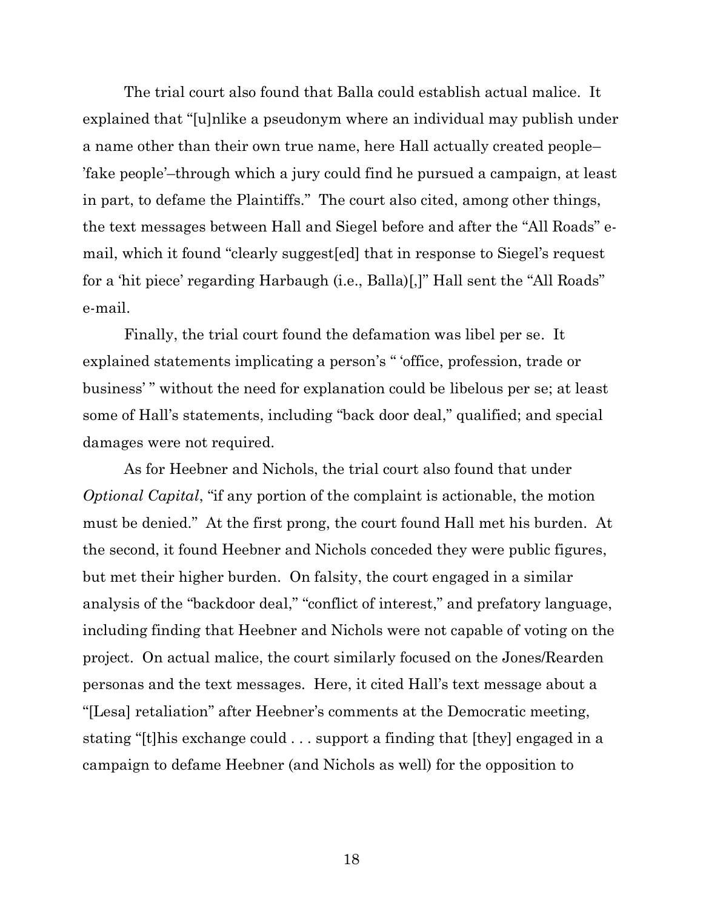The trial court also found that Balla could establish actual malice. It explained that "[u]nlike a pseudonym where an individual may publish under a name other than their own true name, here Hall actually created people–'fake people'–through which a jury could find he pursued a campaign, at least in part, to defame the Plaintiffs." The court also cited, among other things, the text messages between Hall and Siegel before and after the "All Roads" e-mail, which it found "clearly suggest[ed] that in response to Siegel's request for a 'hit piece' regarding Harbaugh (i.e., Balla)[,]" Hall sent the "All Roads" e-mail.

Finally, the trial court found the defamation was libel per se. It explained statements implicating a person's " 'office, profession, trade or business' " without the need for explanation could be libelous per se; at least some of Hall's statements, including "back door deal," qualified; and special damages were not required.

As for Heebner and Nichols, the trial court also found that under *Optional Capital*, "if any portion of the complaint is actionable, the motion must be denied." At the first prong, the court found Hall met his burden. At the second, it found Heebner and Nichols conceded they were public figures, but met their higher burden. On falsity, the court engaged in a similar analysis of the "backdoor deal," "conflict of interest," and prefatory language, including finding that Heebner and Nichols were not capable of voting on the project. On actual malice, the court similarly focused on the Jones/Rearden personas and the text messages. Here, it cited Hall's text message about a "[Lesa] retaliation" after Heebner's comments at the Democratic meeting, stating "[t]his exchange could . . . support a finding that [they] engaged in a campaign to defame Heebner (and Nichols as well) for the opposition to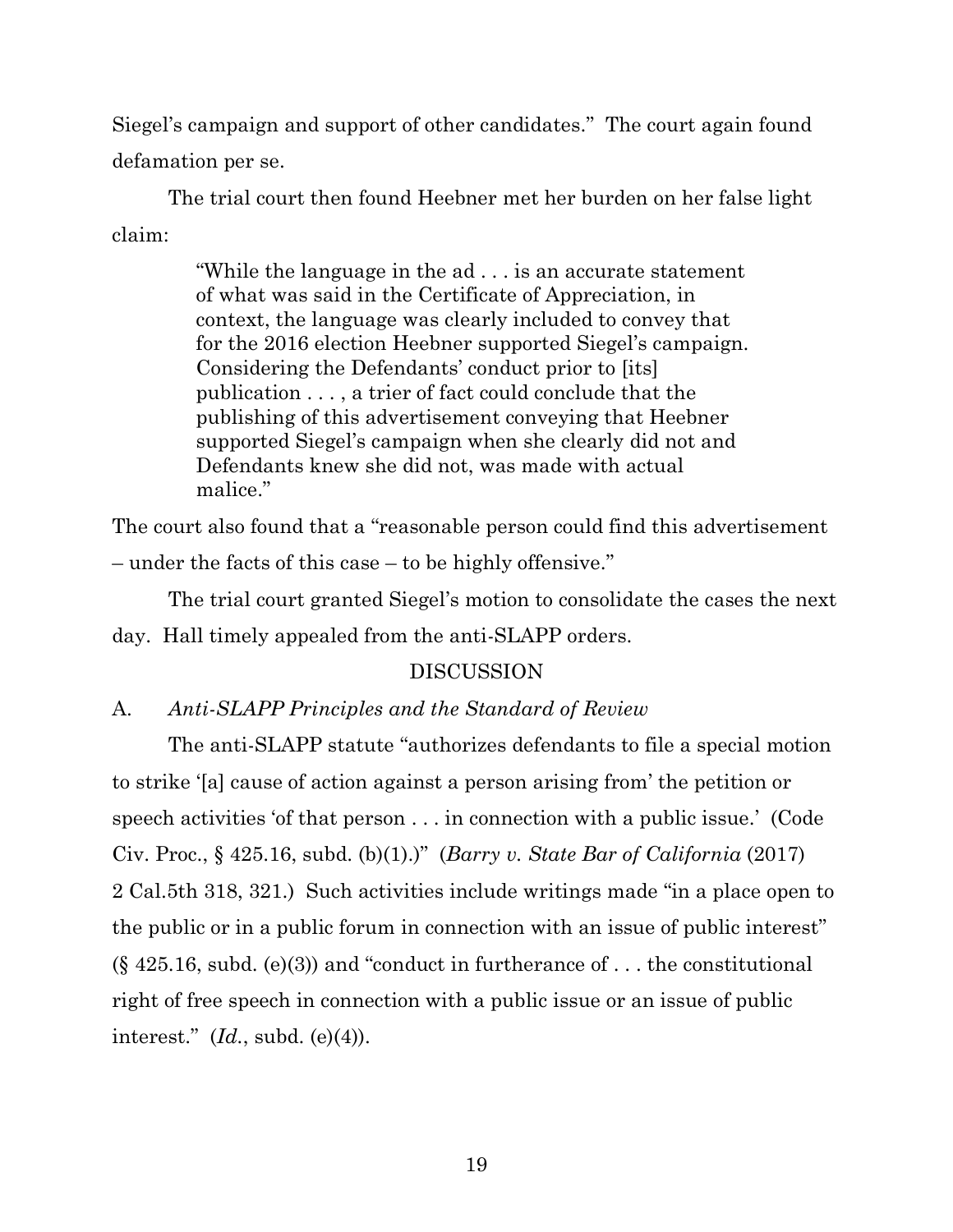Siegel's campaign and support of other candidates." The court again found defamation per se.

The trial court then found Heebner met her burden on her false light claim:

> "While the language in the ad . . . is an accurate statement of what was said in the Certificate of Appreciation, in context, the language was clearly included to convey that for the 2016 election Heebner supported Siegel's campaign. Considering the Defendants' conduct prior to [its] publication . . . , a trier of fact could conclude that the publishing of this advertisement conveying that Heebner supported Siegel's campaign when she clearly did not and Defendants knew she did not, was made with actual malice."

The court also found that a "reasonable person could find this advertisement – under the facts of this case – to be highly offensive."

The trial court granted Siegel's motion to consolidate the cases the next day. Hall timely appealed from the anti-SLAPP orders.

## DISCUSSION

### A. *Anti-SLAPP Principles and the Standard of Review*

The anti-SLAPP statute "authorizes defendants to file a special motion to strike '[a] cause of action against a person arising from' the petition or speech activities 'of that person . . . in connection with a public issue.' (Code Civ. Proc., § 425.16, subd. (b)(1).)" (*Barry v. State Bar of California* (2017) 2 Cal.5th 318, 321.) Such activities include writings made "in a place open to the public or in a public forum in connection with an issue of public interest" (§ 425.16, subd. (e)(3)) and "conduct in furtherance of . . . the constitutional right of free speech in connection with a public issue or an issue of public interest." (*Id.*, subd. (e)(4)).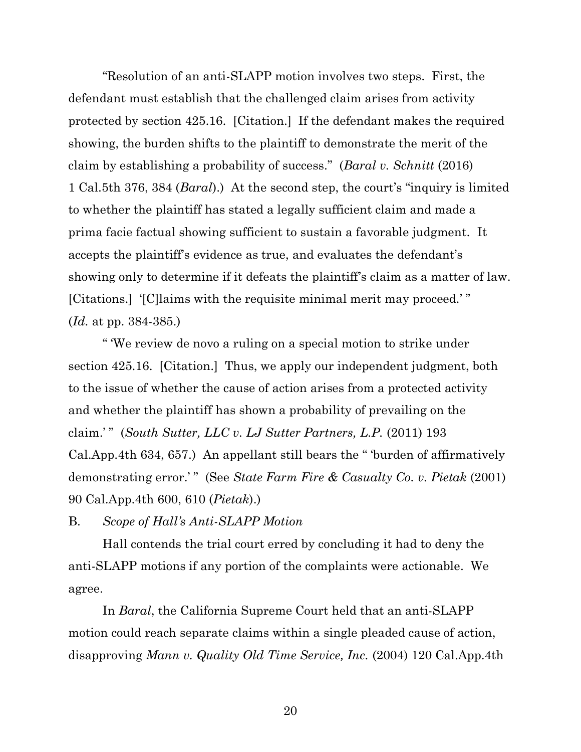"Resolution of an anti-SLAPP motion involves two steps. First, the defendant must establish that the challenged claim arises from activity protected by section 425.16. [Citation.] If the defendant makes the required showing, the burden shifts to the plaintiff to demonstrate the merit of the claim by establishing a probability of success." (*Baral v. Schnitt* (2016) 1 Cal.5th 376, 384 (*Baral*).) At the second step, the court's "inquiry is limited to whether the plaintiff has stated a legally sufficient claim and made a prima facie factual showing sufficient to sustain a favorable judgment. It accepts the plaintiff's evidence as true, and evaluates the defendant's showing only to determine if it defeats the plaintiff's claim as a matter of law. [Citations.] '[C]laims with the requisite minimal merit may proceed.' " (*Id.* at pp. 384-385.)

" 'We review de novo a ruling on a special motion to strike under section 425.16. [Citation.] Thus, we apply our independent judgment, both to the issue of whether the cause of action arises from a protected activity and whether the plaintiff has shown a probability of prevailing on the claim.' " (*South Sutter, LLC v. LJ Sutter Partners, L.P.* (2011) 193 Cal.App.4th 634, 657.) An appellant still bears the " 'burden of affirmatively demonstrating error.' " (See *State Farm Fire & Casualty Co. v. Pietak* (2001) 90 Cal.App.4th 600, 610 (*Pietak*).)

B. *Scope of Hall's Anti-SLAPP Motion*

Hall contends the trial court erred by concluding it had to deny the anti-SLAPP motions if any portion of the complaints were actionable. We agree.

In *Baral*, the California Supreme Court held that an anti-SLAPP motion could reach separate claims within a single pleaded cause of action, disapproving *Mann v. Quality Old Time Service, Inc.* (2004) 120 Cal.App.4th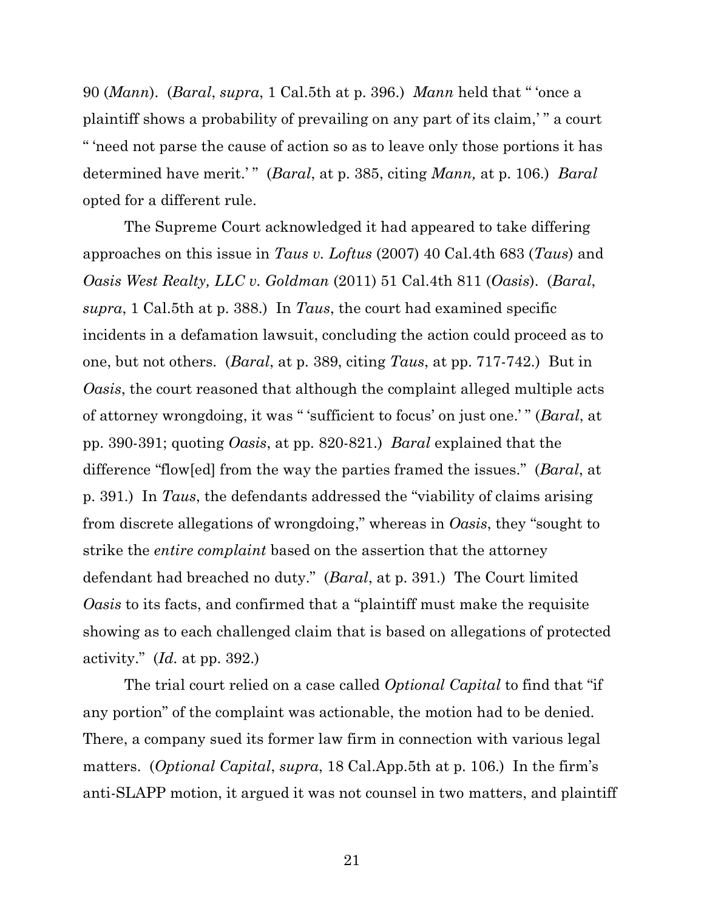90 (*Mann*). (*Baral*, *supra*, 1 Cal.5th at p. 396.) *Mann* held that " 'once a plaintiff shows a probability of prevailing on any part of its claim,' " a court " 'need not parse the cause of action so as to leave only those portions it has determined have merit.' " (*Baral*, at p. 385, citing *Mann,* at p. 106.) *Baral* opted for a different rule.

The Supreme Court acknowledged it had appeared to take differing approaches on this issue in *Taus v. Loftus* (2007) 40 Cal.4th 683 (*Taus*) and *Oasis West Realty, LLC v. Goldman* (2011) 51 Cal.4th 811 (*Oasis*). (*Baral*, *supra*, 1 Cal.5th at p. 388.) In *Taus*, the court had examined specific incidents in a defamation lawsuit, concluding the action could proceed as to one, but not others. (*Baral*, at p. 389, citing *Taus*, at pp. 717-742.) But in *Oasis*, the court reasoned that although the complaint alleged multiple acts of attorney wrongdoing, it was " 'sufficient to focus' on just one.' " (*Baral*, at pp. 390-391; quoting *Oasis*, at pp. 820-821.) *Baral* explained that the difference "flow[ed] from the way the parties framed the issues." (*Baral*, at p. 391.) In *Taus*, the defendants addressed the "viability of claims arising from discrete allegations of wrongdoing," whereas in *Oasis*, they "sought to strike the *entire complaint* based on the assertion that the attorney defendant had breached no duty." (*Baral*, at p. 391.) The Court limited *Oasis* to its facts, and confirmed that a "plaintiff must make the requisite showing as to each challenged claim that is based on allegations of protected activity." (*Id.* at pp. 392.)

The trial court relied on a case called *Optional Capital* to find that "if any portion" of the complaint was actionable, the motion had to be denied. There, a company sued its former law firm in connection with various legal matters. (*Optional Capital*, *supra*, 18 Cal.App.5th at p. 106.) In the firm's anti-SLAPP motion, it argued it was not counsel in two matters, and plaintiff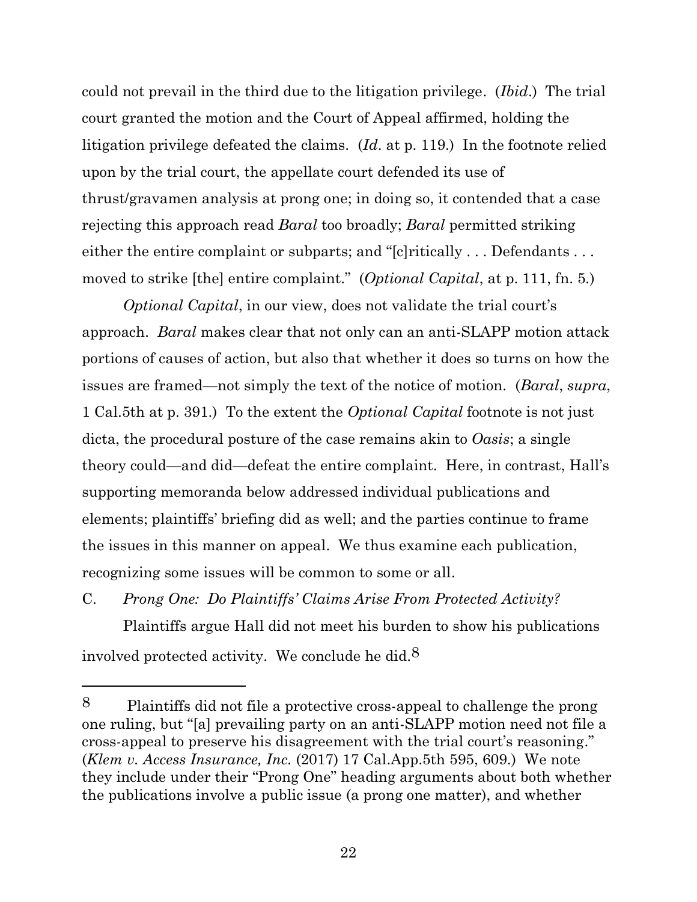could not prevail in the third due to the litigation privilege. (*Ibid*.) The trial court granted the motion and the Court of Appeal affirmed, holding the litigation privilege defeated the claims. (*Id*. at p. 119.) In the footnote relied upon by the trial court, the appellate court defended its use of thrust/gravamen analysis at prong one; in doing so, it contended that a case rejecting this approach read *Baral* too broadly; *Baral* permitted striking either the entire complaint or subparts; and "[c]ritically . . . Defendants . . . moved to strike [the] entire complaint." (*Optional Capital*, at p. 111, fn. 5.)

*Optional Capital*, in our view, does not validate the trial court's approach. *Baral* makes clear that not only can an anti-SLAPP motion attack portions of causes of action, but also that whether it does so turns on how the issues are framed—not simply the text of the notice of motion. (*Baral*, *supra*, 1 Cal.5th at p. 391.) To the extent the *Optional Capital* footnote is not just dicta, the procedural posture of the case remains akin to *Oasis*; a single theory could—and did—defeat the entire complaint. Here, in contrast, Hall's supporting memoranda below addressed individual publications and elements; plaintiffs' briefing did as well; and the parties continue to frame the issues in this manner on appeal. We thus examine each publication, recognizing some issues will be common to some or all.

C. *Prong One: Do Plaintiffs' Claims Arise From Protected Activity?*

Plaintiffs argue Hall did not meet his burden to show his publications involved protected activity. We conclude he did.[8]

---

[8] Plaintiffs did not file a protective cross-appeal to challenge the prong one ruling, but "[a] prevailing party on an anti-SLAPP motion need not file a cross-appeal to preserve his disagreement with the trial court's reasoning." (*Klem v. Access Insurance, Inc.* (2017) 17 Cal.App.5th 595, 609.) We note they include under their "Prong One" heading arguments about both whether the publications involve a public issue (a prong one matter), and whether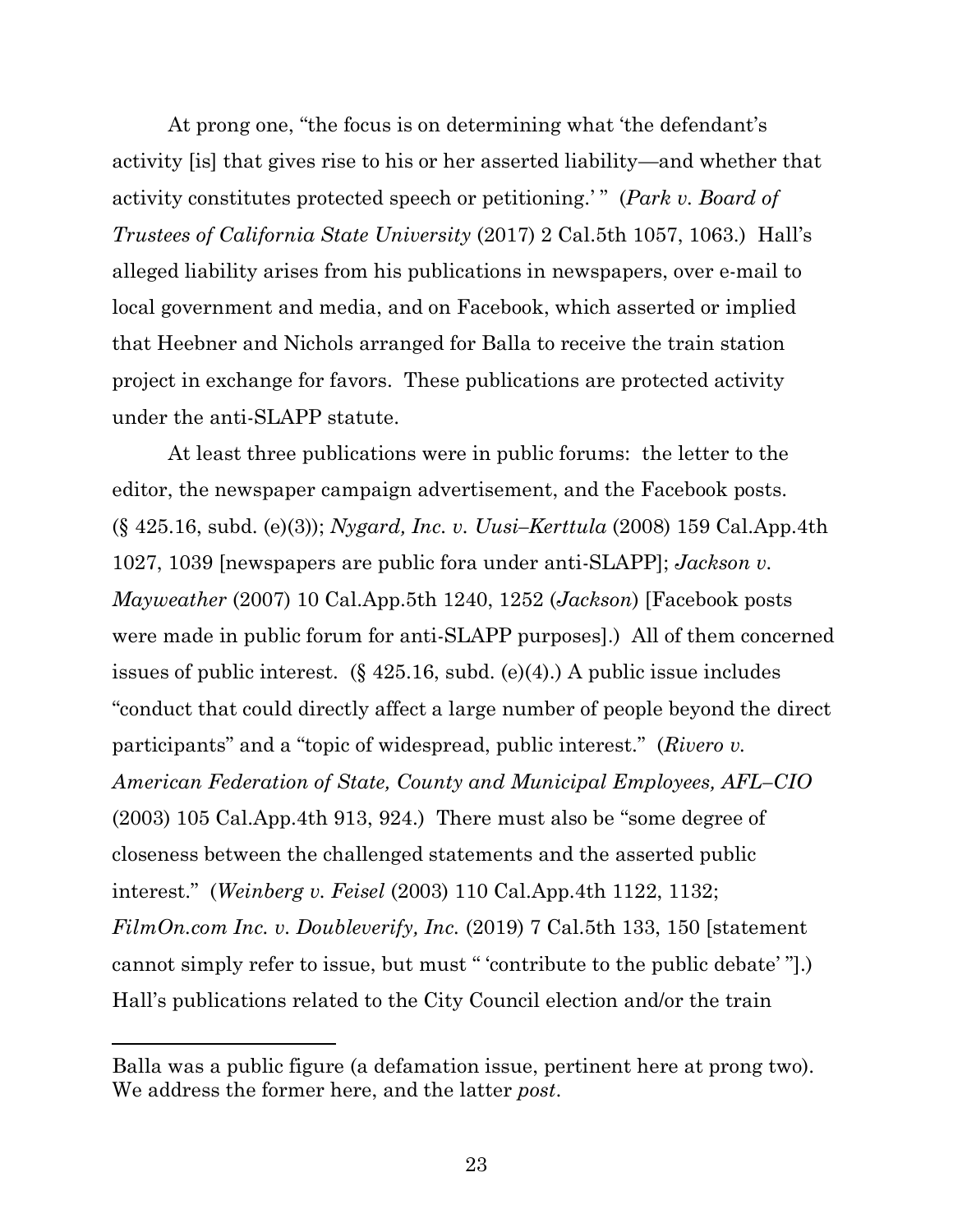At prong one, "the focus is on determining what 'the defendant's activity [is] that gives rise to his or her asserted liability—and whether that activity constitutes protected speech or petitioning.' " (*Park v. Board of Trustees of California State University* (2017) 2 Cal.5th 1057, 1063.) Hall's alleged liability arises from his publications in newspapers, over e-mail to local government and media, and on Facebook, which asserted or implied that Heebner and Nichols arranged for Balla to receive the train station project in exchange for favors. These publications are protected activity under the anti-SLAPP statute.

At least three publications were in public forums: the letter to the editor, the newspaper campaign advertisement, and the Facebook posts. (§ 425.16, subd. (e)(3)); *Nygard, Inc. v. Uusi–Kerttula* (2008) 159 Cal.App.4th 1027, 1039 [newspapers are public fora under anti-SLAPP]; *Jackson v. Mayweather* (2007) 10 Cal.App.5th 1240, 1252 (*Jackson*) [Facebook posts were made in public forum for anti-SLAPP purposes].) All of them concerned issues of public interest. (§ 425.16, subd. (e)(4).) A public issue includes "conduct that could directly affect a large number of people beyond the direct participants" and a "topic of widespread, public interest." (*Rivero v. American Federation of State, County and Municipal Employees, AFL–CIO* (2003) 105 Cal.App.4th 913, 924.) There must also be "some degree of closeness between the challenged statements and the asserted public interest." (*Weinberg v. Feisel* (2003) 110 Cal.App.4th 1122, 1132; *FilmOn.com Inc. v. Doubleverify, Inc.* (2019) 7 Cal.5th 133, 150 [statement cannot simply refer to issue, but must " 'contribute to the public debate' "].) Hall's publications related to the City Council election and/or the train

---

Balla was a public figure (a defamation issue, pertinent here at prong two). We address the former here, and the latter *post*.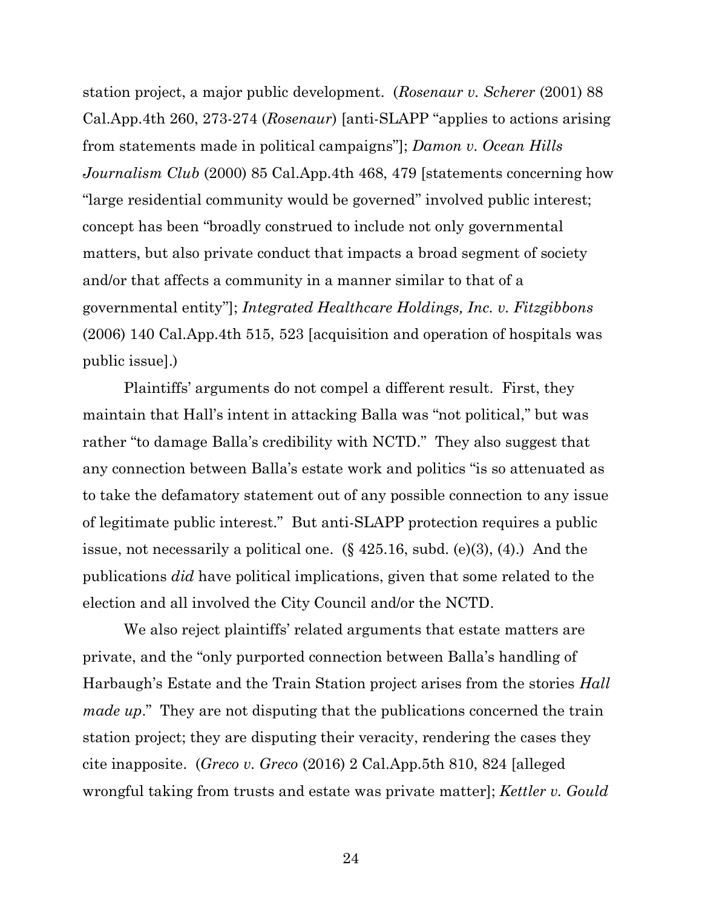station project, a major public development. (*Rosenaur v. Scherer* (2001) 88 Cal.App.4th 260, 273-274 (*Rosenaur*) [anti-SLAPP "applies to actions arising from statements made in political campaigns"]; *Damon v. Ocean Hills Journalism Club* (2000) 85 Cal.App.4th 468, 479 [statements concerning how "large residential community would be governed" involved public interest; concept has been "broadly construed to include not only governmental matters, but also private conduct that impacts a broad segment of society and/or that affects a community in a manner similar to that of a governmental entity"]; *Integrated Healthcare Holdings, Inc. v. Fitzgibbons* (2006) 140 Cal.App.4th 515, 523 [acquisition and operation of hospitals was public issue].)

Plaintiffs' arguments do not compel a different result. First, they maintain that Hall's intent in attacking Balla was "not political," but was rather "to damage Balla's credibility with NCTD." They also suggest that any connection between Balla's estate work and politics "is so attenuated as to take the defamatory statement out of any possible connection to any issue of legitimate public interest." But anti-SLAPP protection requires a public issue, not necessarily a political one. (§ 425.16, subd. (e)(3), (4).) And the publications *did* have political implications, given that some related to the election and all involved the City Council and/or the NCTD.

We also reject plaintiffs' related arguments that estate matters are private, and the "only purported connection between Balla's handling of Harbaugh's Estate and the Train Station project arises from the stories *Hall made up*." They are not disputing that the publications concerned the train station project; they are disputing their veracity, rendering the cases they cite inapposite. (*Greco v. Greco* (2016) 2 Cal.App.5th 810, 824 [alleged wrongful taking from trusts and estate was private matter]; *Kettler v. Gould*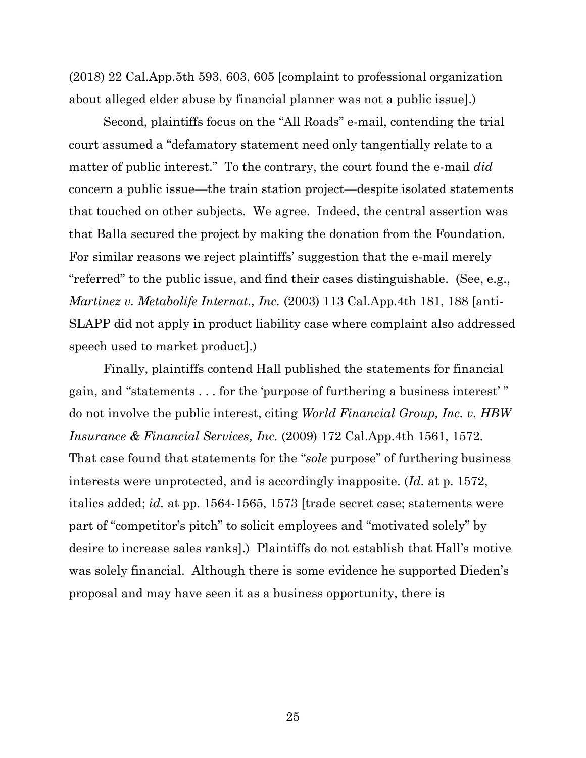(2018) 22 Cal.App.5th 593, 603, 605 [complaint to professional organization about alleged elder abuse by financial planner was not a public issue].)

Second, plaintiffs focus on the "All Roads" e-mail, contending the trial court assumed a "defamatory statement need only tangentially relate to a matter of public interest." To the contrary, the court found the e-mail *did* concern a public issue—the train station project—despite isolated statements that touched on other subjects. We agree. Indeed, the central assertion was that Balla secured the project by making the donation from the Foundation. For similar reasons we reject plaintiffs' suggestion that the e-mail merely "referred" to the public issue, and find their cases distinguishable. (See, e.g., *Martinez v. Metabolife Internat., Inc.* (2003) 113 Cal.App.4th 181, 188 [anti-SLAPP did not apply in product liability case where complaint also addressed speech used to market product].)

Finally, plaintiffs contend Hall published the statements for financial gain, and "statements . . . for the 'purpose of furthering a business interest' " do not involve the public interest, citing *World Financial Group, Inc. v. HBW Insurance & Financial Services, Inc.* (2009) 172 Cal.App.4th 1561, 1572. That case found that statements for the "*sole* purpose" of furthering business interests were unprotected, and is accordingly inapposite. (*Id.* at p. 1572, italics added; *id.* at pp. 1564-1565, 1573 [trade secret case; statements were part of "competitor's pitch" to solicit employees and "motivated solely" by desire to increase sales ranks].) Plaintiffs do not establish that Hall's motive was solely financial. Although there is some evidence he supported Dieden's proposal and may have seen it as a business opportunity, there is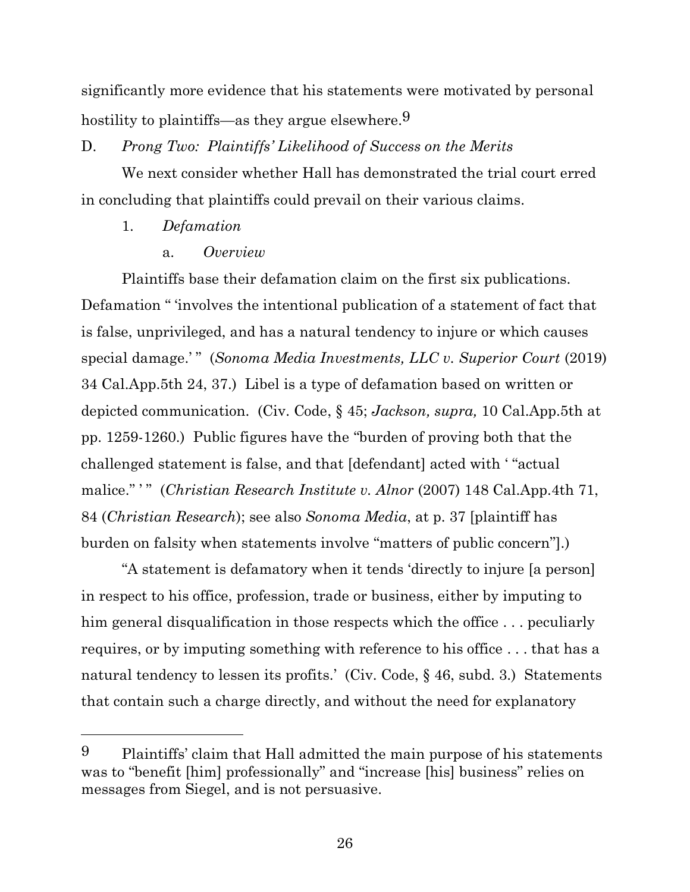significantly more evidence that his statements were motivated by personal hostility to plaintiffs—as they argue elsewhere.[9]

D. *Prong Two: Plaintiffs' Likelihood of Success on the Merits*

We next consider whether Hall has demonstrated the trial court erred in concluding that plaintiffs could prevail on their various claims.

1. *Defamation*

a. *Overview*

Plaintiffs base their defamation claim on the first six publications. Defamation " 'involves the intentional publication of a statement of fact that is false, unprivileged, and has a natural tendency to injure or which causes special damage.' " (*Sonoma Media Investments, LLC v. Superior Court* (2019) 34 Cal.App.5th 24, 37.) Libel is a type of defamation based on written or depicted communication. (Civ. Code, § 45; *Jackson, supra,* 10 Cal.App.5th at pp. 1259-1260.) Public figures have the "burden of proving both that the challenged statement is false, and that [defendant] acted with ' "actual malice." ' " (*Christian Research Institute v. Alnor* (2007) 148 Cal.App.4th 71, 84 (*Christian Research*); see also *Sonoma Media*, at p. 37 [plaintiff has burden on falsity when statements involve "matters of public concern"].)

"A statement is defamatory when it tends 'directly to injure [a person] in respect to his office, profession, trade or business, either by imputing to him general disqualification in those respects which the office . . . peculiarly requires, or by imputing something with reference to his office . . . that has a natural tendency to lessen its profits.' (Civ. Code, § 46, subd. 3.) Statements that contain such a charge directly, and without the need for explanatory

---

[9] Plaintiffs' claim that Hall admitted the main purpose of his statements was to "benefit [him] professionally" and "increase [his] business" relies on messages from Siegel, and is not persuasive.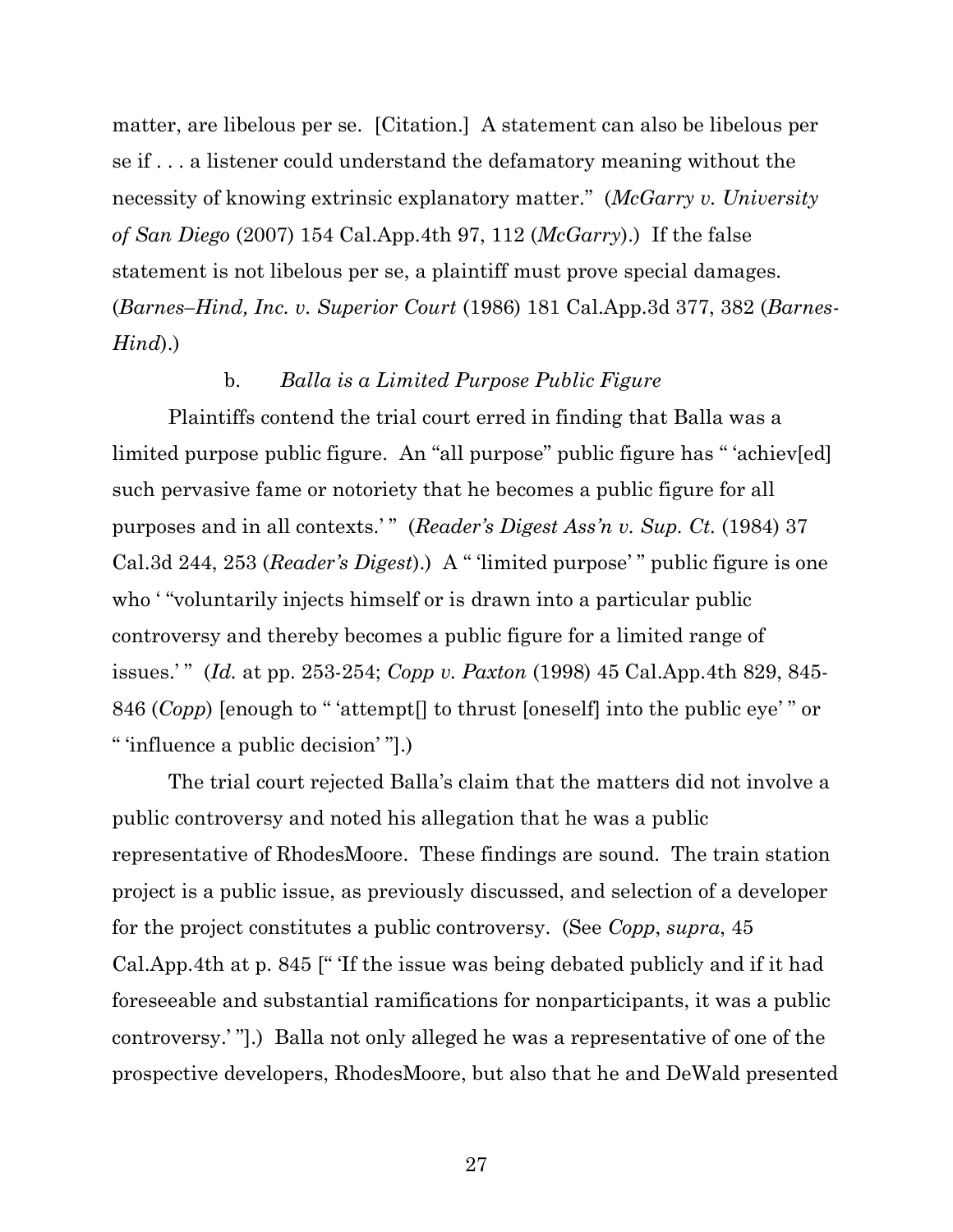matter, are libelous per se. [Citation.] A statement can also be libelous per se if . . . a listener could understand the defamatory meaning without the necessity of knowing extrinsic explanatory matter." (*McGarry v. University of San Diego* (2007) 154 Cal.App.4th 97, 112 (*McGarry*).) If the false statement is not libelous per se, a plaintiff must prove special damages. (*Barnes–Hind, Inc. v. Superior Court* (1986) 181 Cal.App.3d 377, 382 (*Barnes-Hind*).)

b. *Balla is a Limited Purpose Public Figure*

Plaintiffs contend the trial court erred in finding that Balla was a limited purpose public figure. An "all purpose" public figure has " 'achiev[ed] such pervasive fame or notoriety that he becomes a public figure for all purposes and in all contexts.' " (*Reader's Digest Ass'n v. Sup. Ct.* (1984) 37 Cal.3d 244, 253 (*Reader's Digest*).) A " 'limited purpose' " public figure is one who ' "voluntarily injects himself or is drawn into a particular public controversy and thereby becomes a public figure for a limited range of issues.' " (*Id.* at pp. 253-254; *Copp v. Paxton* (1998) 45 Cal.App.4th 829, 845-846 (*Copp*) [enough to " 'attempt[] to thrust [oneself] into the public eye' " or " 'influence a public decision' "].)

The trial court rejected Balla's claim that the matters did not involve a public controversy and noted his allegation that he was a public representative of RhodesMoore. These findings are sound. The train station project is a public issue, as previously discussed, and selection of a developer for the project constitutes a public controversy. (See *Copp*, *supra*, 45 Cal.App.4th at p. 845 [" 'If the issue was being debated publicly and if it had foreseeable and substantial ramifications for nonparticipants, it was a public controversy.' "].) Balla not only alleged he was a representative of one of the prospective developers, RhodesMoore, but also that he and DeWald presented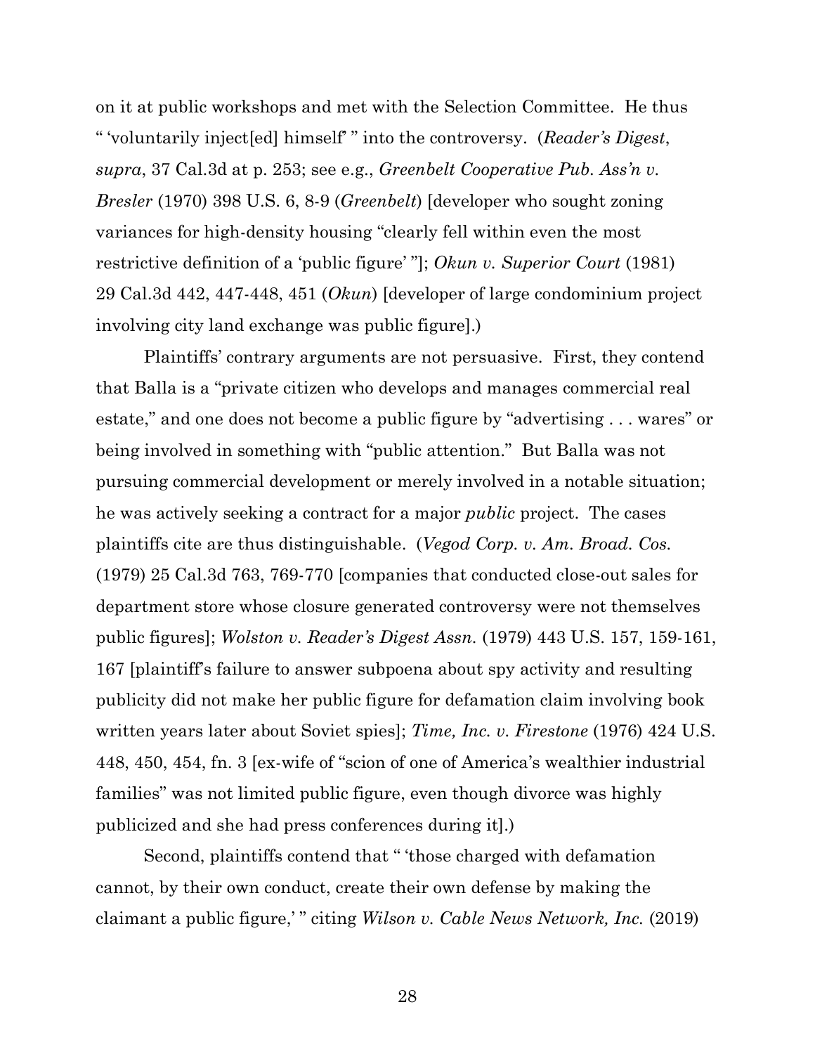on it at public workshops and met with the Selection Committee. He thus " 'voluntarily inject[ed] himself' " into the controversy. (*Reader's Digest*, *supra*, 37 Cal.3d at p. 253; see e.g., *Greenbelt Cooperative Pub. Ass'n v. Bresler* (1970) 398 U.S. 6, 8-9 (*Greenbelt*) [developer who sought zoning variances for high-density housing "clearly fell within even the most restrictive definition of a 'public figure' "]; *Okun v. Superior Court* (1981) 29 Cal.3d 442, 447-448, 451 (*Okun*) [developer of large condominium project involving city land exchange was public figure].)

Plaintiffs' contrary arguments are not persuasive. First, they contend that Balla is a "private citizen who develops and manages commercial real estate," and one does not become a public figure by "advertising . . . wares" or being involved in something with "public attention." But Balla was not pursuing commercial development or merely involved in a notable situation; he was actively seeking a contract for a major *public* project. The cases plaintiffs cite are thus distinguishable. (*Vegod Corp. v. Am. Broad. Cos.* (1979) 25 Cal.3d 763, 769-770 [companies that conducted close-out sales for department store whose closure generated controversy were not themselves public figures]; *Wolston v. Reader's Digest Assn.* (1979) 443 U.S. 157, 159-161, 167 [plaintiff's failure to answer subpoena about spy activity and resulting publicity did not make her public figure for defamation claim involving book written years later about Soviet spies]; *Time, Inc. v. Firestone* (1976) 424 U.S. 448, 450, 454, fn. 3 [ex-wife of "scion of one of America's wealthier industrial families" was not limited public figure, even though divorce was highly publicized and she had press conferences during it].)

Second, plaintiffs contend that " 'those charged with defamation cannot, by their own conduct, create their own defense by making the claimant a public figure,' " citing *Wilson v. Cable News Network, Inc.* (2019)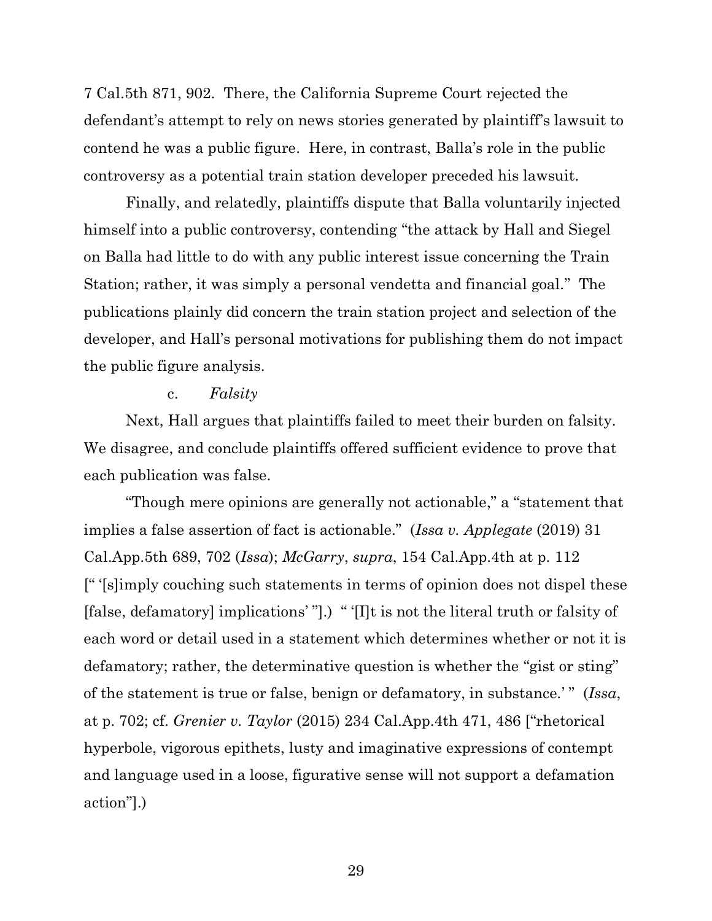7 Cal.5th 871, 902. There, the California Supreme Court rejected the defendant's attempt to rely on news stories generated by plaintiff's lawsuit to contend he was a public figure. Here, in contrast, Balla's role in the public controversy as a potential train station developer preceded his lawsuit.

Finally, and relatedly, plaintiffs dispute that Balla voluntarily injected himself into a public controversy, contending "the attack by Hall and Siegel on Balla had little to do with any public interest issue concerning the Train Station; rather, it was simply a personal vendetta and financial goal." The publications plainly did concern the train station project and selection of the developer, and Hall's personal motivations for publishing them do not impact the public figure analysis.

c. *Falsity*

Next, Hall argues that plaintiffs failed to meet their burden on falsity. We disagree, and conclude plaintiffs offered sufficient evidence to prove that each publication was false.

"Though mere opinions are generally not actionable," a "statement that implies a false assertion of fact is actionable." (*Issa v. Applegate* (2019) 31 Cal.App.5th 689, 702 (*Issa*); *McGarry*, *supra*, 154 Cal.App.4th at p. 112 [" '[s]imply couching such statements in terms of opinion does not dispel these [false, defamatory] implications' "].) " '[I]t is not the literal truth or falsity of each word or detail used in a statement which determines whether or not it is defamatory; rather, the determinative question is whether the "gist or sting" of the statement is true or false, benign or defamatory, in substance.' " (*Issa*, at p. 702; cf. *Grenier v. Taylor* (2015) 234 Cal.App.4th 471, 486 ["rhetorical hyperbole, vigorous epithets, lusty and imaginative expressions of contempt and language used in a loose, figurative sense will not support a defamation action"].)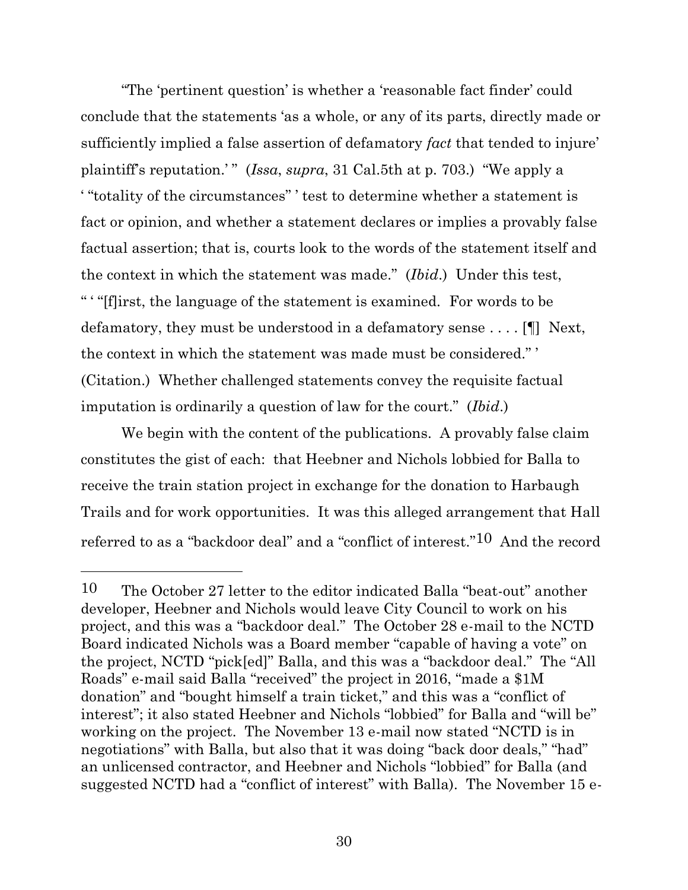"The 'pertinent question' is whether a 'reasonable fact finder' could conclude that the statements 'as a whole, or any of its parts, directly made or sufficiently implied a false assertion of defamatory *fact* that tended to injure' plaintiff's reputation.' " (*Issa*, *supra*, 31 Cal.5th at p. 703.) "We apply a ' "totality of the circumstances" ' test to determine whether a statement is fact or opinion, and whether a statement declares or implies a provably false factual assertion; that is, courts look to the words of the statement itself and the context in which the statement was made." (*Ibid*.) Under this test, " ' "[f]irst, the language of the statement is examined. For words to be defamatory, they must be understood in a defamatory sense . . . . [¶] Next, the context in which the statement was made must be considered." ' (Citation.) Whether challenged statements convey the requisite factual imputation is ordinarily a question of law for the court." (*Ibid*.)

We begin with the content of the publications. A provably false claim constitutes the gist of each: that Heebner and Nichols lobbied for Balla to receive the train station project in exchange for the donation to Harbaugh Trails and for work opportunities. It was this alleged arrangement that Hall referred to as a "backdoor deal" and a "conflict of interest."[10] And the record

---

[10] The October 27 letter to the editor indicated Balla "beat-out" another developer, Heebner and Nichols would leave City Council to work on his project, and this was a "backdoor deal." The October 28 e-mail to the NCTD Board indicated Nichols was a Board member "capable of having a vote" on the project, NCTD "pick[ed]" Balla, and this was a "backdoor deal." The "All Roads" e-mail said Balla "received" the project in 2016, "made a $1M donation" and "bought himself a train ticket," and this was a "conflict of interest"; it also stated Heebner and Nichols "lobbied" for Balla and "will be" working on the project. The November 13 e-mail now stated "NCTD is in negotiations" with Balla, but also that it was doing "back door deals," "had" an unlicensed contractor, and Heebner and Nichols "lobbied" for Balla (and suggested NCTD had a "conflict of interest" with Balla). The November 15 e-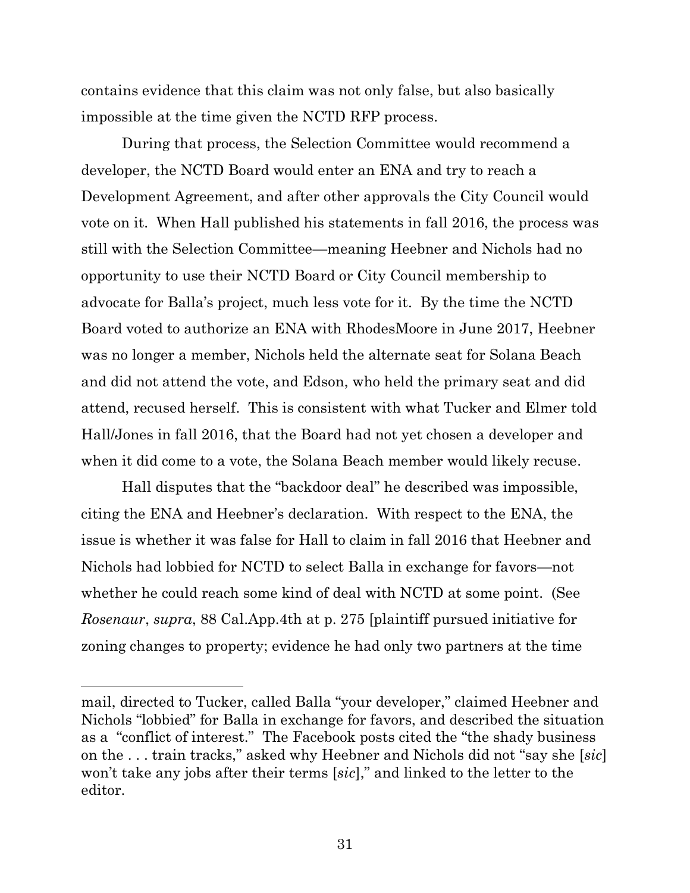contains evidence that this claim was not only false, but also basically impossible at the time given the NCTD RFP process.

During that process, the Selection Committee would recommend a developer, the NCTD Board would enter an ENA and try to reach a Development Agreement, and after other approvals the City Council would vote on it. When Hall published his statements in fall 2016, the process was still with the Selection Committee—meaning Heebner and Nichols had no opportunity to use their NCTD Board or City Council membership to advocate for Balla's project, much less vote for it. By the time the NCTD Board voted to authorize an ENA with RhodesMoore in June 2017, Heebner was no longer a member, Nichols held the alternate seat for Solana Beach and did not attend the vote, and Edson, who held the primary seat and did attend, recused herself. This is consistent with what Tucker and Elmer told Hall/Jones in fall 2016, that the Board had not yet chosen a developer and when it did come to a vote, the Solana Beach member would likely recuse.

Hall disputes that the "backdoor deal" he described was impossible, citing the ENA and Heebner's declaration. With respect to the ENA, the issue is whether it was false for Hall to claim in fall 2016 that Heebner and Nichols had lobbied for NCTD to select Balla in exchange for favors—not whether he could reach some kind of deal with NCTD at some point. (See *Rosenaur*, *supra*, 88 Cal.App.4th at p. 275 [plaintiff pursued initiative for zoning changes to property; evidence he had only two partners at the time

---

mail, directed to Tucker, called Balla "your developer," claimed Heebner and Nichols "lobbied" for Balla in exchange for favors, and described the situation as a "conflict of interest." The Facebook posts cited the "the shady business on the . . . train tracks," asked why Heebner and Nichols did not "say she [*sic*] won't take any jobs after their terms [*sic*]," and linked to the letter to the editor.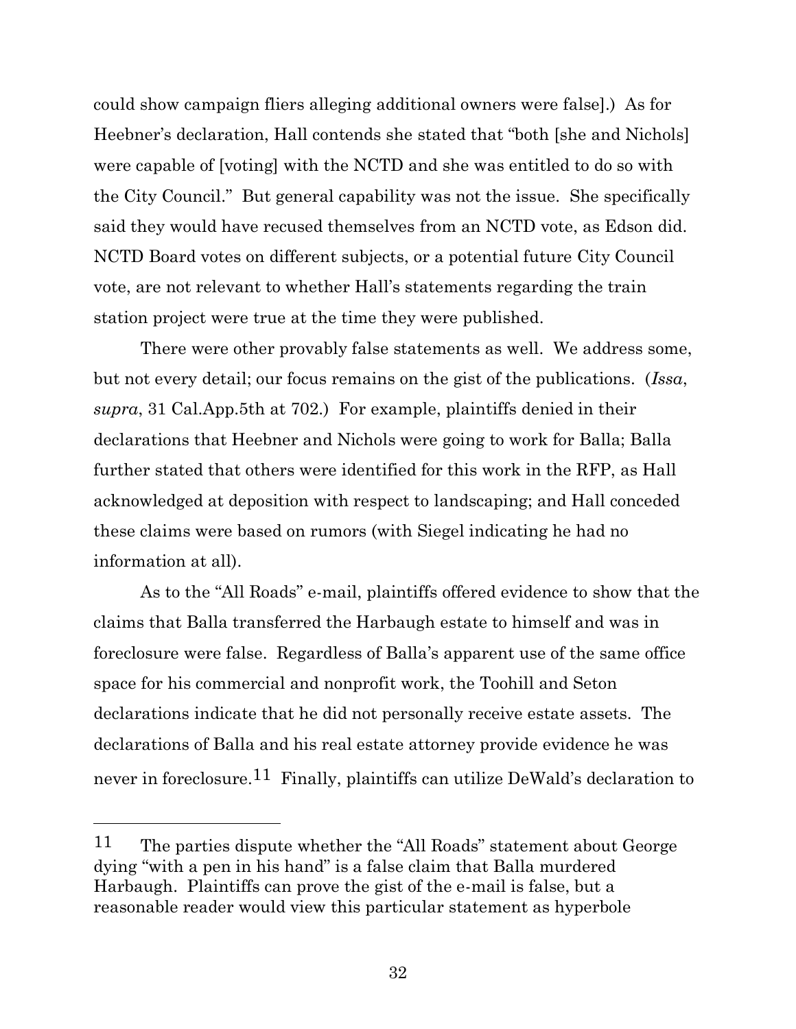could show campaign fliers alleging additional owners were false].) As for Heebner's declaration, Hall contends she stated that "both [she and Nichols] were capable of [voting] with the NCTD and she was entitled to do so with the City Council." But general capability was not the issue. She specifically said they would have recused themselves from an NCTD vote, as Edson did. NCTD Board votes on different subjects, or a potential future City Council vote, are not relevant to whether Hall's statements regarding the train station project were true at the time they were published.

There were other provably false statements as well. We address some, but not every detail; our focus remains on the gist of the publications. (*Issa*, *supra*, 31 Cal.App.5th at 702.) For example, plaintiffs denied in their declarations that Heebner and Nichols were going to work for Balla; Balla further stated that others were identified for this work in the RFP, as Hall acknowledged at deposition with respect to landscaping; and Hall conceded these claims were based on rumors (with Siegel indicating he had no information at all).

As to the "All Roads" e-mail, plaintiffs offered evidence to show that the claims that Balla transferred the Harbaugh estate to himself and was in foreclosure were false. Regardless of Balla's apparent use of the same office space for his commercial and nonprofit work, the Toohill and Seton declarations indicate that he did not personally receive estate assets. The declarations of Balla and his real estate attorney provide evidence he was never in foreclosure.[11] Finally, plaintiffs can utilize DeWald's declaration to

---

[11] The parties dispute whether the "All Roads" statement about George dying "with a pen in his hand" is a false claim that Balla murdered Harbaugh. Plaintiffs can prove the gist of the e-mail is false, but a reasonable reader would view this particular statement as hyperbole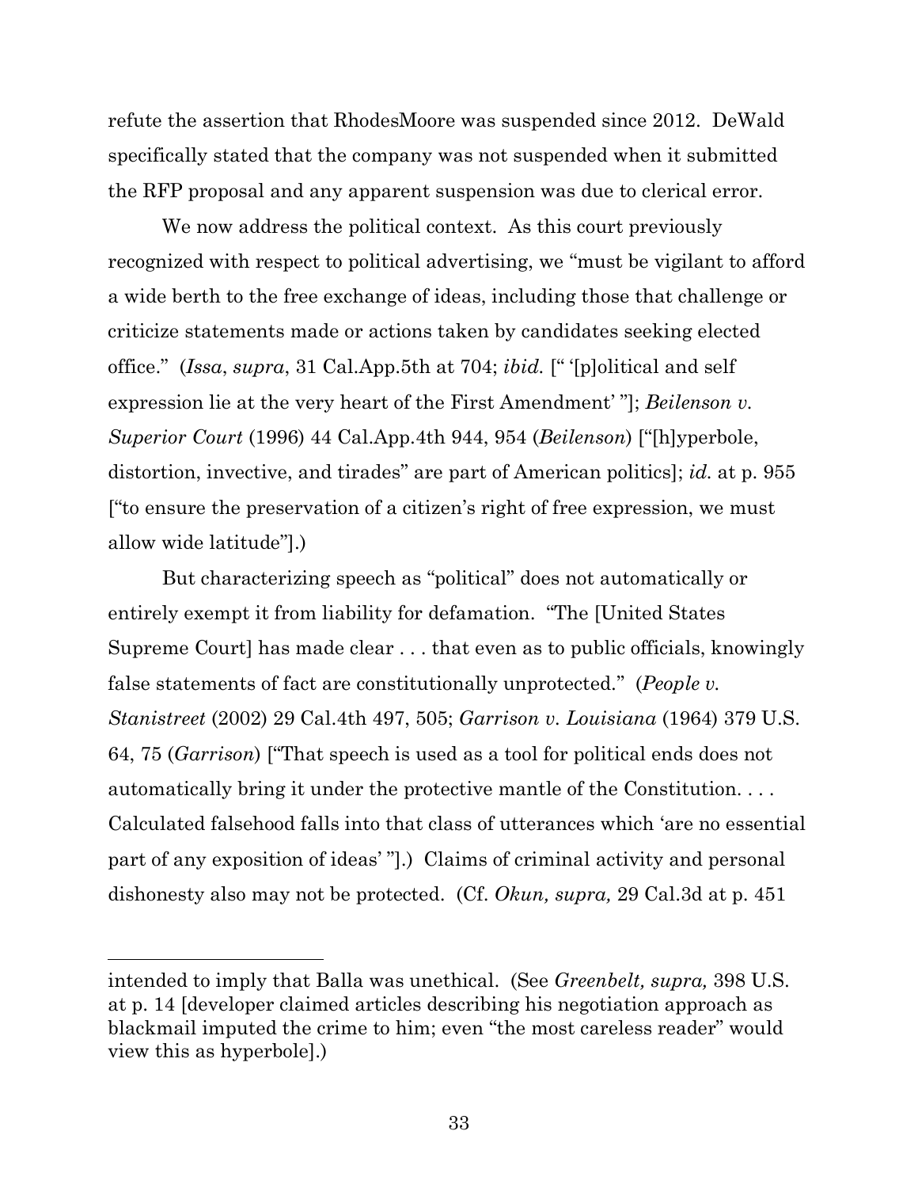refute the assertion that RhodesMoore was suspended since 2012. DeWald specifically stated that the company was not suspended when it submitted the RFP proposal and any apparent suspension was due to clerical error.

We now address the political context. As this court previously recognized with respect to political advertising, we "must be vigilant to afford a wide berth to the free exchange of ideas, including those that challenge or criticize statements made or actions taken by candidates seeking elected office." (*Issa*, *supra*, 31 Cal.App.5th at 704; *ibid.* [" '[p]olitical and self expression lie at the very heart of the First Amendment' "]; *Beilenson v. Superior Court* (1996) 44 Cal.App.4th 944, 954 (*Beilenson*) ["[h]yperbole, distortion, invective, and tirades" are part of American politics]; *id.* at p. 955 ["to ensure the preservation of a citizen's right of free expression, we must allow wide latitude"].)

But characterizing speech as "political" does not automatically or entirely exempt it from liability for defamation. "The [United States Supreme Court] has made clear . . . that even as to public officials, knowingly false statements of fact are constitutionally unprotected." (*People v. Stanistreet* (2002) 29 Cal.4th 497, 505; *Garrison v. Louisiana* (1964) 379 U.S. 64, 75 (*Garrison*) ["That speech is used as a tool for political ends does not automatically bring it under the protective mantle of the Constitution. . . . Calculated falsehood falls into that class of utterances which 'are no essential part of any exposition of ideas' "].) Claims of criminal activity and personal dishonesty also may not be protected. (Cf. *Okun, supra,* 29 Cal.3d at p. 451

---

intended to imply that Balla was unethical. (See *Greenbelt, supra,* 398 U.S. at p. 14 [developer claimed articles describing his negotiation approach as blackmail imputed the crime to him; even "the most careless reader" would view this as hyperbole].)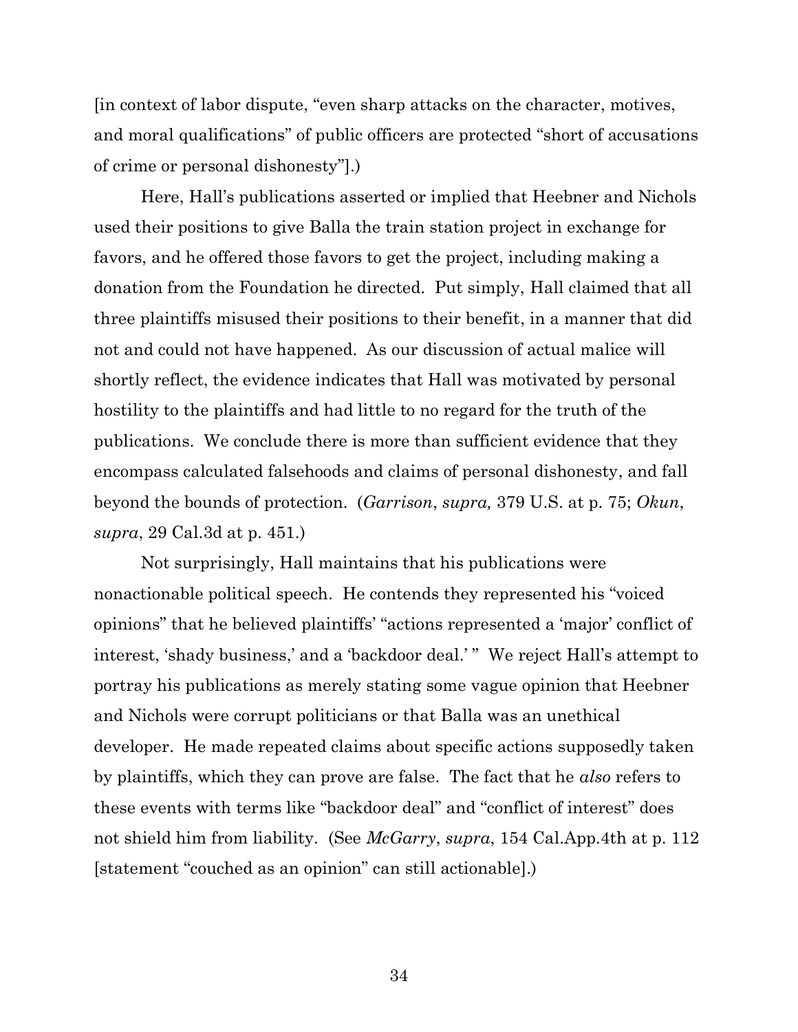[in context of labor dispute, "even sharp attacks on the character, motives, and moral qualifications" of public officers are protected "short of accusations of crime or personal dishonesty"].)

Here, Hall's publications asserted or implied that Heebner and Nichols used their positions to give Balla the train station project in exchange for favors, and he offered those favors to get the project, including making a donation from the Foundation he directed. Put simply, Hall claimed that all three plaintiffs misused their positions to their benefit, in a manner that did not and could not have happened. As our discussion of actual malice will shortly reflect, the evidence indicates that Hall was motivated by personal hostility to the plaintiffs and had little to no regard for the truth of the publications. We conclude there is more than sufficient evidence that they encompass calculated falsehoods and claims of personal dishonesty, and fall beyond the bounds of protection. (*Garrison*, *supra,* 379 U.S. at p. 75; *Okun*, *supra*, 29 Cal.3d at p. 451.)

Not surprisingly, Hall maintains that his publications were nonactionable political speech. He contends they represented his "voiced opinions" that he believed plaintiffs' "actions represented a 'major' conflict of interest, 'shady business,' and a 'backdoor deal.' " We reject Hall's attempt to portray his publications as merely stating some vague opinion that Heebner and Nichols were corrupt politicians or that Balla was an unethical developer. He made repeated claims about specific actions supposedly taken by plaintiffs, which they can prove are false. The fact that he *also* refers to these events with terms like "backdoor deal" and "conflict of interest" does not shield him from liability. (See *McGarry*, *supra*, 154 Cal.App.4th at p. 112 [statement "couched as an opinion" can still actionable].)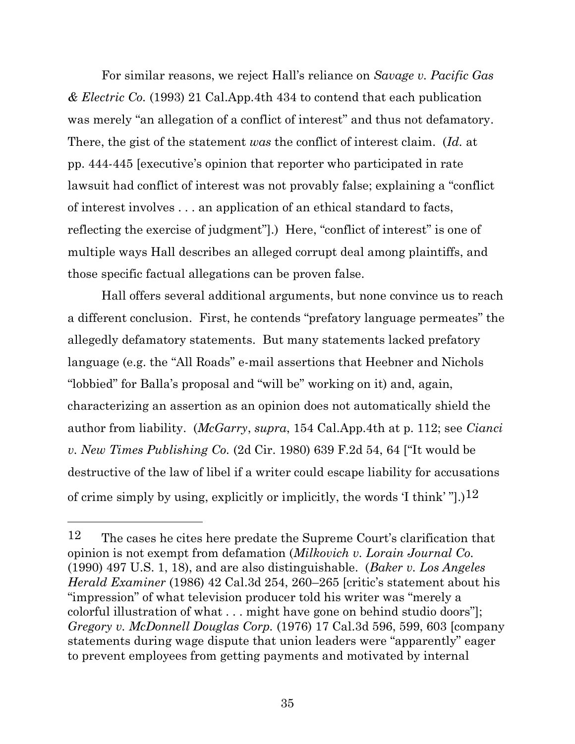For similar reasons, we reject Hall's reliance on *Savage v. Pacific Gas & Electric Co.* (1993) 21 Cal.App.4th 434 to contend that each publication was merely "an allegation of a conflict of interest" and thus not defamatory. There, the gist of the statement *was* the conflict of interest claim. (*Id.* at pp. 444-445 [executive's opinion that reporter who participated in rate lawsuit had conflict of interest was not provably false; explaining a "conflict of interest involves . . . an application of an ethical standard to facts, reflecting the exercise of judgment"].) Here, "conflict of interest" is one of multiple ways Hall describes an alleged corrupt deal among plaintiffs, and those specific factual allegations can be proven false.

Hall offers several additional arguments, but none convince us to reach a different conclusion. First, he contends "prefatory language permeates" the allegedly defamatory statements. But many statements lacked prefatory language (e.g. the "All Roads" e-mail assertions that Heebner and Nichols "lobbied" for Balla's proposal and "will be" working on it) and, again, characterizing an assertion as an opinion does not automatically shield the author from liability. (*McGarry*, *supra*, 154 Cal.App.4th at p. 112; see *Cianci v. New Times Publishing Co.* (2d Cir. 1980) 639 F.2d 54, 64 ["It would be destructive of the law of libel if a writer could escape liability for accusations of crime simply by using, explicitly or implicitly, the words 'I think' "].)[12]

---

[12] The cases he cites here predate the Supreme Court's clarification that opinion is not exempt from defamation (*Milkovich v. Lorain Journal Co.* (1990) 497 U.S. 1, 18), and are also distinguishable. (*Baker v. Los Angeles Herald Examiner* (1986) 42 Cal.3d 254, 260–265 [critic's statement about his "impression" of what television producer told his writer was "merely a colorful illustration of what . . . might have gone on behind studio doors"]; *Gregory v. McDonnell Douglas Corp.* (1976) 17 Cal.3d 596, 599, 603 [company statements during wage dispute that union leaders were "apparently" eager to prevent employees from getting payments and motivated by internal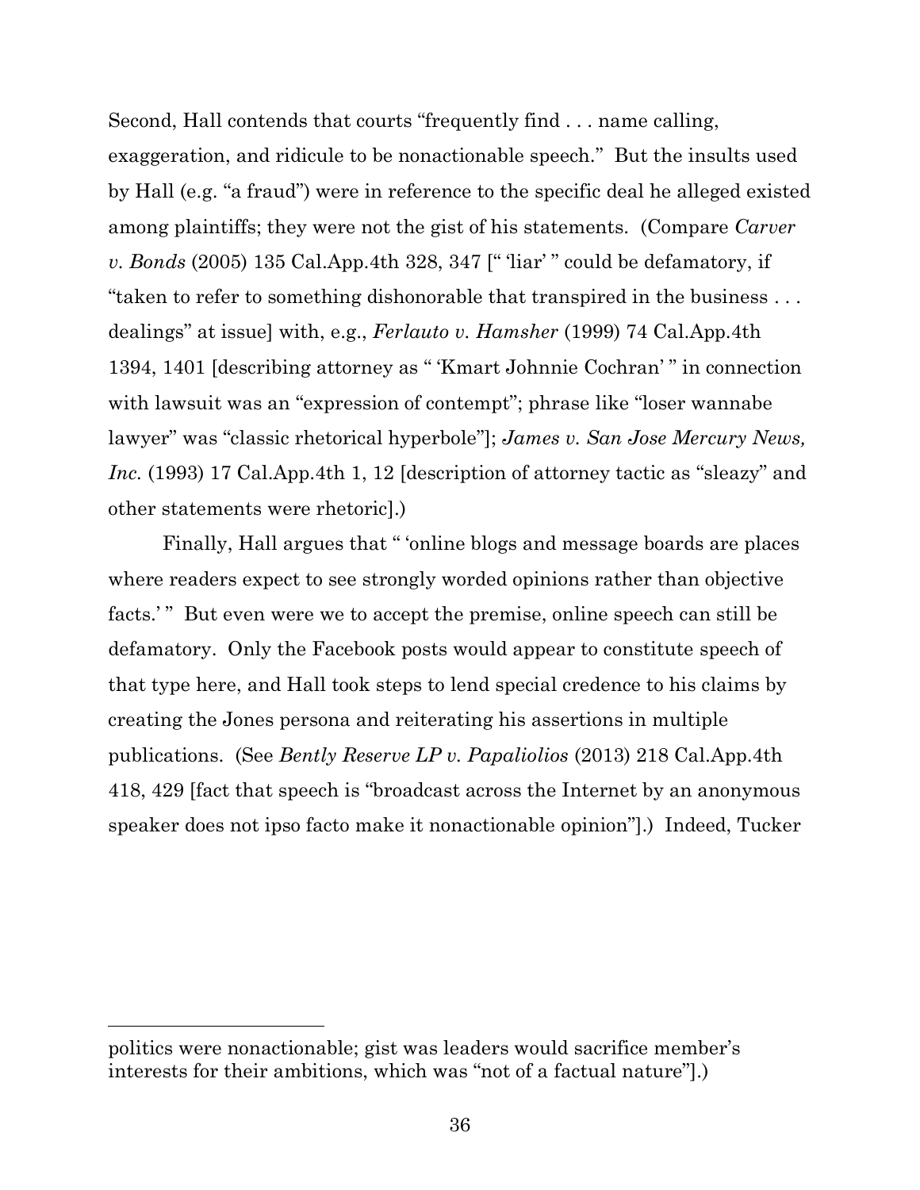Second, Hall contends that courts "frequently find . . . name calling, exaggeration, and ridicule to be nonactionable speech." But the insults used by Hall (e.g. "a fraud") were in reference to the specific deal he alleged existed among plaintiffs; they were not the gist of his statements. (Compare *Carver v. Bonds* (2005) 135 Cal.App.4th 328, 347 [" 'liar' " could be defamatory, if "taken to refer to something dishonorable that transpired in the business . . . dealings" at issue] with, e.g., *Ferlauto v. Hamsher* (1999) 74 Cal.App.4th 1394, 1401 [describing attorney as " 'Kmart Johnnie Cochran' " in connection with lawsuit was an "expression of contempt"; phrase like "loser wannabe lawyer" was "classic rhetorical hyperbole"]; *James v. San Jose Mercury News, Inc.* (1993) 17 Cal.App.4th 1, 12 [description of attorney tactic as "sleazy" and other statements were rhetoric].)

Finally, Hall argues that " 'online blogs and message boards are places where readers expect to see strongly worded opinions rather than objective facts.' " But even were we to accept the premise, online speech can still be defamatory. Only the Facebook posts would appear to constitute speech of that type here, and Hall took steps to lend special credence to his claims by creating the Jones persona and reiterating his assertions in multiple publications. (See *Bently Reserve LP v. Papaliolios* (2013) 218 Cal.App.4th 418, 429 [fact that speech is "broadcast across the Internet by an anonymous speaker does not ipso facto make it nonactionable opinion"].) Indeed, Tucker

---

politics were nonactionable; gist was leaders would sacrifice member's interests for their ambitions, which was "not of a factual nature"].)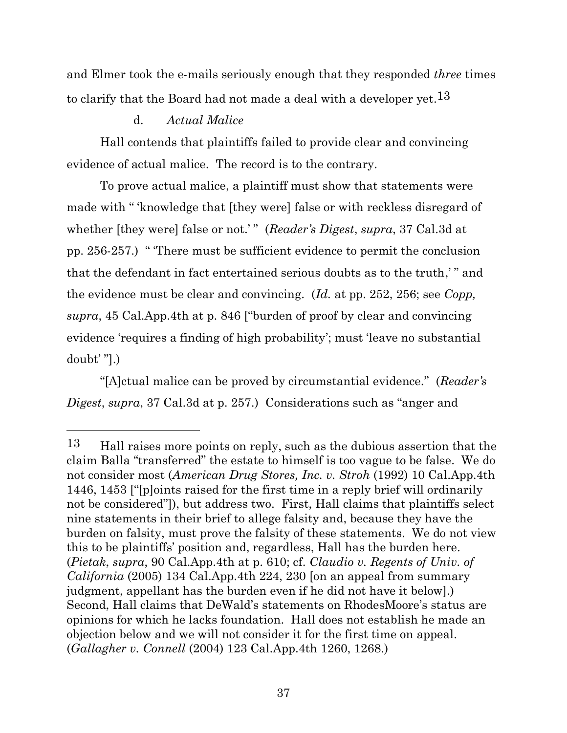and Elmer took the e-mails seriously enough that they responded *three* times to clarify that the Board had not made a deal with a developer yet.[13]

d. *Actual Malice*

Hall contends that plaintiffs failed to provide clear and convincing evidence of actual malice. The record is to the contrary.

To prove actual malice, a plaintiff must show that statements were made with " 'knowledge that [they were] false or with reckless disregard of whether [they were] false or not.' " (*Reader's Digest*, *supra*, 37 Cal.3d at pp. 256-257.) " 'There must be sufficient evidence to permit the conclusion that the defendant in fact entertained serious doubts as to the truth,' " and the evidence must be clear and convincing. (*Id.* at pp. 252, 256; see *Copp, supra*, 45 Cal.App.4th at p. 846 ["burden of proof by clear and convincing evidence 'requires a finding of high probability'; must 'leave no substantial doubt' "].)

"[A]ctual malice can be proved by circumstantial evidence." (*Reader's Digest*, *supra*, 37 Cal.3d at p. 257.) Considerations such as "anger and

---

[13] Hall raises more points on reply, such as the dubious assertion that the claim Balla "transferred" the estate to himself is too vague to be false. We do not consider most (*American Drug Stores, Inc. v. Stroh* (1992) 10 Cal.App.4th 1446, 1453 ["[p]oints raised for the first time in a reply brief will ordinarily not be considered"]), but address two. First, Hall claims that plaintiffs select nine statements in their brief to allege falsity and, because they have the burden on falsity, must prove the falsity of these statements. We do not view this to be plaintiffs' position and, regardless, Hall has the burden here. (*Pietak*, *supra*, 90 Cal.App.4th at p. 610; cf. *Claudio v. Regents of Univ. of California* (2005) 134 Cal.App.4th 224, 230 [on an appeal from summary judgment, appellant has the burden even if he did not have it below].) Second, Hall claims that DeWald's statements on RhodesMoore's status are opinions for which he lacks foundation. Hall does not establish he made an objection below and we will not consider it for the first time on appeal. (*Gallagher v. Connell* (2004) 123 Cal.App.4th 1260, 1268.)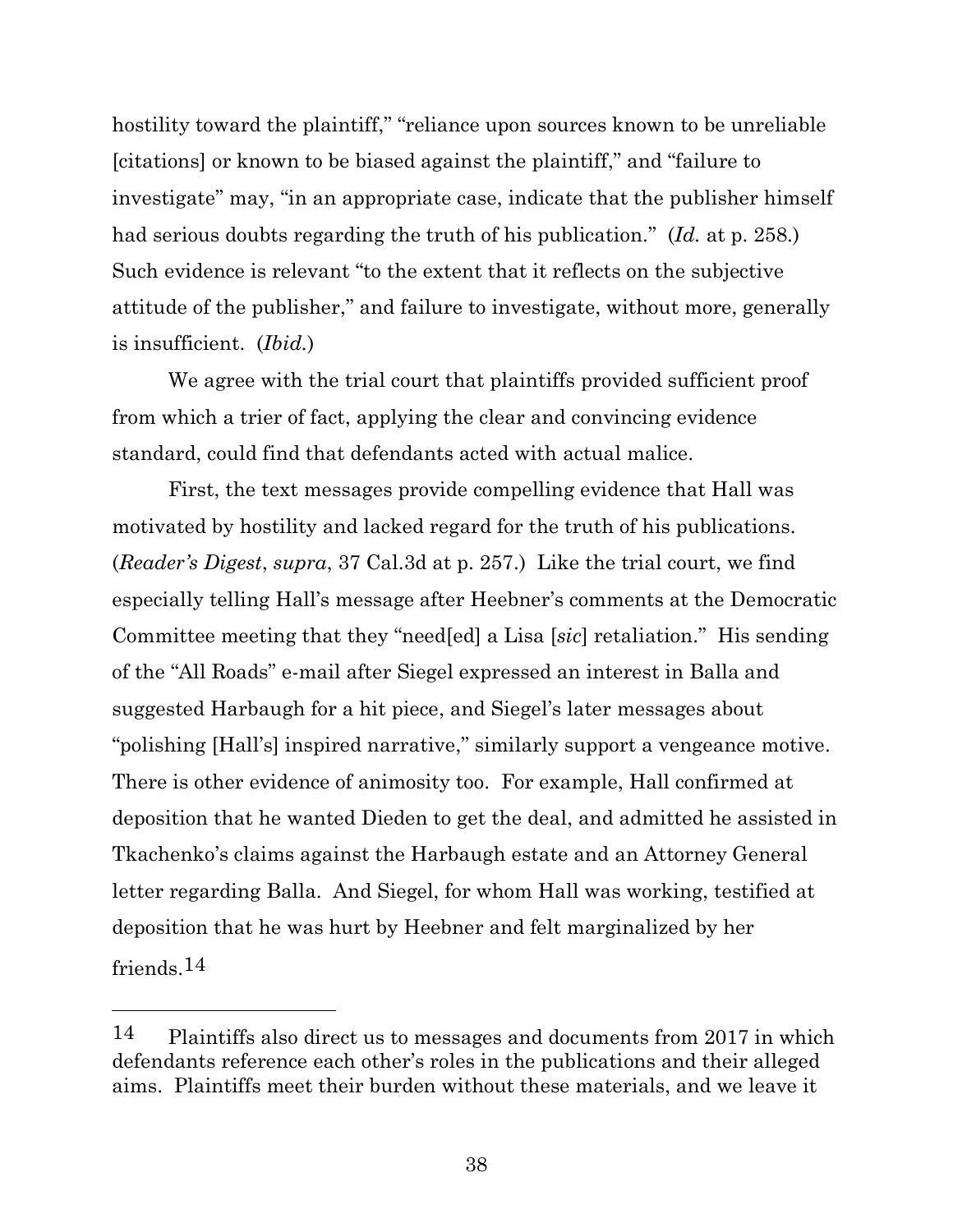hostility toward the plaintiff," "reliance upon sources known to be unreliable [citations] or known to be biased against the plaintiff," and "failure to investigate" may, "in an appropriate case, indicate that the publisher himself had serious doubts regarding the truth of his publication." (*Id.* at p. 258.) Such evidence is relevant "to the extent that it reflects on the subjective attitude of the publisher," and failure to investigate, without more, generally is insufficient. (*Ibid.*)

We agree with the trial court that plaintiffs provided sufficient proof from which a trier of fact, applying the clear and convincing evidence standard, could find that defendants acted with actual malice.

First, the text messages provide compelling evidence that Hall was motivated by hostility and lacked regard for the truth of his publications. (*Reader's Digest*, *supra*, 37 Cal.3d at p. 257.) Like the trial court, we find especially telling Hall's message after Heebner's comments at the Democratic Committee meeting that they "need[ed] a Lisa [*sic*] retaliation." His sending of the "All Roads" e-mail after Siegel expressed an interest in Balla and suggested Harbaugh for a hit piece, and Siegel's later messages about "polishing [Hall's] inspired narrative," similarly support a vengeance motive. There is other evidence of animosity too. For example, Hall confirmed at deposition that he wanted Dieden to get the deal, and admitted he assisted in Tkachenko's claims against the Harbaugh estate and an Attorney General letter regarding Balla. And Siegel, for whom Hall was working, testified at deposition that he was hurt by Heebner and felt marginalized by her friends.[14]

---

[14] Plaintiffs also direct us to messages and documents from 2017 in which defendants reference each other's roles in the publications and their alleged aims. Plaintiffs meet their burden without these materials, and we leave it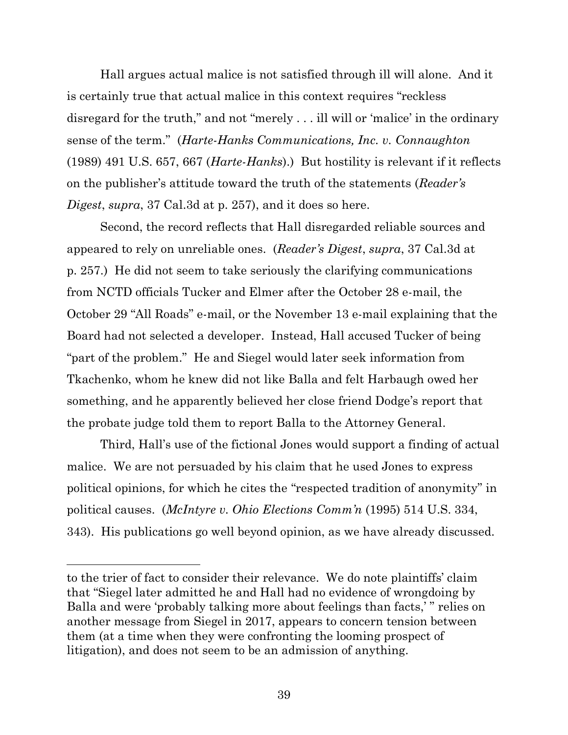Hall argues actual malice is not satisfied through ill will alone. And it is certainly true that actual malice in this context requires "reckless disregard for the truth," and not "merely . . . ill will or 'malice' in the ordinary sense of the term." (*Harte-Hanks Communications, Inc. v. Connaughton* (1989) 491 U.S. 657, 667 (*Harte-Hanks*).) But hostility is relevant if it reflects on the publisher's attitude toward the truth of the statements (*Reader's Digest*, *supra*, 37 Cal.3d at p. 257), and it does so here.

Second, the record reflects that Hall disregarded reliable sources and appeared to rely on unreliable ones. (*Reader's Digest*, *supra*, 37 Cal.3d at p. 257.) He did not seem to take seriously the clarifying communications from NCTD officials Tucker and Elmer after the October 28 e-mail, the October 29 "All Roads" e-mail, or the November 13 e-mail explaining that the Board had not selected a developer. Instead, Hall accused Tucker of being "part of the problem." He and Siegel would later seek information from Tkachenko, whom he knew did not like Balla and felt Harbaugh owed her something, and he apparently believed her close friend Dodge's report that the probate judge told them to report Balla to the Attorney General.

Third, Hall's use of the fictional Jones would support a finding of actual malice. We are not persuaded by his claim that he used Jones to express political opinions, for which he cites the "respected tradition of anonymity" in political causes. (*McIntyre v. Ohio Elections Comm'n* (1995) 514 U.S. 334, 343). His publications go well beyond opinion, as we have already discussed.

---

to the trier of fact to consider their relevance. We do note plaintiffs' claim that "Siegel later admitted he and Hall had no evidence of wrongdoing by Balla and were 'probably talking more about feelings than facts,' " relies on another message from Siegel in 2017, appears to concern tension between them (at a time when they were confronting the looming prospect of litigation), and does not seem to be an admission of anything.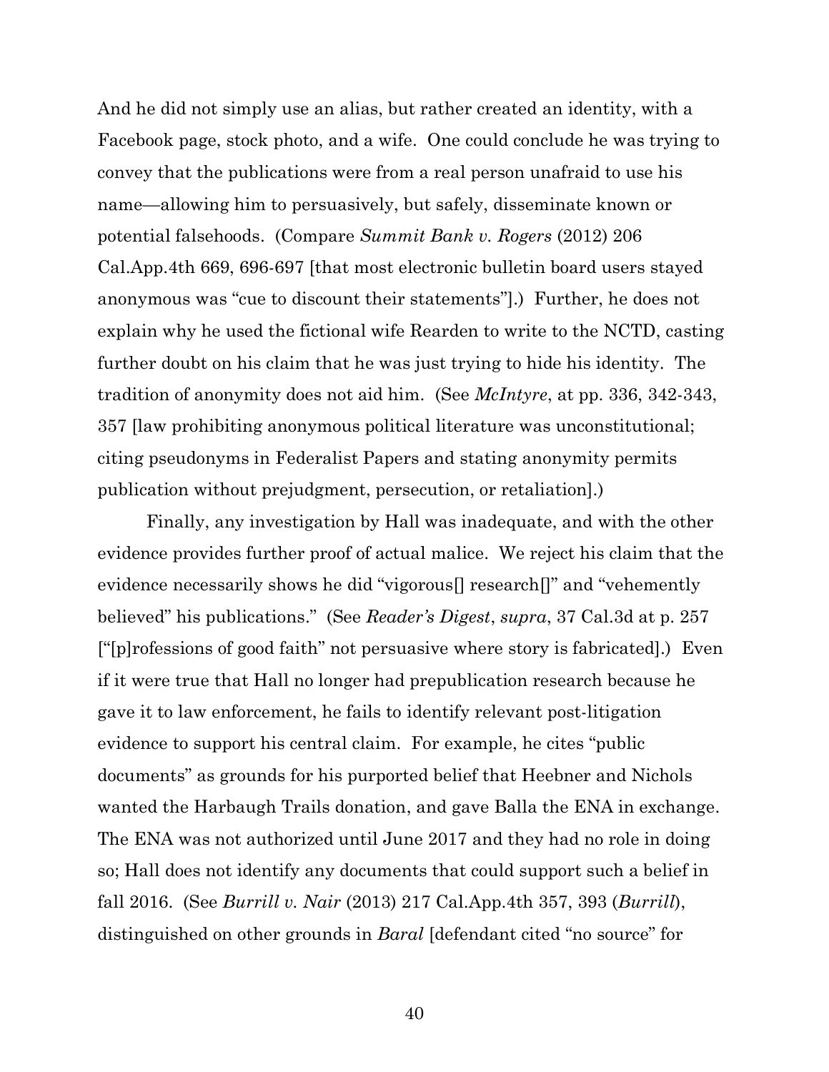And he did not simply use an alias, but rather created an identity, with a Facebook page, stock photo, and a wife. One could conclude he was trying to convey that the publications were from a real person unafraid to use his name—allowing him to persuasively, but safely, disseminate known or potential falsehoods. (Compare *Summit Bank v. Rogers* (2012) 206 Cal.App.4th 669, 696-697 [that most electronic bulletin board users stayed anonymous was "cue to discount their statements"].) Further, he does not explain why he used the fictional wife Rearden to write to the NCTD, casting further doubt on his claim that he was just trying to hide his identity. The tradition of anonymity does not aid him. (See *McIntyre*, at pp. 336, 342-343, 357 [law prohibiting anonymous political literature was unconstitutional; citing pseudonyms in Federalist Papers and stating anonymity permits publication without prejudgment, persecution, or retaliation].)

Finally, any investigation by Hall was inadequate, and with the other evidence provides further proof of actual malice. We reject his claim that the evidence necessarily shows he did "vigorous[] research[]" and "vehemently believed" his publications." (See *Reader's Digest*, *supra*, 37 Cal.3d at p. 257 ["[p]rofessions of good faith" not persuasive where story is fabricated].) Even if it were true that Hall no longer had prepublication research because he gave it to law enforcement, he fails to identify relevant post-litigation evidence to support his central claim. For example, he cites "public documents" as grounds for his purported belief that Heebner and Nichols wanted the Harbaugh Trails donation, and gave Balla the ENA in exchange. The ENA was not authorized until June 2017 and they had no role in doing so; Hall does not identify any documents that could support such a belief in fall 2016. (See *Burrill v. Nair* (2013) 217 Cal.App.4th 357, 393 (*Burrill*), distinguished on other grounds in *Baral* [defendant cited "no source" for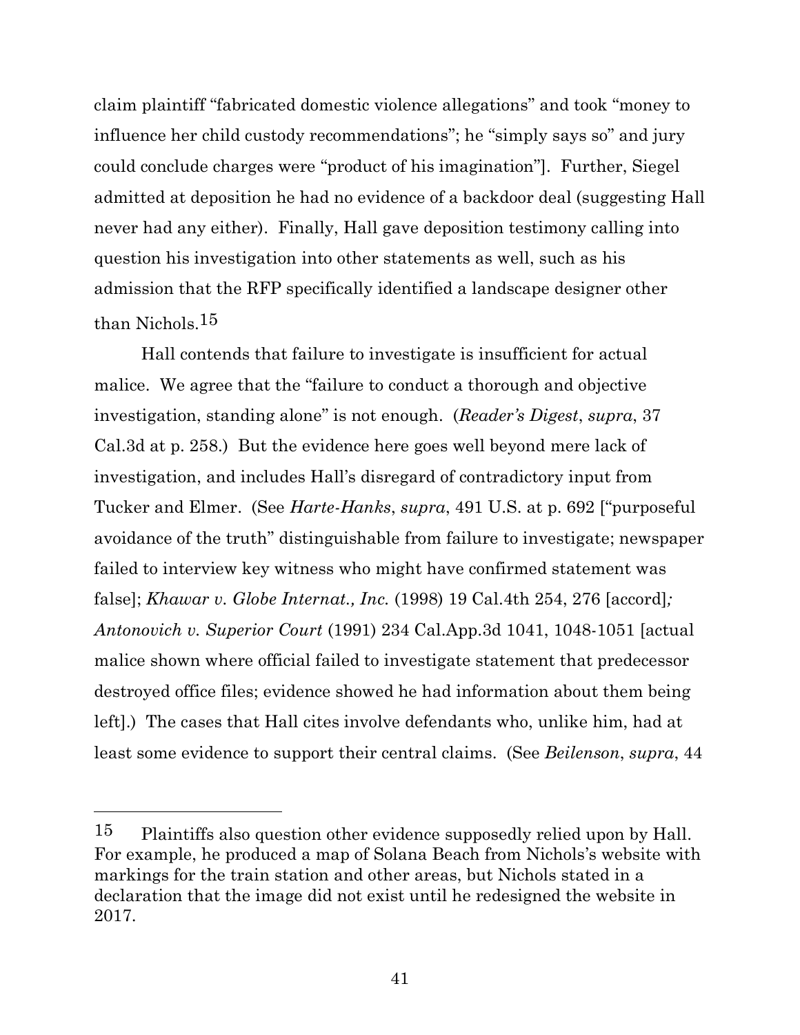claim plaintiff "fabricated domestic violence allegations" and took "money to influence her child custody recommendations"; he "simply says so" and jury could conclude charges were "product of his imagination"]. Further, Siegel admitted at deposition he had no evidence of a backdoor deal (suggesting Hall never had any either). Finally, Hall gave deposition testimony calling into question his investigation into other statements as well, such as his admission that the RFP specifically identified a landscape designer other than Nichols.[15]

Hall contends that failure to investigate is insufficient for actual malice. We agree that the "failure to conduct a thorough and objective investigation, standing alone" is not enough. (*Reader's Digest*, *supra*, 37 Cal.3d at p. 258.) But the evidence here goes well beyond mere lack of investigation, and includes Hall's disregard of contradictory input from Tucker and Elmer. (See *Harte-Hanks*, *supra*, 491 U.S. at p. 692 ["purposeful avoidance of the truth" distinguishable from failure to investigate; newspaper failed to interview key witness who might have confirmed statement was false]; *Khawar v. Globe Internat., Inc.* (1998) 19 Cal.4th 254, 276 [accord]; *Antonovich v. Superior Court* (1991) 234 Cal.App.3d 1041, 1048-1051 [actual malice shown where official failed to investigate statement that predecessor destroyed office files; evidence showed he had information about them being left].) The cases that Hall cites involve defendants who, unlike him, had at least some evidence to support their central claims. (See *Beilenson*, *supra*, 44

---

[15] Plaintiffs also question other evidence supposedly relied upon by Hall. For example, he produced a map of Solana Beach from Nichols's website with markings for the train station and other areas, but Nichols stated in a declaration that the image did not exist until he redesigned the website in 2017.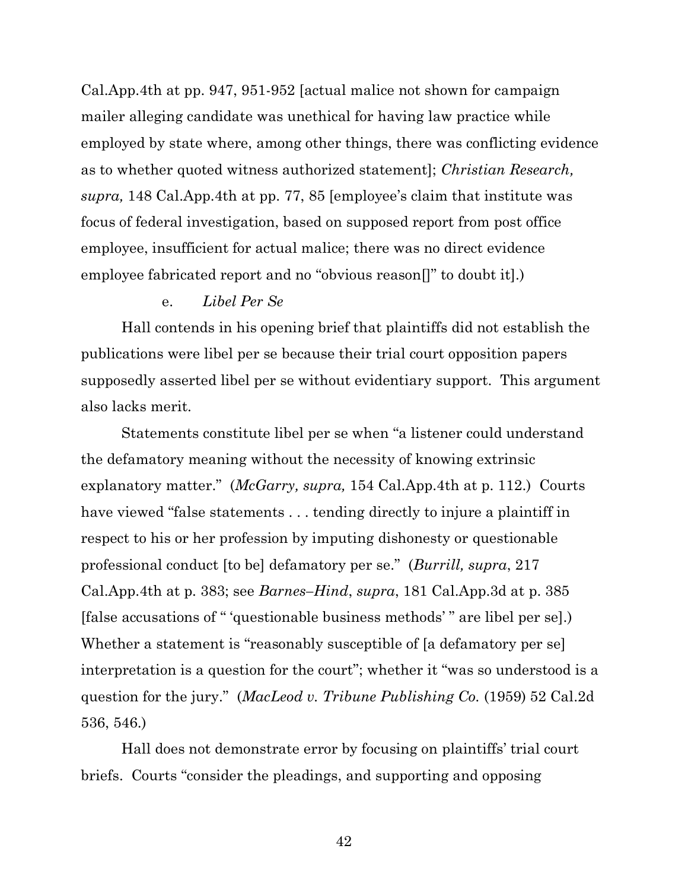Cal.App.4th at pp. 947, 951-952 [actual malice not shown for campaign mailer alleging candidate was unethical for having law practice while employed by state where, among other things, there was conflicting evidence as to whether quoted witness authorized statement]; *Christian Research, supra,* 148 Cal.App.4th at pp. 77, 85 [employee's claim that institute was focus of federal investigation, based on supposed report from post office employee, insufficient for actual malice; there was no direct evidence employee fabricated report and no "obvious reason[]" to doubt it].)

e. *Libel Per Se*

Hall contends in his opening brief that plaintiffs did not establish the publications were libel per se because their trial court opposition papers supposedly asserted libel per se without evidentiary support. This argument also lacks merit.

Statements constitute libel per se when "a listener could understand the defamatory meaning without the necessity of knowing extrinsic explanatory matter." (*McGarry, supra,* 154 Cal.App.4th at p. 112.) Courts have viewed "false statements . . . tending directly to injure a plaintiff in respect to his or her profession by imputing dishonesty or questionable professional conduct [to be] defamatory per se." (*Burrill, supra*, 217 Cal.App.4th at p. 383; see *Barnes–Hind*, *supra*, 181 Cal.App.3d at p. 385 [false accusations of " 'questionable business methods' " are libel per se].) Whether a statement is "reasonably susceptible of [a defamatory per se] interpretation is a question for the court"; whether it "was so understood is a question for the jury." (*MacLeod v. Tribune Publishing Co.* (1959) 52 Cal.2d 536, 546.)

Hall does not demonstrate error by focusing on plaintiffs' trial court briefs. Courts "consider the pleadings, and supporting and opposing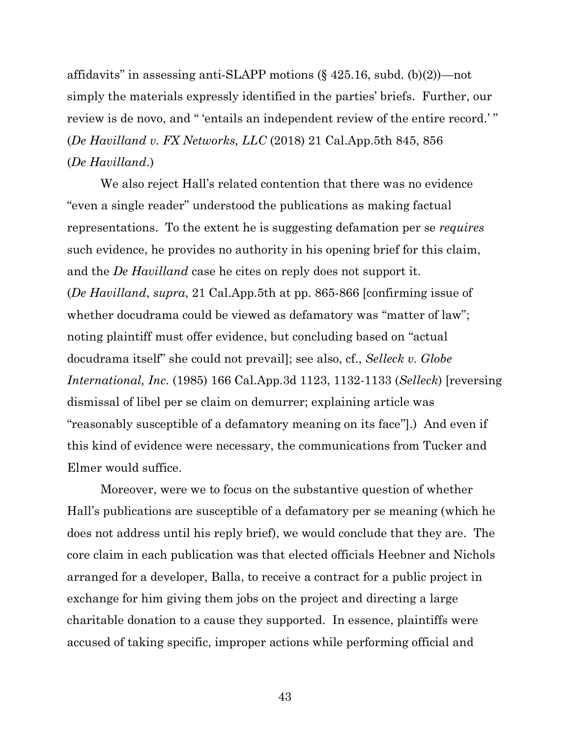affidavits" in assessing anti-SLAPP motions (§ 425.16, subd. (b)(2))—not simply the materials expressly identified in the parties' briefs. Further, our review is de novo, and " 'entails an independent review of the entire record.' " (*De Havilland v. FX Networks, LLC* (2018) 21 Cal.App.5th 845, 856 (*De Havilland*.)

We also reject Hall's related contention that there was no evidence "even a single reader" understood the publications as making factual representations. To the extent he is suggesting defamation per se *requires* such evidence, he provides no authority in his opening brief for this claim, and the *De Havilland* case he cites on reply does not support it. (*De Havilland*, *supra*, 21 Cal.App.5th at pp. 865-866 [confirming issue of whether docudrama could be viewed as defamatory was "matter of law"; noting plaintiff must offer evidence, but concluding based on "actual docudrama itself" she could not prevail]; see also, cf., *Selleck v. Globe International, Inc.* (1985) 166 Cal.App.3d 1123, 1132-1133 (*Selleck*) [reversing dismissal of libel per se claim on demurrer; explaining article was "reasonably susceptible of a defamatory meaning on its face"].) And even if this kind of evidence were necessary, the communications from Tucker and Elmer would suffice.

Moreover, were we to focus on the substantive question of whether Hall's publications are susceptible of a defamatory per se meaning (which he does not address until his reply brief), we would conclude that they are. The core claim in each publication was that elected officials Heebner and Nichols arranged for a developer, Balla, to receive a contract for a public project in exchange for him giving them jobs on the project and directing a large charitable donation to a cause they supported. In essence, plaintiffs were accused of taking specific, improper actions while performing official and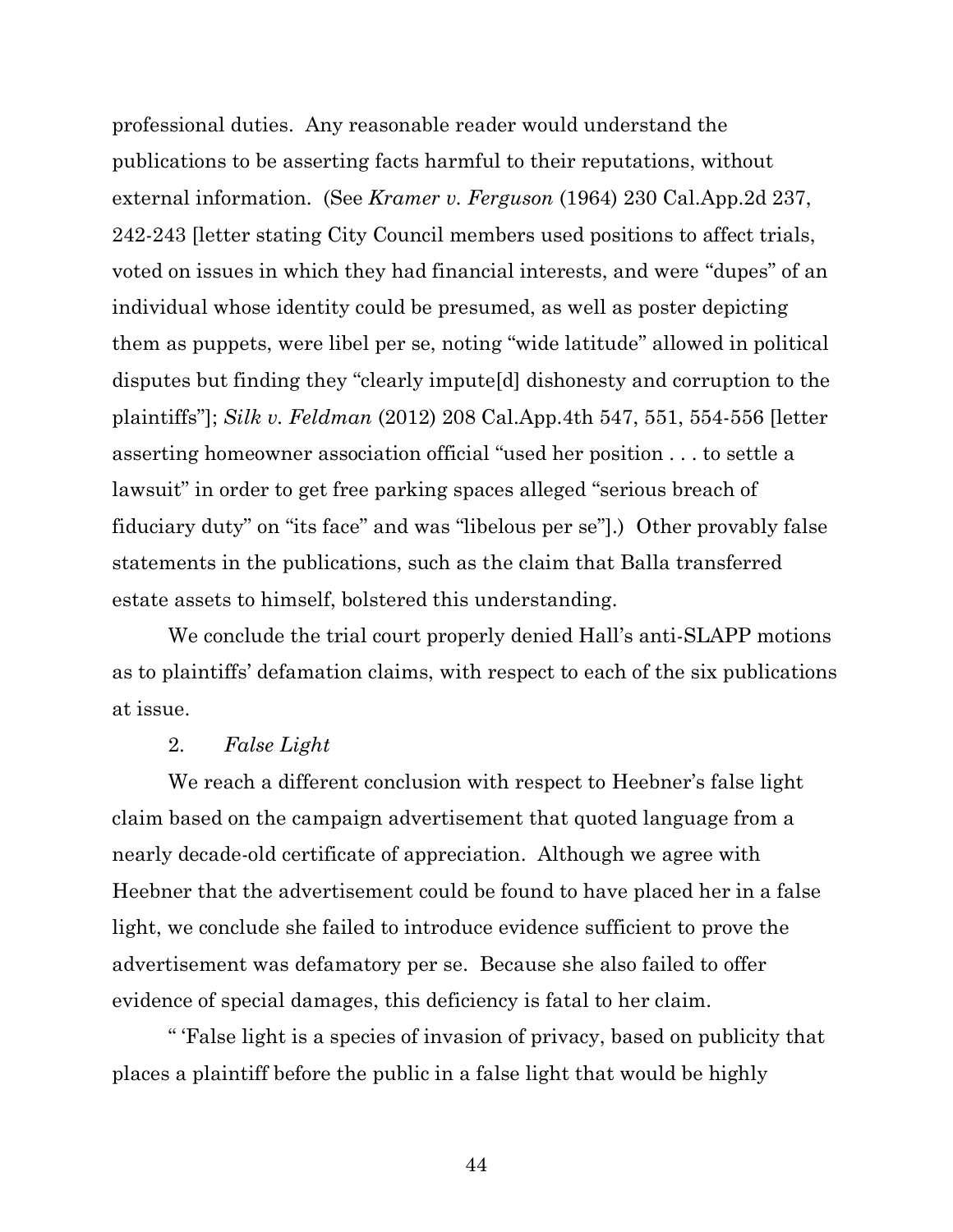professional duties. Any reasonable reader would understand the publications to be asserting facts harmful to their reputations, without external information. (See *Kramer v. Ferguson* (1964) 230 Cal.App.2d 237, 242-243 [letter stating City Council members used positions to affect trials, voted on issues in which they had financial interests, and were "dupes" of an individual whose identity could be presumed, as well as poster depicting them as puppets, were libel per se, noting "wide latitude" allowed in political disputes but finding they "clearly impute[d] dishonesty and corruption to the plaintiffs"]; *Silk v. Feldman* (2012) 208 Cal.App.4th 547, 551, 554-556 [letter asserting homeowner association official "used her position . . . to settle a lawsuit" in order to get free parking spaces alleged "serious breach of fiduciary duty" on "its face" and was "libelous per se"].) Other provably false statements in the publications, such as the claim that Balla transferred estate assets to himself, bolstered this understanding.

We conclude the trial court properly denied Hall's anti-SLAPP motions as to plaintiffs' defamation claims, with respect to each of the six publications at issue.

2. *False Light*

We reach a different conclusion with respect to Heebner's false light claim based on the campaign advertisement that quoted language from a nearly decade-old certificate of appreciation. Although we agree with Heebner that the advertisement could be found to have placed her in a false light, we conclude she failed to introduce evidence sufficient to prove the advertisement was defamatory per se. Because she also failed to offer evidence of special damages, this deficiency is fatal to her claim.

" 'False light is a species of invasion of privacy, based on publicity that places a plaintiff before the public in a false light that would be highly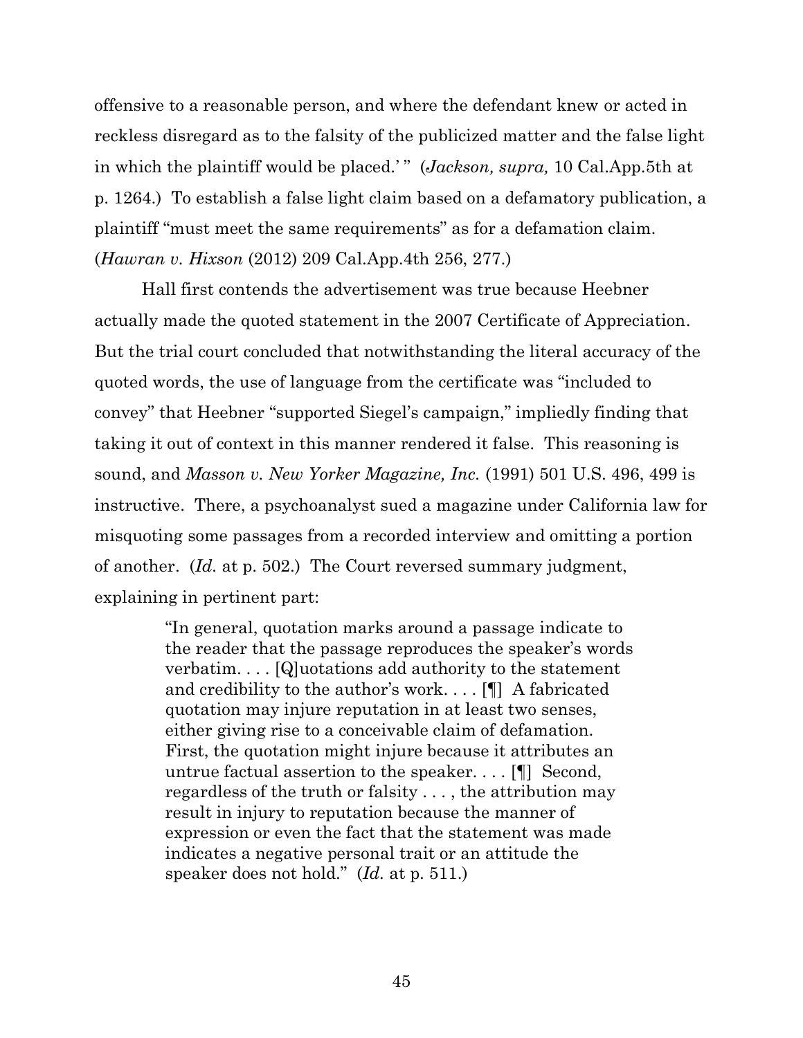offensive to a reasonable person, and where the defendant knew or acted in reckless disregard as to the falsity of the publicized matter and the false light in which the plaintiff would be placed.' " (*Jackson, supra,* 10 Cal.App.5th at p. 1264.) To establish a false light claim based on a defamatory publication, a plaintiff "must meet the same requirements" as for a defamation claim. (*Hawran v. Hixson* (2012) 209 Cal.App.4th 256, 277.)

Hall first contends the advertisement was true because Heebner actually made the quoted statement in the 2007 Certificate of Appreciation. But the trial court concluded that notwithstanding the literal accuracy of the quoted words, the use of language from the certificate was "included to convey" that Heebner "supported Siegel's campaign," impliedly finding that taking it out of context in this manner rendered it false. This reasoning is sound, and *Masson v. New Yorker Magazine, Inc.* (1991) 501 U.S. 496, 499 is instructive. There, a psychoanalyst sued a magazine under California law for misquoting some passages from a recorded interview and omitting a portion of another. (*Id.* at p. 502.) The Court reversed summary judgment, explaining in pertinent part:

> "In general, quotation marks around a passage indicate to the reader that the passage reproduces the speaker's words verbatim. . . . [Q]uotations add authority to the statement and credibility to the author's work. . . . [¶] A fabricated quotation may injure reputation in at least two senses, either giving rise to a conceivable claim of defamation. First, the quotation might injure because it attributes an untrue factual assertion to the speaker. . . . [¶] Second, regardless of the truth or falsity . . . , the attribution may result in injury to reputation because the manner of expression or even the fact that the statement was made indicates a negative personal trait or an attitude the speaker does not hold." (*Id.* at p. 511.)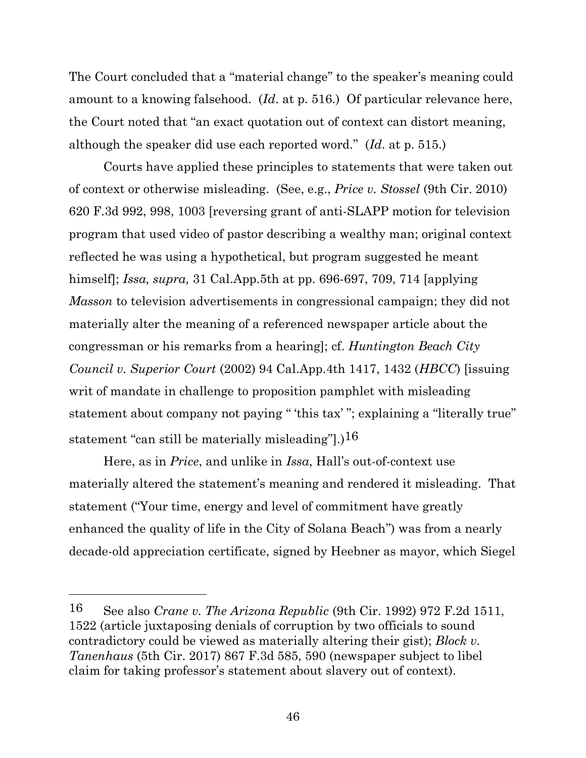The Court concluded that a "material change" to the speaker's meaning could amount to a knowing falsehood. (*Id*. at p. 516.) Of particular relevance here, the Court noted that "an exact quotation out of context can distort meaning, although the speaker did use each reported word." (*Id*. at p. 515.)

Courts have applied these principles to statements that were taken out of context or otherwise misleading. (See, e.g., *Price v. Stossel* (9th Cir. 2010) 620 F.3d 992, 998, 1003 [reversing grant of anti-SLAPP motion for television program that used video of pastor describing a wealthy man; original context reflected he was using a hypothetical, but program suggested he meant himself]; *Issa, supra,* 31 Cal.App.5th at pp. 696-697, 709, 714 [applying *Masson* to television advertisements in congressional campaign; they did not materially alter the meaning of a referenced newspaper article about the congressman or his remarks from a hearing]; cf. *Huntington Beach City Council v. Superior Court* (2002) 94 Cal.App.4th 1417, 1432 (*HBCC*) [issuing writ of mandate in challenge to proposition pamphlet with misleading statement about company not paying " 'this tax' "; explaining a "literally true" statement "can still be materially misleading"].)[16]

Here, as in *Price*, and unlike in *Issa*, Hall's out-of-context use materially altered the statement's meaning and rendered it misleading. That statement ("Your time, energy and level of commitment have greatly enhanced the quality of life in the City of Solana Beach") was from a nearly decade-old appreciation certificate, signed by Heebner as mayor, which Siegel

---

16 See also *Crane v. The Arizona Republic* (9th Cir. 1992) 972 F.2d 1511, 1522 (article juxtaposing denials of corruption by two officials to sound contradictory could be viewed as materially altering their gist); *Block v. Tanenhaus* (5th Cir. 2017) 867 F.3d 585, 590 (newspaper subject to libel claim for taking professor's statement about slavery out of context).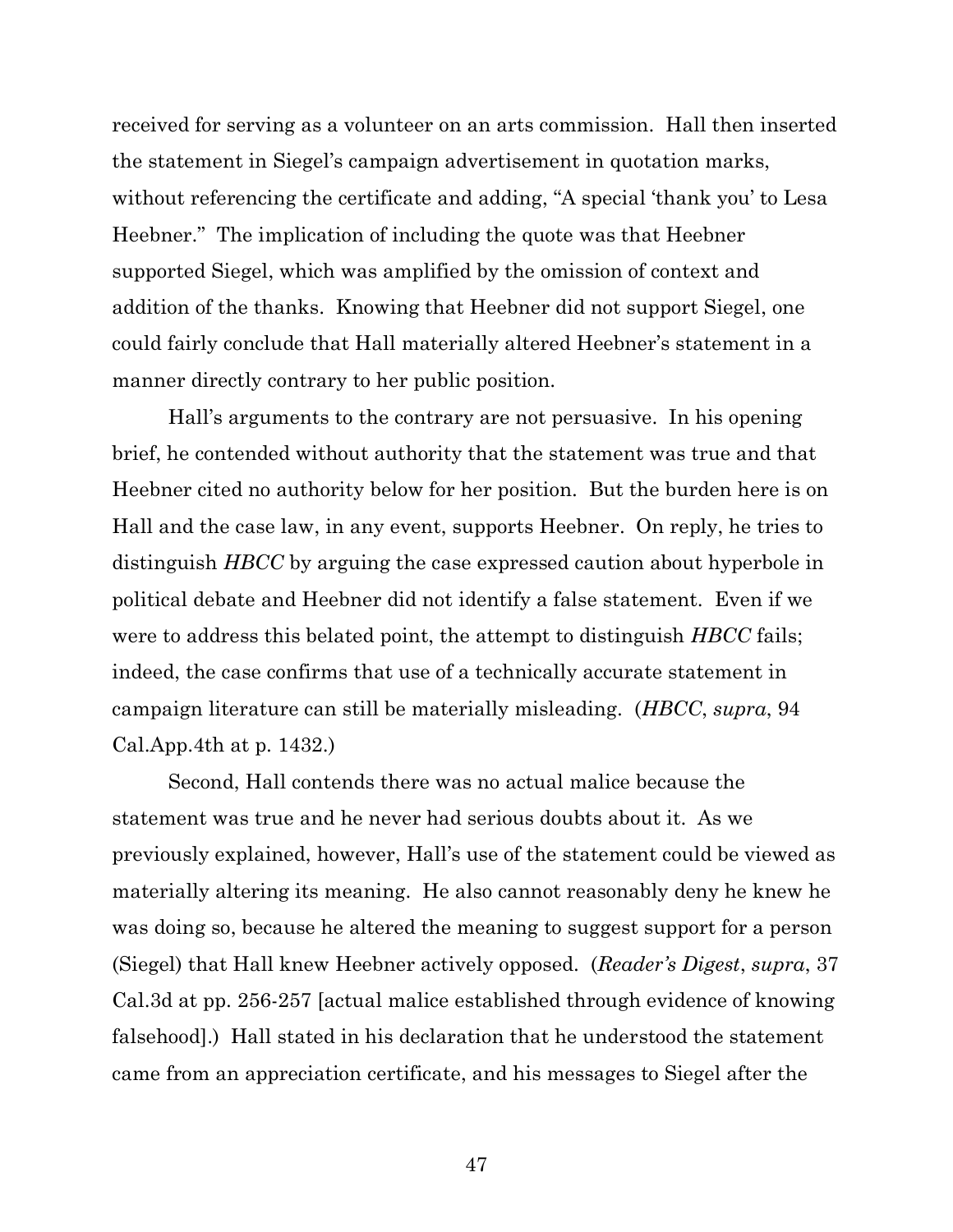received for serving as a volunteer on an arts commission. Hall then inserted the statement in Siegel's campaign advertisement in quotation marks, without referencing the certificate and adding, "A special 'thank you' to Lesa Heebner." The implication of including the quote was that Heebner supported Siegel, which was amplified by the omission of context and addition of the thanks. Knowing that Heebner did not support Siegel, one could fairly conclude that Hall materially altered Heebner's statement in a manner directly contrary to her public position.

Hall's arguments to the contrary are not persuasive. In his opening brief, he contended without authority that the statement was true and that Heebner cited no authority below for her position. But the burden here is on Hall and the case law, in any event, supports Heebner. On reply, he tries to distinguish *HBCC* by arguing the case expressed caution about hyperbole in political debate and Heebner did not identify a false statement. Even if we were to address this belated point, the attempt to distinguish *HBCC* fails; indeed, the case confirms that use of a technically accurate statement in campaign literature can still be materially misleading. (*HBCC*, *supra*, 94 Cal.App.4th at p. 1432.)

Second, Hall contends there was no actual malice because the statement was true and he never had serious doubts about it. As we previously explained, however, Hall's use of the statement could be viewed as materially altering its meaning. He also cannot reasonably deny he knew he was doing so, because he altered the meaning to suggest support for a person (Siegel) that Hall knew Heebner actively opposed. (*Reader's Digest*, *supra*, 37 Cal.3d at pp. 256-257 [actual malice established through evidence of knowing falsehood].) Hall stated in his declaration that he understood the statement came from an appreciation certificate, and his messages to Siegel after the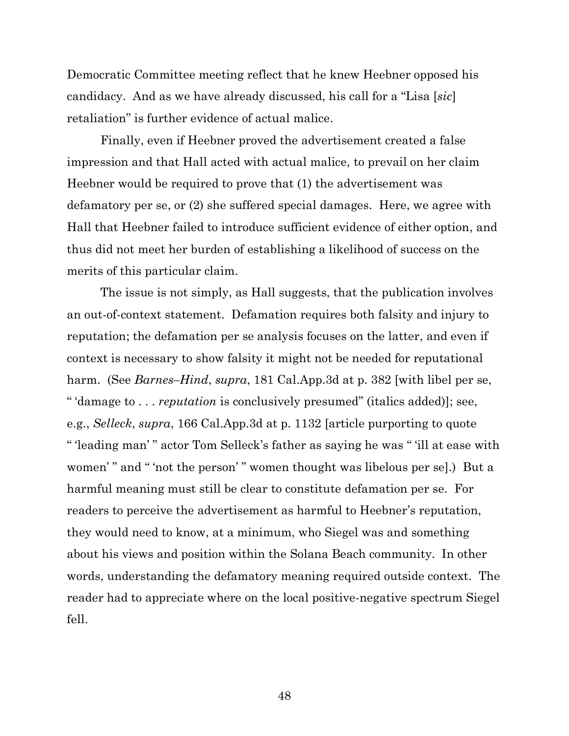Democratic Committee meeting reflect that he knew Heebner opposed his candidacy. And as we have already discussed, his call for a "Lisa [*sic*] retaliation" is further evidence of actual malice.

Finally, even if Heebner proved the advertisement created a false impression and that Hall acted with actual malice, to prevail on her claim Heebner would be required to prove that (1) the advertisement was defamatory per se, or (2) she suffered special damages. Here, we agree with Hall that Heebner failed to introduce sufficient evidence of either option, and thus did not meet her burden of establishing a likelihood of success on the merits of this particular claim.

The issue is not simply, as Hall suggests, that the publication involves an out-of-context statement. Defamation requires both falsity and injury to reputation; the defamation per se analysis focuses on the latter, and even if context is necessary to show falsity it might not be needed for reputational harm. (See *Barnes–Hind*, *supra*, 181 Cal.App.3d at p. 382 [with libel per se, " 'damage to . . . *reputation* is conclusively presumed" (italics added)]; see, e.g., *Selleck*, *supra*, 166 Cal.App.3d at p. 1132 [article purporting to quote " 'leading man' " actor Tom Selleck's father as saying he was " 'ill at ease with women' " and " 'not the person' " women thought was libelous per se].) But a harmful meaning must still be clear to constitute defamation per se. For readers to perceive the advertisement as harmful to Heebner's reputation, they would need to know, at a minimum, who Siegel was and something about his views and position within the Solana Beach community. In other words, understanding the defamatory meaning required outside context. The reader had to appreciate where on the local positive-negative spectrum Siegel fell.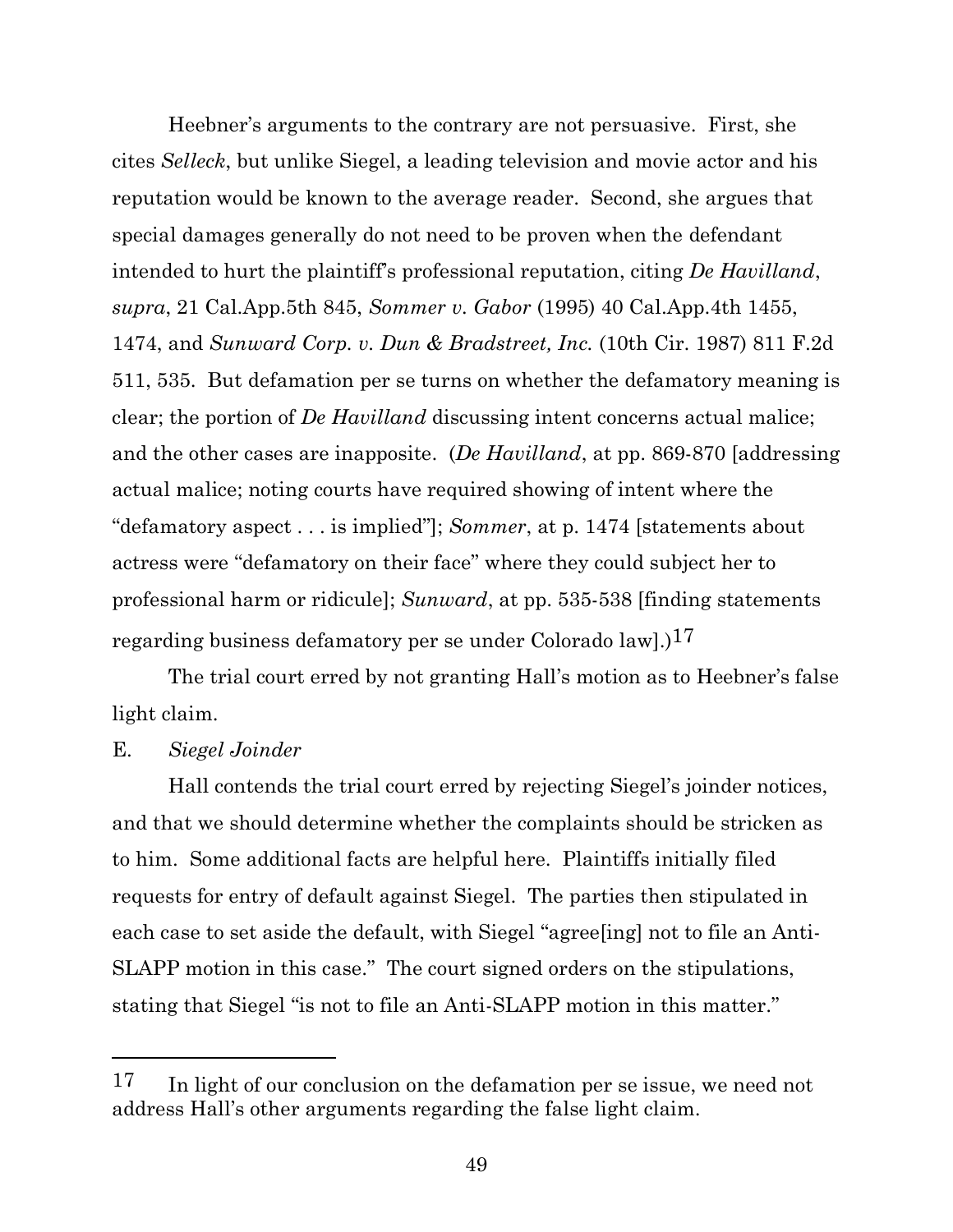Heebner's arguments to the contrary are not persuasive. First, she cites *Selleck*, but unlike Siegel, a leading television and movie actor and his reputation would be known to the average reader. Second, she argues that special damages generally do not need to be proven when the defendant intended to hurt the plaintiff's professional reputation, citing *De Havilland*, *supra*, 21 Cal.App.5th 845, *Sommer v. Gabor* (1995) 40 Cal.App.4th 1455, 1474, and *Sunward Corp. v. Dun & Bradstreet, Inc.* (10th Cir. 1987) 811 F.2d 511, 535. But defamation per se turns on whether the defamatory meaning is clear; the portion of *De Havilland* discussing intent concerns actual malice; and the other cases are inapposite. (*De Havilland*, at pp. 869-870 [addressing actual malice; noting courts have required showing of intent where the "defamatory aspect . . . is implied"]; *Sommer*, at p. 1474 [statements about actress were "defamatory on their face" where they could subject her to professional harm or ridicule]; *Sunward*, at pp. 535-538 [finding statements regarding business defamatory per se under Colorado law].)[17]

The trial court erred by not granting Hall's motion as to Heebner's false light claim.

E. *Siegel Joinder*

Hall contends the trial court erred by rejecting Siegel's joinder notices, and that we should determine whether the complaints should be stricken as to him. Some additional facts are helpful here. Plaintiffs initially filed requests for entry of default against Siegel. The parties then stipulated in each case to set aside the default, with Siegel "agree[ing] not to file an Anti-SLAPP motion in this case." The court signed orders on the stipulations, stating that Siegel "is not to file an Anti-SLAPP motion in this matter."

---

[17] In light of our conclusion on the defamation per se issue, we need not address Hall's other arguments regarding the false light claim.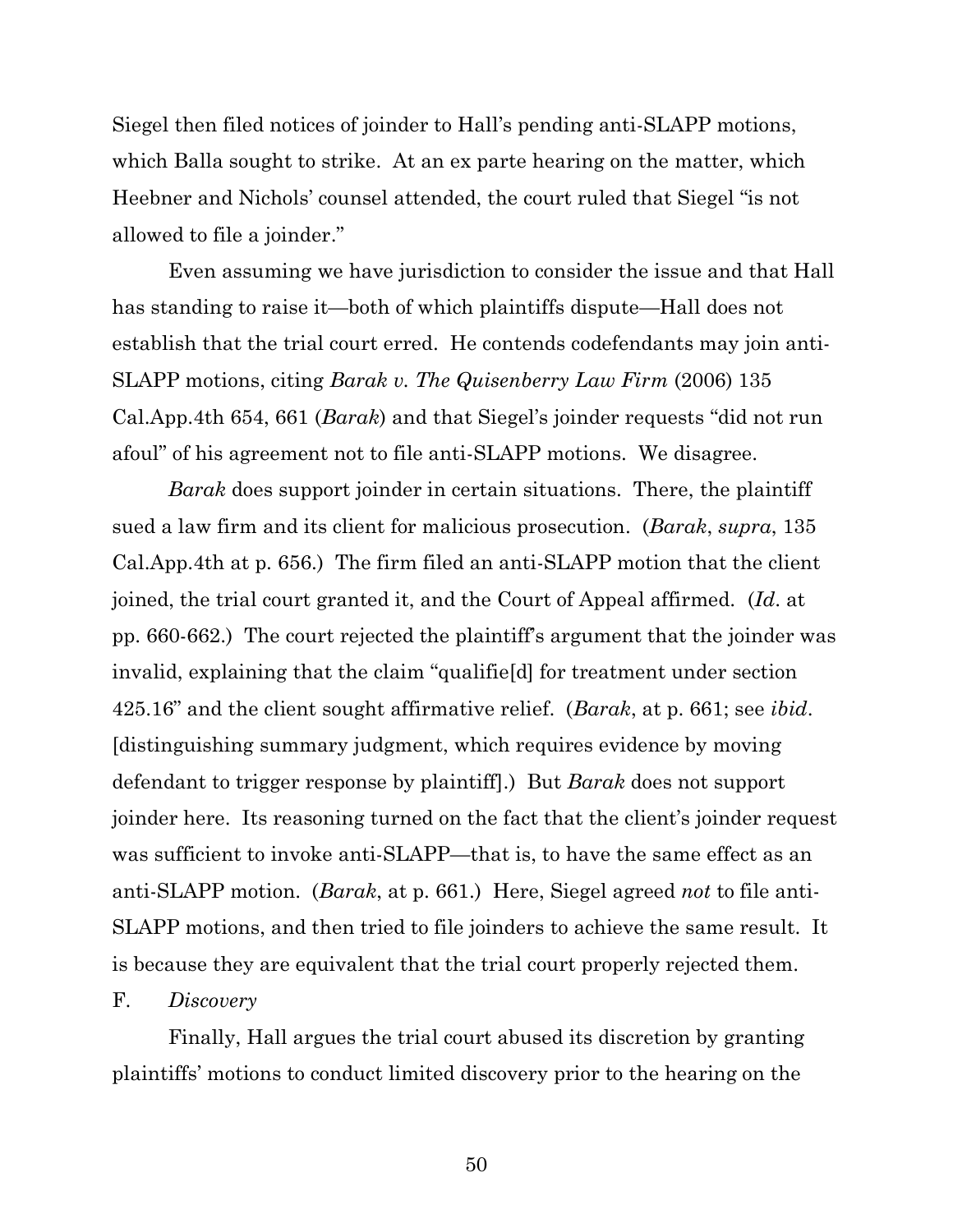Siegel then filed notices of joinder to Hall's pending anti-SLAPP motions, which Balla sought to strike. At an ex parte hearing on the matter, which Heebner and Nichols' counsel attended, the court ruled that Siegel "is not allowed to file a joinder."

Even assuming we have jurisdiction to consider the issue and that Hall has standing to raise it—both of which plaintiffs dispute—Hall does not establish that the trial court erred. He contends codefendants may join anti-SLAPP motions, citing *Barak v. The Quisenberry Law Firm* (2006) 135 Cal.App.4th 654, 661 (*Barak*) and that Siegel's joinder requests "did not run afoul" of his agreement not to file anti-SLAPP motions. We disagree.

*Barak* does support joinder in certain situations. There, the plaintiff sued a law firm and its client for malicious prosecution. (*Barak*, *supra*, 135 Cal.App.4th at p. 656.) The firm filed an anti-SLAPP motion that the client joined, the trial court granted it, and the Court of Appeal affirmed. (*Id*. at pp. 660-662.) The court rejected the plaintiff's argument that the joinder was invalid, explaining that the claim "qualifie[d] for treatment under section 425.16" and the client sought affirmative relief. (*Barak*, at p. 661; see *ibid*. [distinguishing summary judgment, which requires evidence by moving defendant to trigger response by plaintiff].) But *Barak* does not support joinder here. Its reasoning turned on the fact that the client's joinder request was sufficient to invoke anti-SLAPP—that is, to have the same effect as an anti-SLAPP motion. (*Barak*, at p. 661.) Here, Siegel agreed *not* to file anti-SLAPP motions, and then tried to file joinders to achieve the same result. It is because they are equivalent that the trial court properly rejected them.

F. *Discovery*

Finally, Hall argues the trial court abused its discretion by granting plaintiffs' motions to conduct limited discovery prior to the hearing on the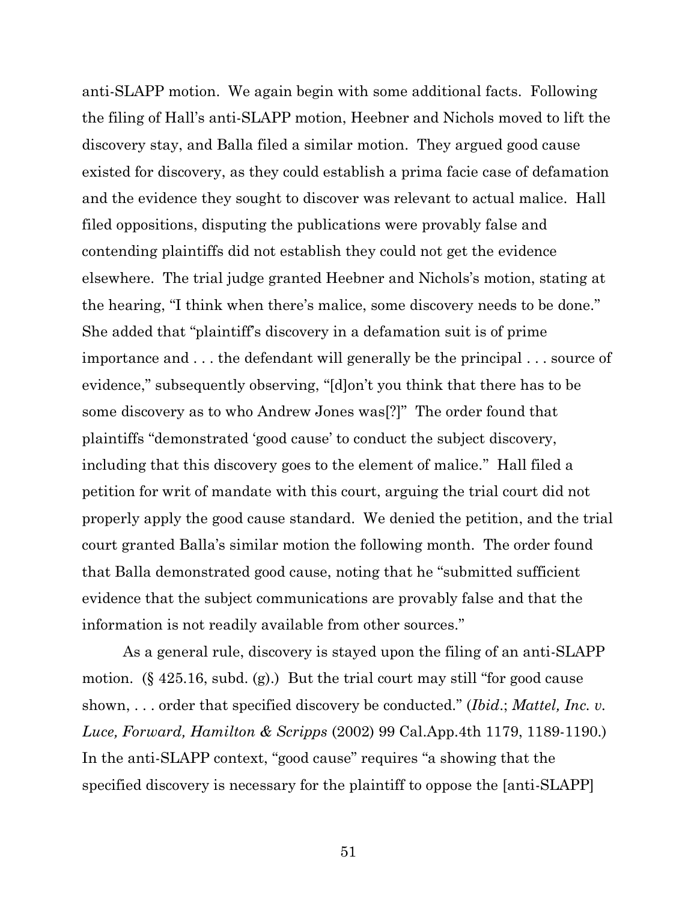anti-SLAPP motion. We again begin with some additional facts. Following the filing of Hall's anti-SLAPP motion, Heebner and Nichols moved to lift the discovery stay, and Balla filed a similar motion. They argued good cause existed for discovery, as they could establish a prima facie case of defamation and the evidence they sought to discover was relevant to actual malice. Hall filed oppositions, disputing the publications were provably false and contending plaintiffs did not establish they could not get the evidence elsewhere. The trial judge granted Heebner and Nichols's motion, stating at the hearing, "I think when there's malice, some discovery needs to be done." She added that "plaintiff's discovery in a defamation suit is of prime importance and . . . the defendant will generally be the principal . . . source of evidence," subsequently observing, "[d]on't you think that there has to be some discovery as to who Andrew Jones was[?]" The order found that plaintiffs "demonstrated 'good cause' to conduct the subject discovery, including that this discovery goes to the element of malice." Hall filed a petition for writ of mandate with this court, arguing the trial court did not properly apply the good cause standard. We denied the petition, and the trial court granted Balla's similar motion the following month. The order found that Balla demonstrated good cause, noting that he "submitted sufficient evidence that the subject communications are provably false and that the information is not readily available from other sources."

As a general rule, discovery is stayed upon the filing of an anti-SLAPP motion. (§ 425.16, subd. (g).) But the trial court may still "for good cause shown, . . . order that specified discovery be conducted." (*Ibid*.; *Mattel, Inc. v. Luce, Forward, Hamilton & Scripps* (2002) 99 Cal.App.4th 1179, 1189-1190.) In the anti-SLAPP context, "good cause" requires "a showing that the specified discovery is necessary for the plaintiff to oppose the [anti-SLAPP]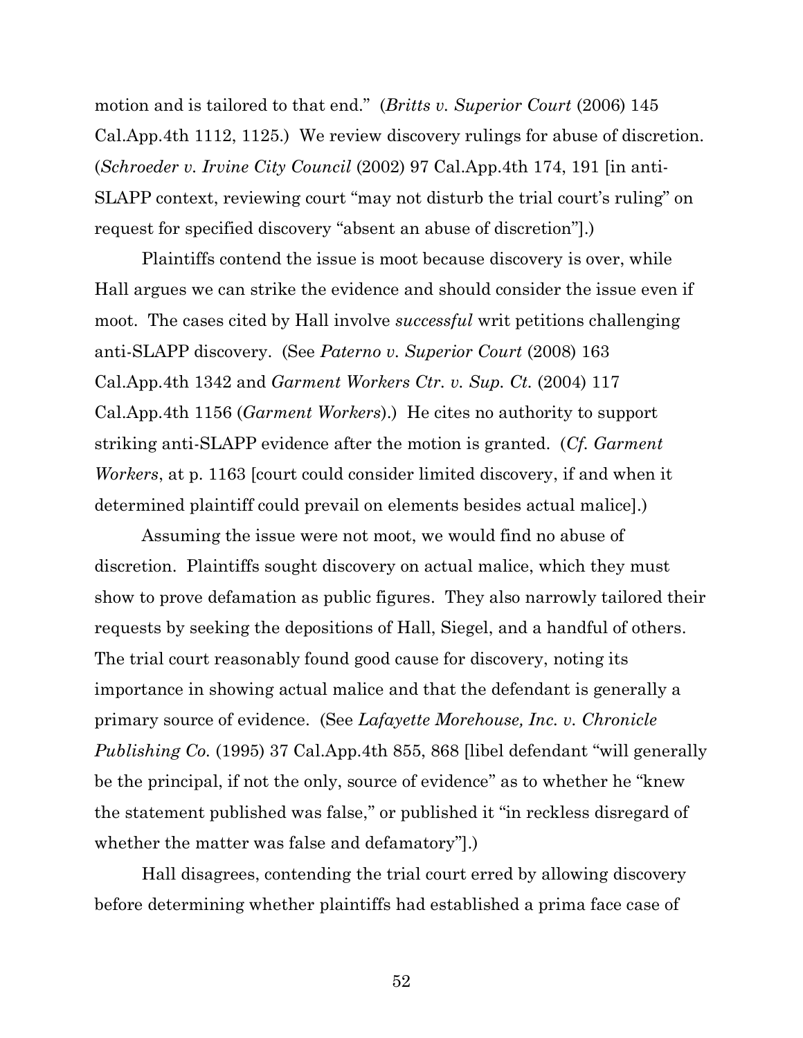motion and is tailored to that end." (*Britts v. Superior Court* (2006) 145 Cal.App.4th 1112, 1125.) We review discovery rulings for abuse of discretion. (*Schroeder v. Irvine City Council* (2002) 97 Cal.App.4th 174, 191 [in anti-SLAPP context, reviewing court "may not disturb the trial court's ruling" on request for specified discovery "absent an abuse of discretion"].)

Plaintiffs contend the issue is moot because discovery is over, while Hall argues we can strike the evidence and should consider the issue even if moot. The cases cited by Hall involve *successful* writ petitions challenging anti-SLAPP discovery. (See *Paterno v. Superior Court* (2008) 163 Cal.App.4th 1342 and *Garment Workers Ctr. v. Sup. Ct.* (2004) 117 Cal.App.4th 1156 (*Garment Workers*).) He cites no authority to support striking anti-SLAPP evidence after the motion is granted. (*Cf. Garment Workers*, at p. 1163 [court could consider limited discovery, if and when it determined plaintiff could prevail on elements besides actual malice].)

Assuming the issue were not moot, we would find no abuse of discretion. Plaintiffs sought discovery on actual malice, which they must show to prove defamation as public figures. They also narrowly tailored their requests by seeking the depositions of Hall, Siegel, and a handful of others. The trial court reasonably found good cause for discovery, noting its importance in showing actual malice and that the defendant is generally a primary source of evidence. (See *Lafayette Morehouse, Inc. v. Chronicle Publishing Co.* (1995) 37 Cal.App.4th 855, 868 [libel defendant "will generally be the principal, if not the only, source of evidence" as to whether he "knew the statement published was false," or published it "in reckless disregard of whether the matter was false and defamatory"].)

Hall disagrees, contending the trial court erred by allowing discovery before determining whether plaintiffs had established a prima face case of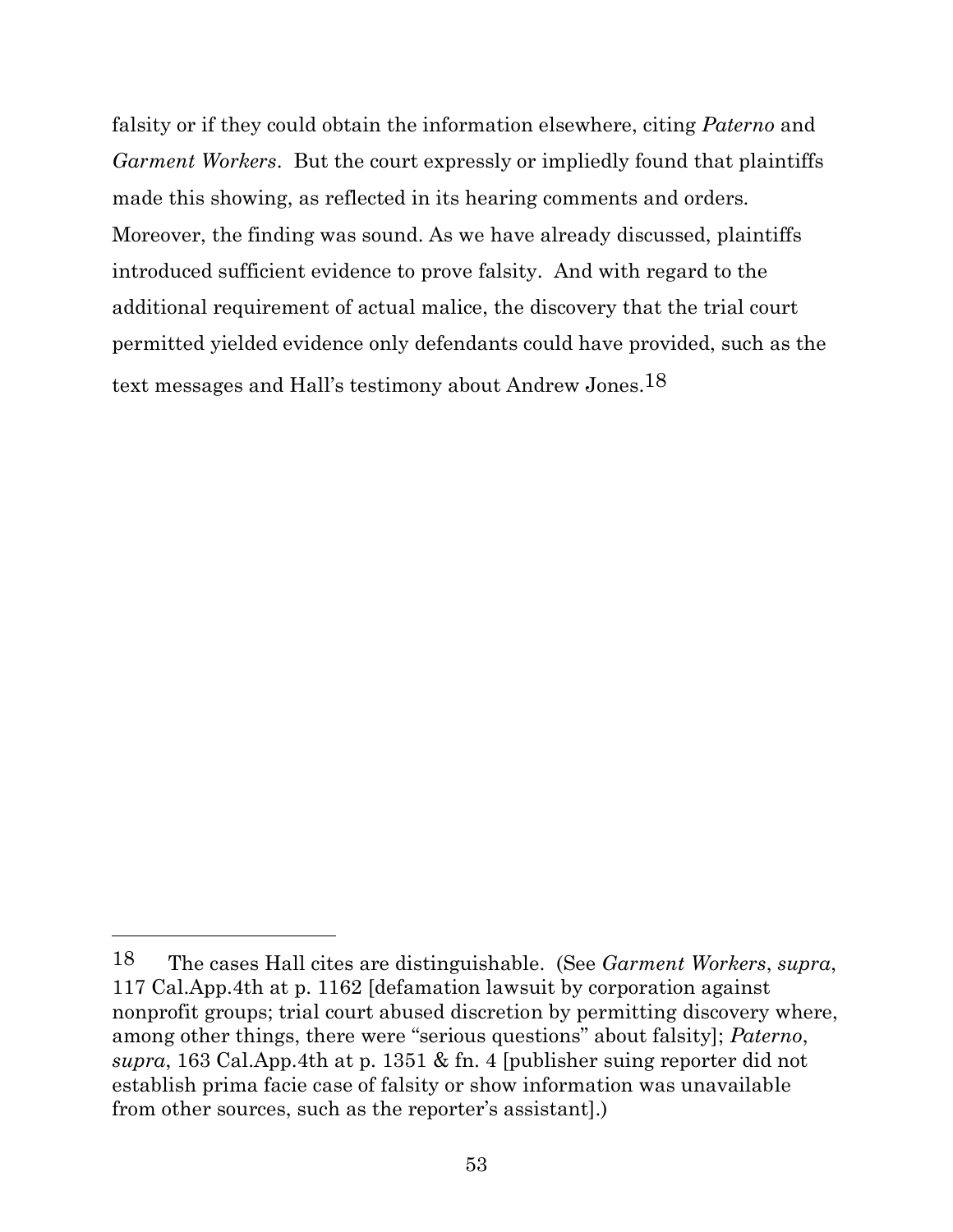falsity or if they could obtain the information elsewhere, citing *Paterno* and *Garment Workers*. But the court expressly or impliedly found that plaintiffs made this showing, as reflected in its hearing comments and orders. Moreover, the finding was sound. As we have already discussed, plaintiffs introduced sufficient evidence to prove falsity. And with regard to the additional requirement of actual malice, the discovery that the trial court permitted yielded evidence only defendants could have provided, such as the text messages and Hall's testimony about Andrew Jones.[18]

---

[18] The cases Hall cites are distinguishable. (See *Garment Workers*, *supra*, 117 Cal.App.4th at p. 1162 [defamation lawsuit by corporation against nonprofit groups; trial court abused discretion by permitting discovery where, among other things, there were "serious questions" about falsity]; *Paterno*, *supra*, 163 Cal.App.4th at p. 1351 & fn. 4 [publisher suing reporter did not establish prima facie case of falsity or show information was unavailable from other sources, such as the reporter's assistant].)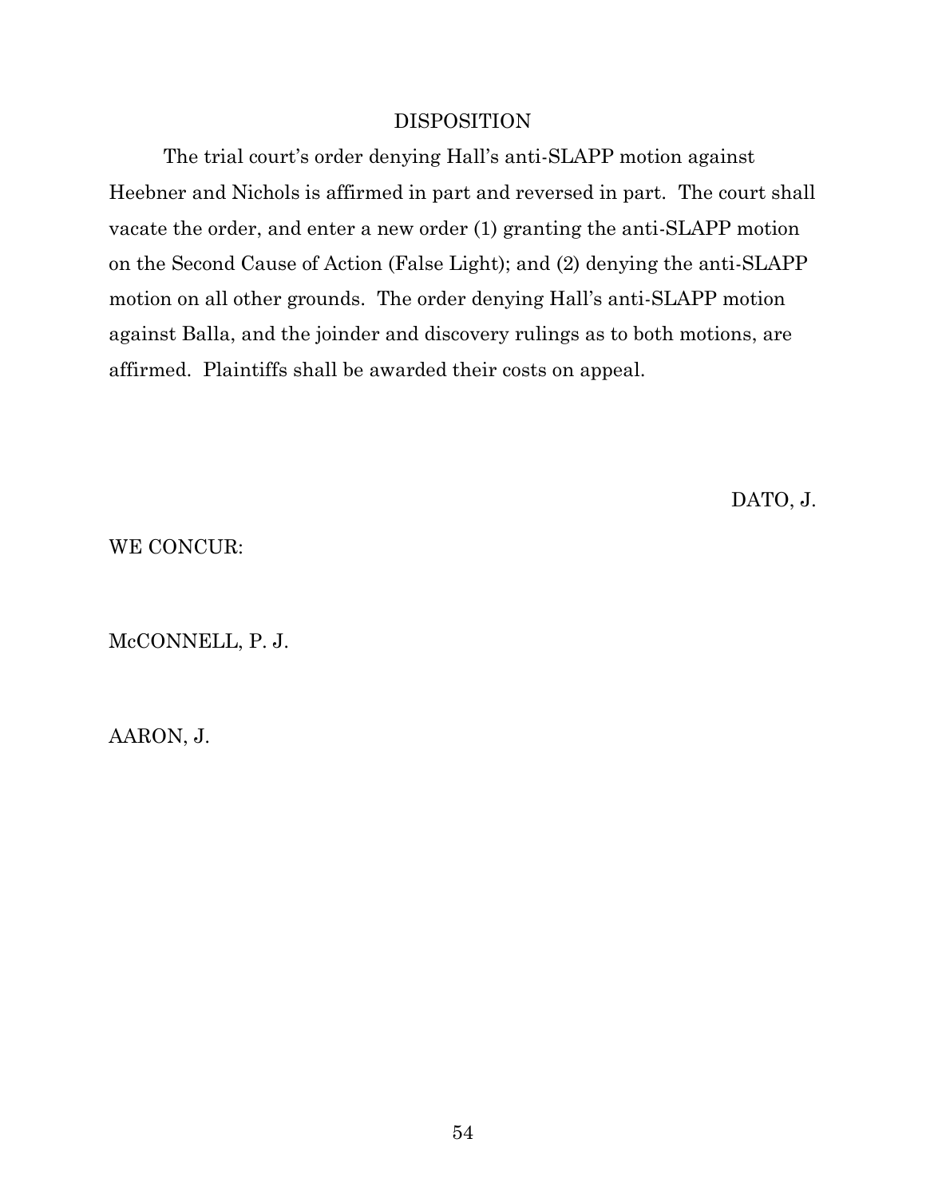## DISPOSITION

The trial court's order denying Hall's anti-SLAPP motion against Heebner and Nichols is affirmed in part and reversed in part. The court shall vacate the order, and enter a new order (1) granting the anti-SLAPP motion on the Second Cause of Action (False Light); and (2) denying the anti-SLAPP motion on all other grounds. The order denying Hall's anti-SLAPP motion against Balla, and the joinder and discovery rulings as to both motions, are affirmed. Plaintiffs shall be awarded their costs on appeal.

DATO, J.

WE CONCUR:

McCONNELL, P. J.

AARON, J.